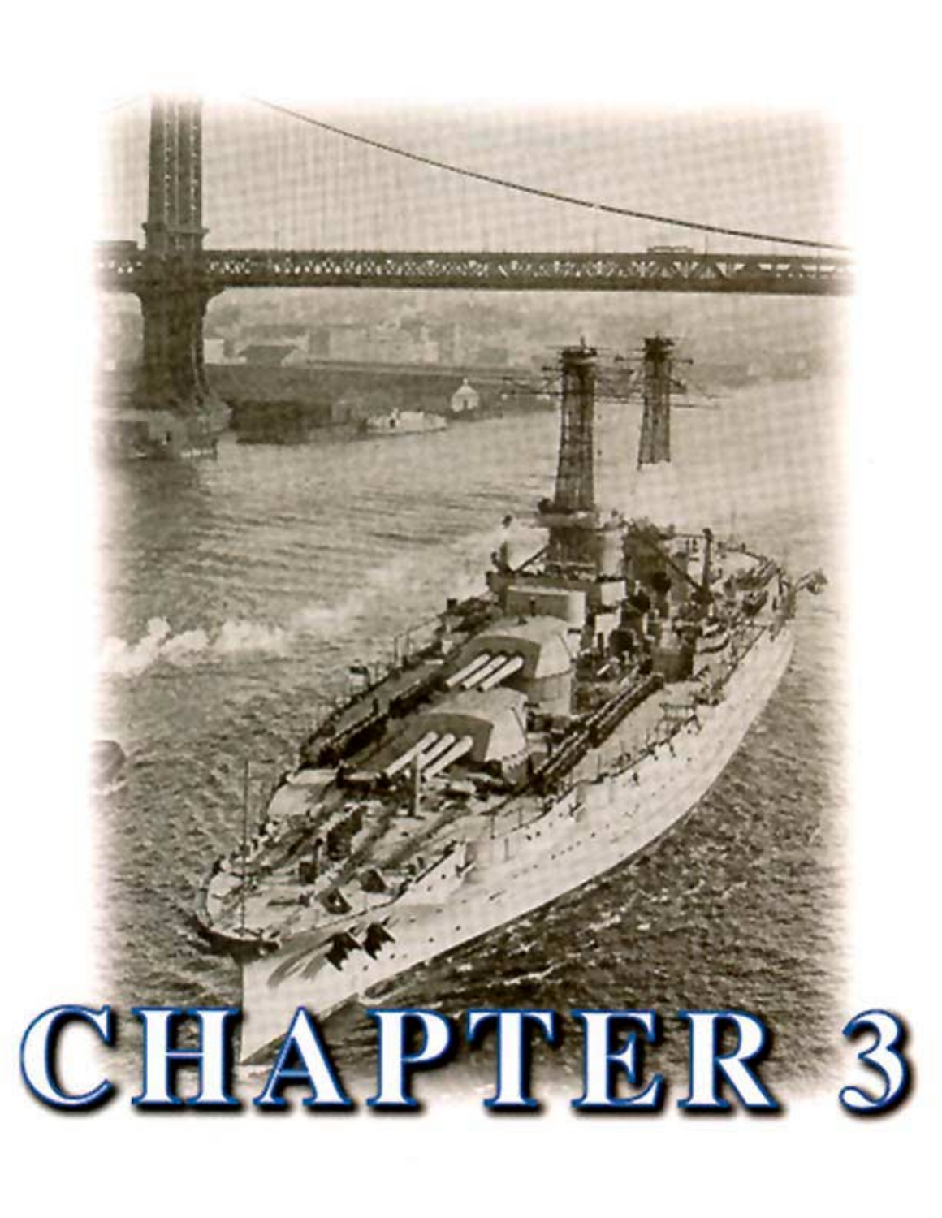# CHAPTER 3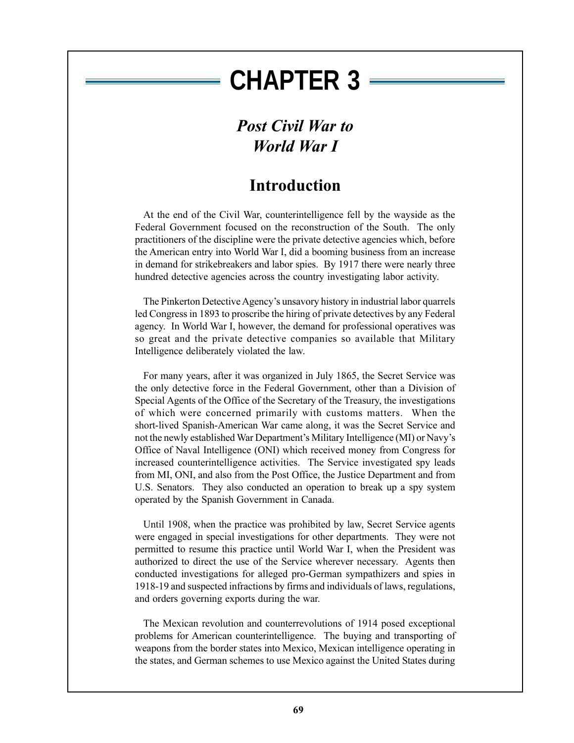# CHAPTER 3

## *Post Civil War to World War I*

## Introduction

At the end of the Civil War, counterintelligence fell by the wayside as the Federal Government focused on the reconstruction of the South. The only practitioners of the discipline were the private detective agencies which, before the American entry into World War I, did a booming business from an increase in demand for strikebreakers and labor spies. By 1917 there were nearly three hundred detective agencies across the country investigating labor activity.

The Pinkerton Detective Agency's unsavory history in industrial labor quarrels led Congress in 1893 to proscribe the hiring of private detectives by any Federal agency. In World War I, however, the demand for professional operatives was so great and the private detective companies so available that Military Intelligence deliberately violated the law.

For many years, after it was organized in July 1865, the Secret Service was the only detective force in the Federal Government, other than a Division of Special Agents of the Office of the Secretary of the Treasury, the investigations of which were concerned primarily with customs matters. When the short-lived Spanish-American War came along, it was the Secret Service and not the newly established War Department's Military Intelligence (MI) or Navy's Office of Naval Intelligence (ONI) which received money from Congress for increased counterintelligence activities. The Service investigated spy leads from MI, ONI, and also from the Post Office, the Justice Department and from U.S. Senators. They also conducted an operation to break up a spy system operated by the Spanish Government in Canada.

Until 1908, when the practice was prohibited by law, Secret Service agents were engaged in special investigations for other departments. They were not permitted to resume this practice until World War I, when the President was authorized to direct the use of the Service wherever necessary. Agents then conducted investigations for alleged pro-German sympathizers and spies in 1918-19 and suspected infractions by firms and individuals of laws, regulations, and orders governing exports during the war.

The Mexican revolution and counterrevolutions of 1914 posed exceptional problems for American counterintelligence. The buying and transporting of weapons from the border states into Mexico, Mexican intelligence operating in the states, and German schemes to use Mexico against the United States during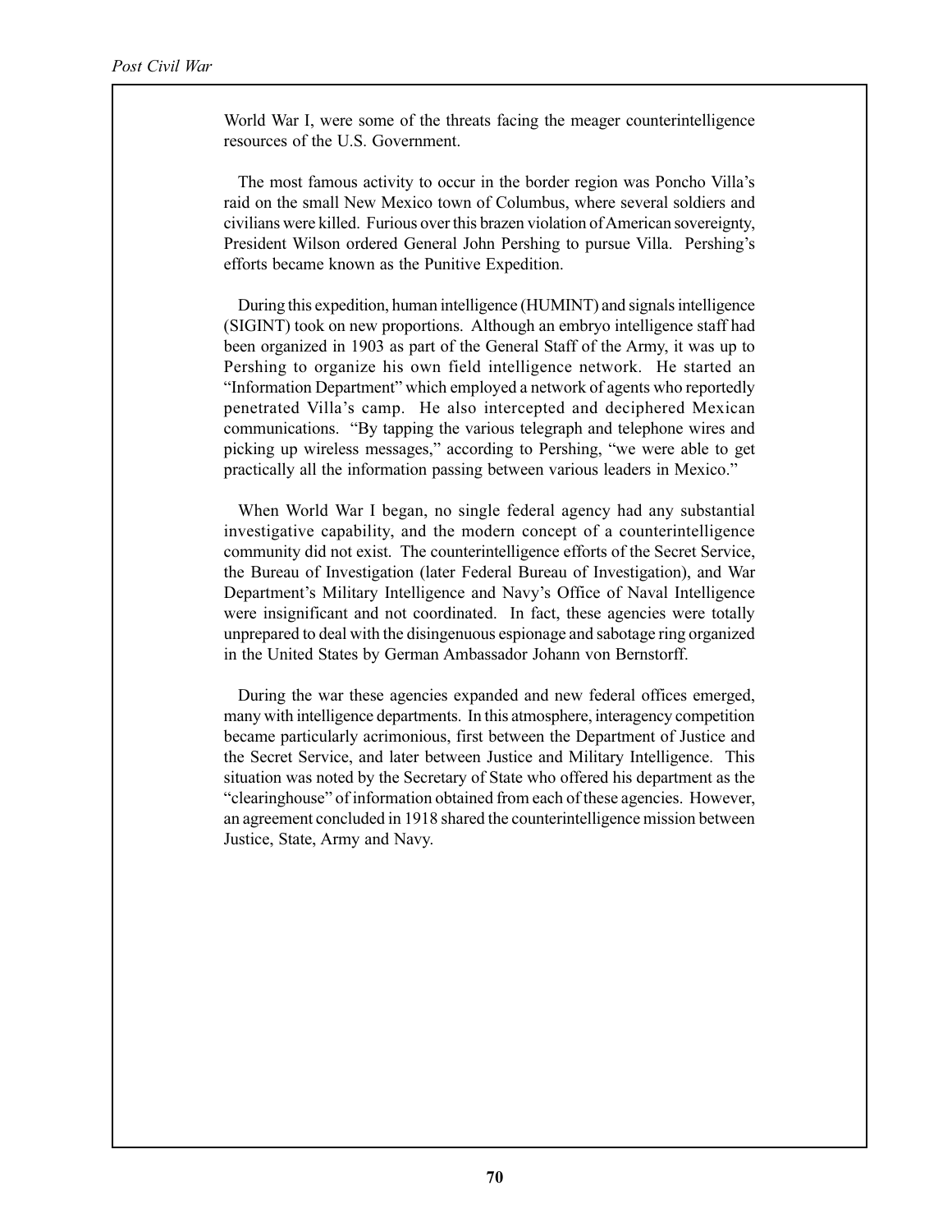World War I, were some of the threats facing the meager counterintelligence resources of the U.S. Government.

The most famous activity to occur in the border region was Poncho Villa's raid on the small New Mexico town of Columbus, where several soldiers and civilians were killed. Furious over this brazen violation of American sovereignty, President Wilson ordered General John Pershing to pursue Villa. Pershing's efforts became known as the Punitive Expedition.

During this expedition, human intelligence (HUMINT) and signals intelligence (SIGINT) took on new proportions. Although an embryo intelligence staff had been organized in 1903 as part of the General Staff of the Army, it was up to Pershing to organize his own field intelligence network. He started an "Information Department" which employed a network of agents who reportedly penetrated Villa's camp. He also intercepted and deciphered Mexican communications. "By tapping the various telegraph and telephone wires and picking up wireless messages," according to Pershing, "we were able to get practically all the information passing between various leaders in Mexico."

When World War I began, no single federal agency had any substantial investigative capability, and the modern concept of a counterintelligence community did not exist. The counterintelligence efforts of the Secret Service, the Bureau of Investigation (later Federal Bureau of Investigation), and War Department's Military Intelligence and Navy's Office of Naval Intelligence were insignificant and not coordinated. In fact, these agencies were totally unprepared to deal with the disingenuous espionage and sabotage ring organized in the United States by German Ambassador Johann von Bernstorff.

During the war these agencies expanded and new federal offices emerged, many with intelligence departments. In this atmosphere, interagency competition became particularly acrimonious, first between the Department of Justice and the Secret Service, and later between Justice and Military Intelligence. This situation was noted by the Secretary of State who offered his department as the "clearinghouse" of information obtained from each of these agencies. However, an agreement concluded in 1918 shared the counterintelligence mission between Justice, State, Army and Navy.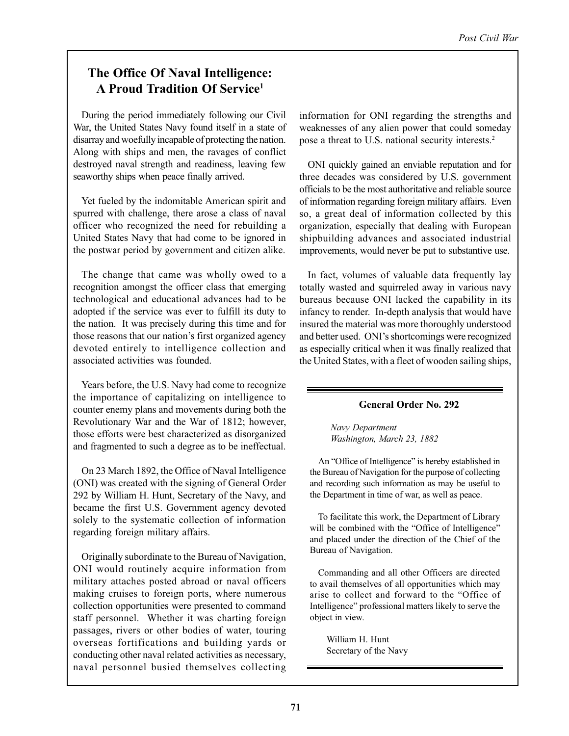## The Office Of Naval Intelligence: A Proud Tradition Of Service[1]

During the period immediately following our Civil War, the United States Navy found itself in a state of disarray and woefully incapable of protecting the nation. Along with ships and men, the ravages of conflict destroyed naval strength and readiness, leaving few seaworthy ships when peace finally arrived.

Yet fueled by the indomitable American spirit and spurred with challenge, there arose a class of naval officer who recognized the need for rebuilding a United States Navy that had come to be ignored in the postwar period by government and citizen alike.

The change that came was wholly owed to a recognition amongst the officer class that emerging technological and educational advances had to be adopted if the service was ever to fulfill its duty to the nation. It was precisely during this time and for those reasons that our nation's first organized agency devoted entirely to intelligence collection and associated activities was founded.

Years before, the U.S. Navy had come to recognize the importance of capitalizing on intelligence to counter enemy plans and movements during both the Revolutionary War and the War of 1812; however, those efforts were best characterized as disorganized and fragmented to such a degree as to be ineffectual.

On 23 March 1892, the Office of Naval Intelligence (ONI) was created with the signing of General Order 292 by William H. Hunt, Secretary of the Navy, and became the first U.S. Government agency devoted solely to the systematic collection of information regarding foreign military affairs.

Originally subordinate to the Bureau of Navigation, ONI would routinely acquire information from military attaches posted abroad or naval officers making cruises to foreign ports, where numerous collection opportunities were presented to command staff personnel. Whether it was charting foreign passages, rivers or other bodies of water, touring overseas fortifications and building yards or conducting other naval related activities as necessary, naval personnel busied themselves collecting information for ONI regarding the strengths and weaknesses of any alien power that could someday pose a threat to U.S. national security interests.[2]

ONI quickly gained an enviable reputation and for three decades was considered by U.S. government officials to be the most authoritative and reliable source of information regarding foreign military affairs. Even so, a great deal of information collected by this organization, especially that dealing with European shipbuilding advances and associated industrial improvements, would never be put to substantive use.

In fact, volumes of valuable data frequently lay totally wasted and squirreled away in various navy bureaus because ONI lacked the capability in its infancy to render. In-depth analysis that would have insured the material was more thoroughly understood and better used. ONI's shortcomings were recognized as especially critical when it was finally realized that the United States, with a fleet of wooden sailing ships,

---

**General Order No. 292**

*Navy Department*
*Washington, March 23, 1882*

An "Office of Intelligence" is hereby established in the Bureau of Navigation for the purpose of collecting and recording such information as may be useful to the Department in time of war, as well as peace.

To facilitate this work, the Department of Library will be combined with the "Office of Intelligence" and placed under the direction of the Chief of the Bureau of Navigation.

Commanding and all other Officers are directed to avail themselves of all opportunities which may arise to collect and forward to the "Office of Intelligence" professional matters likely to serve the object in view.

William H. Hunt
Secretary of the Navy

---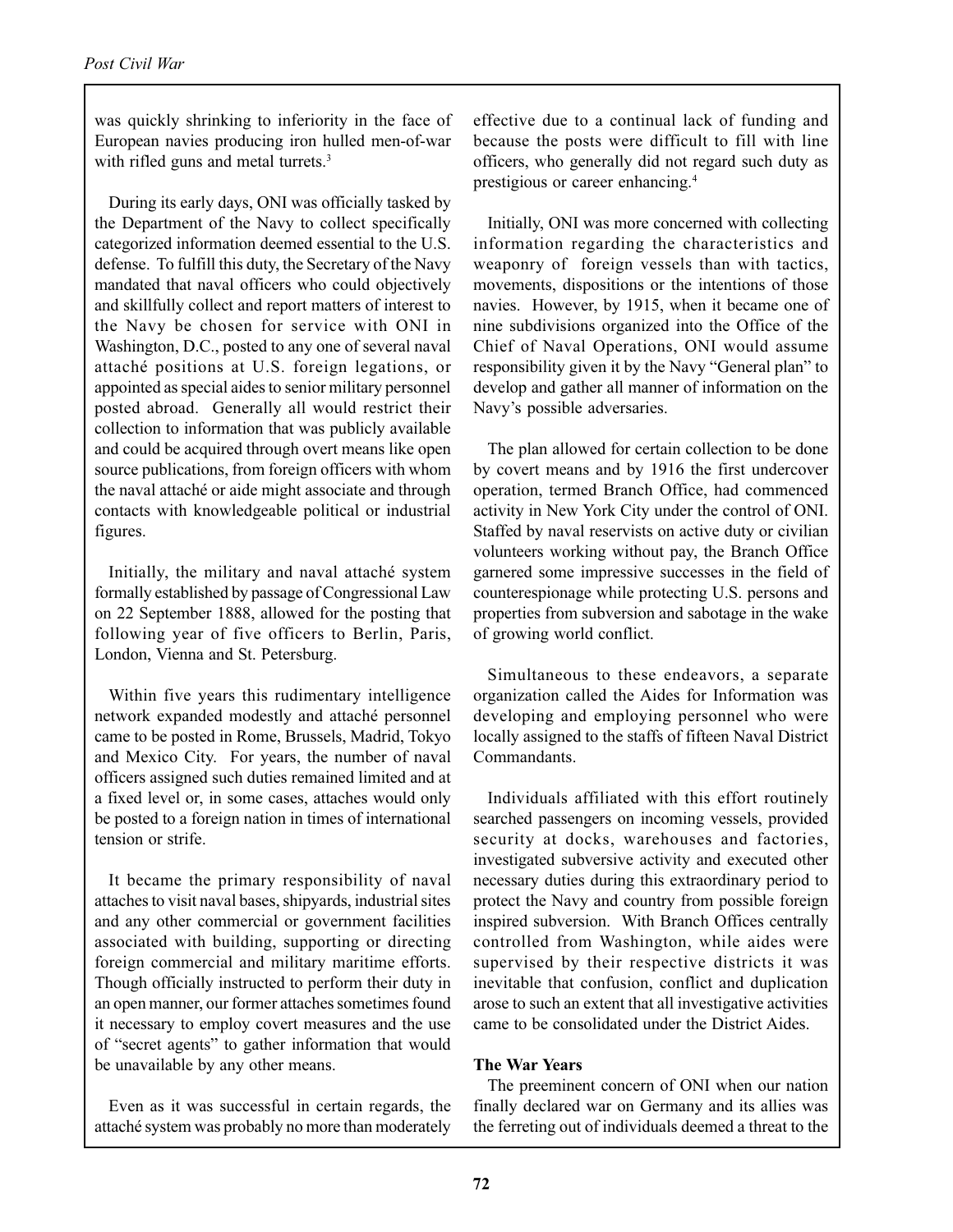was quickly shrinking to inferiority in the face of European navies producing iron hulled men-of-war with rifled guns and metal turrets.[3]

During its early days, ONI was officially tasked by the Department of the Navy to collect specifically categorized information deemed essential to the U.S. defense. To fulfill this duty, the Secretary of the Navy mandated that naval officers who could objectively and skillfully collect and report matters of interest to the Navy be chosen for service with ONI in Washington, D.C., posted to any one of several naval attaché positions at U.S. foreign legations, or appointed as special aides to senior military personnel posted abroad. Generally all would restrict their collection to information that was publicly available and could be acquired through overt means like open source publications, from foreign officers with whom the naval attaché or aide might associate and through contacts with knowledgeable political or industrial figures.

Initially, the military and naval attaché system formally established by passage of Congressional Law on 22 September 1888, allowed for the posting that following year of five officers to Berlin, Paris, London, Vienna and St. Petersburg.

Within five years this rudimentary intelligence network expanded modestly and attaché personnel came to be posted in Rome, Brussels, Madrid, Tokyo and Mexico City. For years, the number of naval officers assigned such duties remained limited and at a fixed level or, in some cases, attaches would only be posted to a foreign nation in times of international tension or strife.

It became the primary responsibility of naval attaches to visit naval bases, shipyards, industrial sites and any other commercial or government facilities associated with building, supporting or directing foreign commercial and military maritime efforts. Though officially instructed to perform their duty in an open manner, our former attaches sometimes found it necessary to employ covert measures and the use of "secret agents" to gather information that would be unavailable by any other means.

Even as it was successful in certain regards, the attaché system was probably no more than moderately effective due to a continual lack of funding and because the posts were difficult to fill with line officers, who generally did not regard such duty as prestigious or career enhancing.[4]

Initially, ONI was more concerned with collecting information regarding the characteristics and weaponry of foreign vessels than with tactics, movements, dispositions or the intentions of those navies. However, by 1915, when it became one of nine subdivisions organized into the Office of the Chief of Naval Operations, ONI would assume responsibility given it by the Navy "General plan" to develop and gather all manner of information on the Navy's possible adversaries.

The plan allowed for certain collection to be done by covert means and by 1916 the first undercover operation, termed Branch Office, had commenced activity in New York City under the control of ONI. Staffed by naval reservists on active duty or civilian volunteers working without pay, the Branch Office garnered some impressive successes in the field of counterespionage while protecting U.S. persons and properties from subversion and sabotage in the wake of growing world conflict.

Simultaneous to these endeavors, a separate organization called the Aides for Information was developing and employing personnel who were locally assigned to the staffs of fifteen Naval District Commandants.

Individuals affiliated with this effort routinely searched passengers on incoming vessels, provided security at docks, warehouses and factories, investigated subversive activity and executed other necessary duties during this extraordinary period to protect the Navy and country from possible foreign inspired subversion. With Branch Offices centrally controlled from Washington, while aides were supervised by their respective districts it was inevitable that confusion, conflict and duplication arose to such an extent that all investigative activities came to be consolidated under the District Aides.

**The War Years**

The preeminent concern of ONI when our nation finally declared war on Germany and its allies was the ferreting out of individuals deemed a threat to the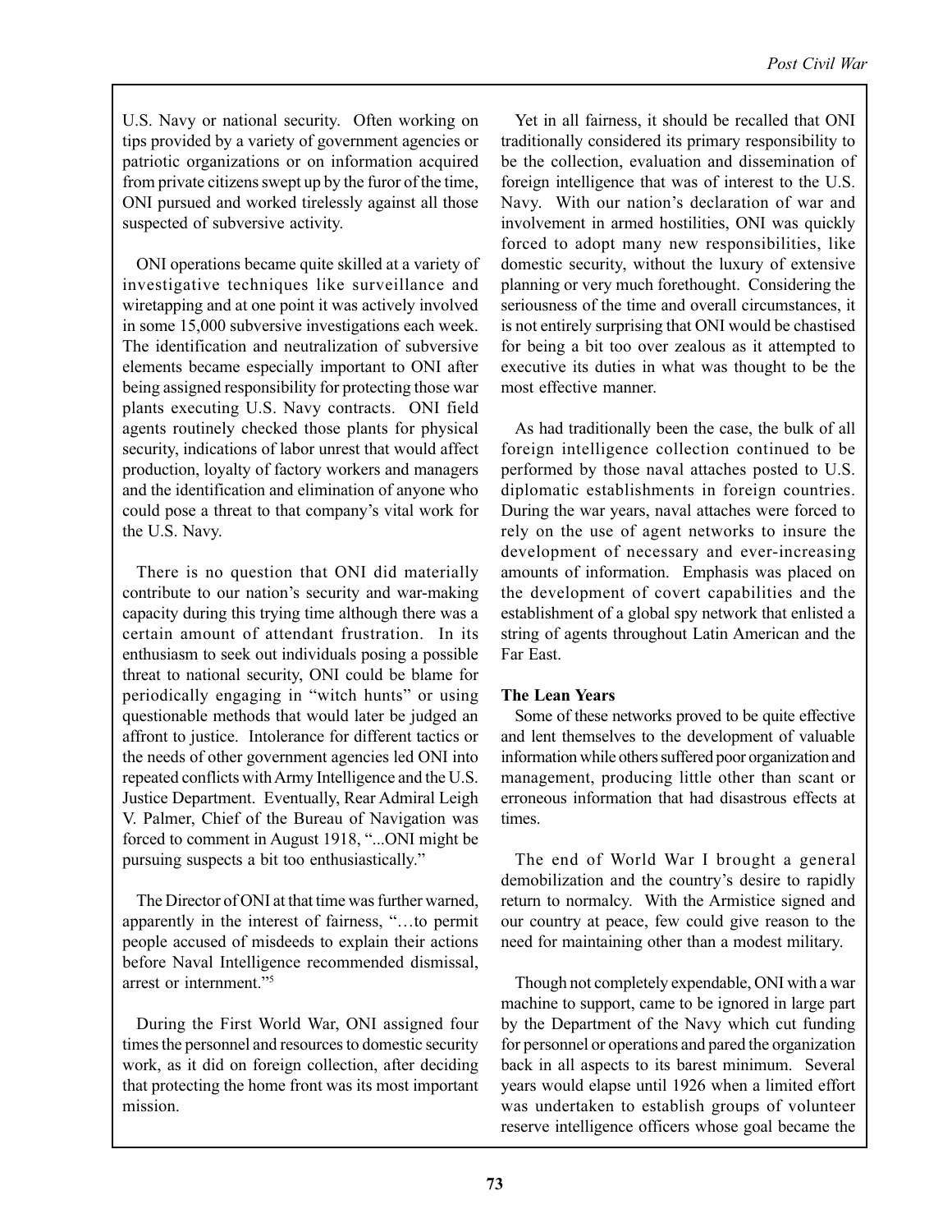U.S. Navy or national security. Often working on tips provided by a variety of government agencies or patriotic organizations or on information acquired from private citizens swept up by the furor of the time, ONI pursued and worked tirelessly against all those suspected of subversive activity.

ONI operations became quite skilled at a variety of investigative techniques like surveillance and wiretapping and at one point it was actively involved in some 15,000 subversive investigations each week. The identification and neutralization of subversive elements became especially important to ONI after being assigned responsibility for protecting those war plants executing U.S. Navy contracts. ONI field agents routinely checked those plants for physical security, indications of labor unrest that would affect production, loyalty of factory workers and managers and the identification and elimination of anyone who could pose a threat to that company's vital work for the U.S. Navy.

There is no question that ONI did materially contribute to our nation's security and war-making capacity during this trying time although there was a certain amount of attendant frustration. In its enthusiasm to seek out individuals posing a possible threat to national security, ONI could be blame for periodically engaging in "witch hunts" or using questionable methods that would later be judged an affront to justice. Intolerance for different tactics or the needs of other government agencies led ONI into repeated conflicts with Army Intelligence and the U.S. Justice Department. Eventually, Rear Admiral Leigh V. Palmer, Chief of the Bureau of Navigation was forced to comment in August 1918, "...ONI might be pursuing suspects a bit too enthusiastically."

The Director of ONI at that time was further warned, apparently in the interest of fairness, "…to permit people accused of misdeeds to explain their actions before Naval Intelligence recommended dismissal, arrest or internment."[5]

During the First World War, ONI assigned four times the personnel and resources to domestic security work, as it did on foreign collection, after deciding that protecting the home front was its most important mission.

Yet in all fairness, it should be recalled that ONI traditionally considered its primary responsibility to be the collection, evaluation and dissemination of foreign intelligence that was of interest to the U.S. Navy. With our nation's declaration of war and involvement in armed hostilities, ONI was quickly forced to adopt many new responsibilities, like domestic security, without the luxury of extensive planning or very much forethought. Considering the seriousness of the time and overall circumstances, it is not entirely surprising that ONI would be chastised for being a bit too over zealous as it attempted to executive its duties in what was thought to be the most effective manner.

As had traditionally been the case, the bulk of all foreign intelligence collection continued to be performed by those naval attaches posted to U.S. diplomatic establishments in foreign countries. During the war years, naval attaches were forced to rely on the use of agent networks to insure the development of necessary and ever-increasing amounts of information. Emphasis was placed on the development of covert capabilities and the establishment of a global spy network that enlisted a string of agents throughout Latin American and the Far East.

**The Lean Years**

Some of these networks proved to be quite effective and lent themselves to the development of valuable information while others suffered poor organization and management, producing little other than scant or erroneous information that had disastrous effects at times.

The end of World War I brought a general demobilization and the country's desire to rapidly return to normalcy. With the Armistice signed and our country at peace, few could give reason to the need for maintaining other than a modest military.

Though not completely expendable, ONI with a war machine to support, came to be ignored in large part by the Department of the Navy which cut funding for personnel or operations and pared the organization back in all aspects to its barest minimum. Several years would elapse until 1926 when a limited effort was undertaken to establish groups of volunteer reserve intelligence officers whose goal became the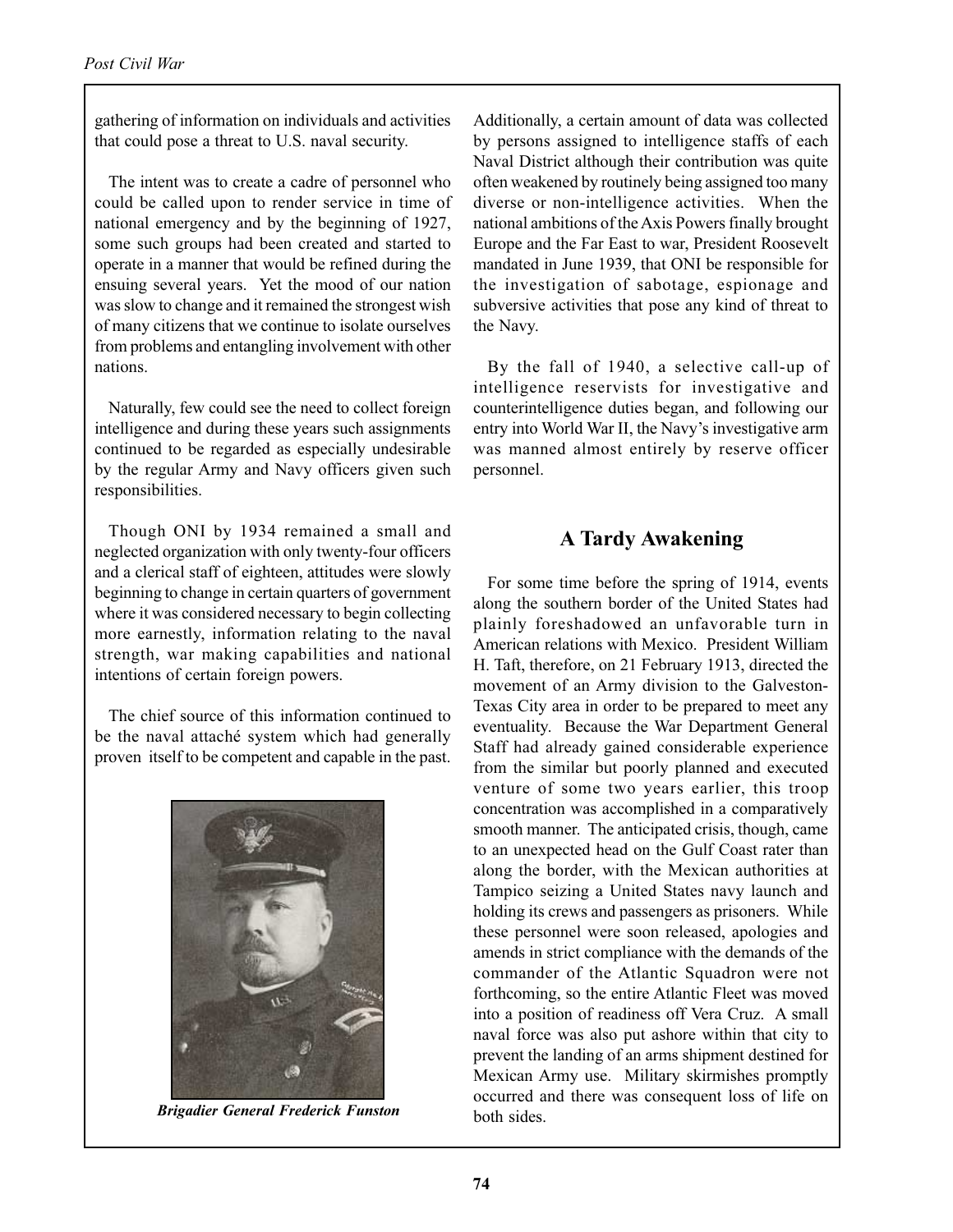gathering of information on individuals and activities that could pose a threat to U.S. naval security.

The intent was to create a cadre of personnel who could be called upon to render service in time of national emergency and by the beginning of 1927, some such groups had been created and started to operate in a manner that would be refined during the ensuing several years. Yet the mood of our nation was slow to change and it remained the strongest wish of many citizens that we continue to isolate ourselves from problems and entangling involvement with other nations.

Naturally, few could see the need to collect foreign intelligence and during these years such assignments continued to be regarded as especially undesirable by the regular Army and Navy officers given such responsibilities.

Though ONI by 1934 remained a small and neglected organization with only twenty-four officers and a clerical staff of eighteen, attitudes were slowly beginning to change in certain quarters of government where it was considered necessary to begin collecting more earnestly, information relating to the naval strength, war making capabilities and national intentions of certain foreign powers.

The chief source of this information continued to be the naval attaché system which had generally proven itself to be competent and capable in the past.

*Brigadier General Frederick Funston*

Additionally, a certain amount of data was collected by persons assigned to intelligence staffs of each Naval District although their contribution was quite often weakened by routinely being assigned too many diverse or non-intelligence activities. When the national ambitions of the Axis Powers finally brought Europe and the Far East to war, President Roosevelt mandated in June 1939, that ONI be responsible for the investigation of sabotage, espionage and subversive activities that pose any kind of threat to the Navy.

By the fall of 1940, a selective call-up of intelligence reservists for investigative and counterintelligence duties began, and following our entry into World War II, the Navy's investigative arm was manned almost entirely by reserve officer personnel.

## A Tardy Awakening

For some time before the spring of 1914, events along the southern border of the United States had plainly foreshadowed an unfavorable turn in American relations with Mexico. President William H. Taft, therefore, on 21 February 1913, directed the movement of an Army division to the Galveston-Texas City area in order to be prepared to meet any eventuality. Because the War Department General Staff had already gained considerable experience from the similar but poorly planned and executed venture of some two years earlier, this troop concentration was accomplished in a comparatively smooth manner. The anticipated crisis, though, came to an unexpected head on the Gulf Coast rater than along the border, with the Mexican authorities at Tampico seizing a United States navy launch and holding its crews and passengers as prisoners. While these personnel were soon released, apologies and amends in strict compliance with the demands of the commander of the Atlantic Squadron were not forthcoming, so the entire Atlantic Fleet was moved into a position of readiness off Vera Cruz. A small naval force was also put ashore within that city to prevent the landing of an arms shipment destined for Mexican Army use. Military skirmishes promptly occurred and there was consequent loss of life on both sides.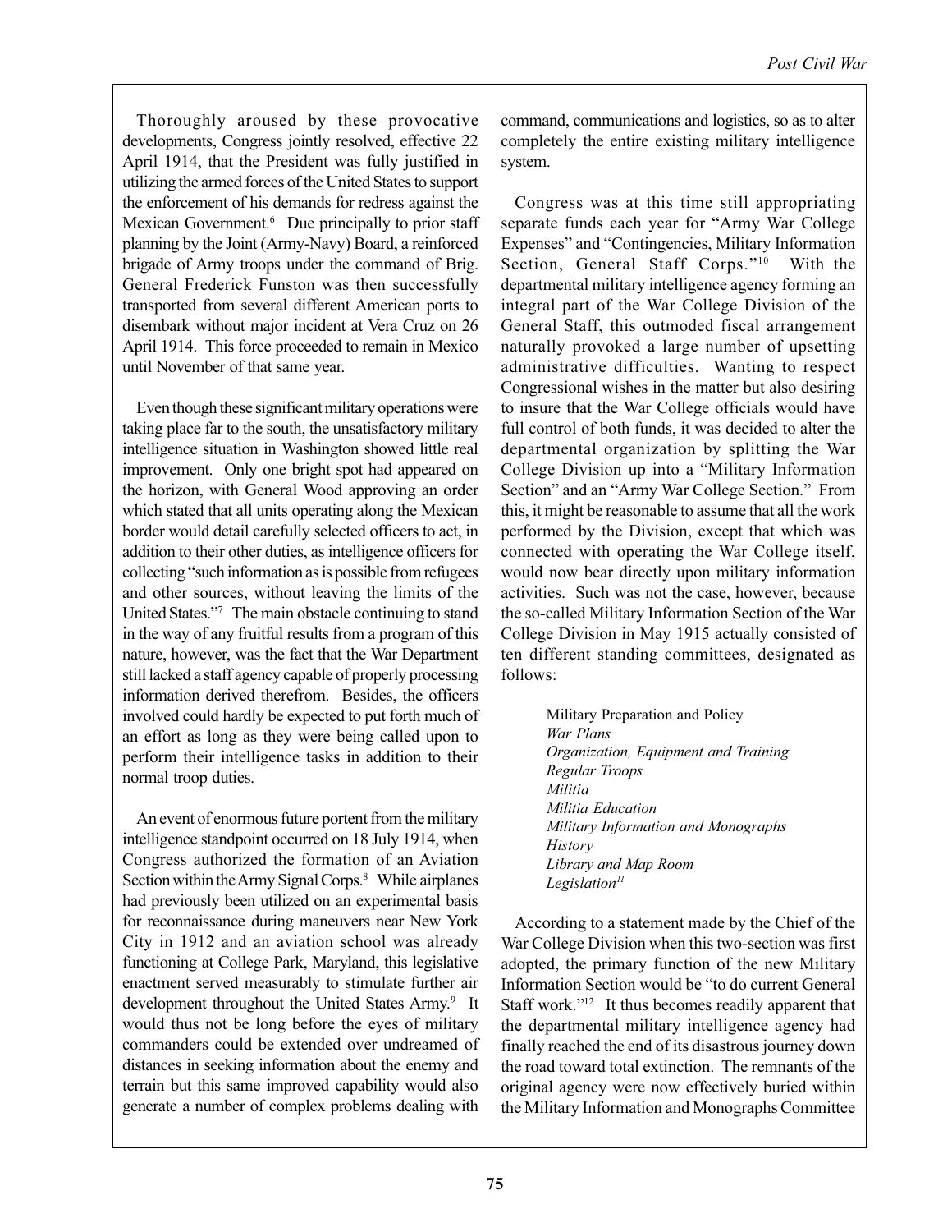Thoroughly aroused by these provocative developments, Congress jointly resolved, effective 22 April 1914, that the President was fully justified in utilizing the armed forces of the United States to support the enforcement of his demands for redress against the Mexican Government.[6] Due principally to prior staff planning by the Joint (Army-Navy) Board, a reinforced brigade of Army troops under the command of Brig. General Frederick Funston was then successfully transported from several different American ports to disembark without major incident at Vera Cruz on 26 April 1914. This force proceeded to remain in Mexico until November of that same year.

Even though these significant military operations were taking place far to the south, the unsatisfactory military intelligence situation in Washington showed little real improvement. Only one bright spot had appeared on the horizon, with General Wood approving an order which stated that all units operating along the Mexican border would detail carefully selected officers to act, in addition to their other duties, as intelligence officers for collecting "such information as is possible from refugees and other sources, without leaving the limits of the United States."[7] The main obstacle continuing to stand in the way of any fruitful results from a program of this nature, however, was the fact that the War Department still lacked a staff agency capable of properly processing information derived therefrom. Besides, the officers involved could hardly be expected to put forth much of an effort as long as they were being called upon to perform their intelligence tasks in addition to their normal troop duties.

An event of enormous future portent from the military intelligence standpoint occurred on 18 July 1914, when Congress authorized the formation of an Aviation Section within the Army Signal Corps.[8] While airplanes had previously been utilized on an experimental basis for reconnaissance during maneuvers near New York City in 1912 and an aviation school was already functioning at College Park, Maryland, this legislative enactment served measurably to stimulate further air development throughout the United States Army.[9] It would thus not be long before the eyes of military commanders could be extended over undreamed of distances in seeking information about the enemy and terrain but this same improved capability would also generate a number of complex problems dealing with command, communications and logistics, so as to alter completely the entire existing military intelligence system.

Congress was at this time still appropriating separate funds each year for "Army War College Expenses" and "Contingencies, Military Information Section, General Staff Corps."[10] With the departmental military intelligence agency forming an integral part of the War College Division of the General Staff, this outmoded fiscal arrangement naturally provoked a large number of upsetting administrative difficulties. Wanting to respect Congressional wishes in the matter but also desiring to insure that the War College officials would have full control of both funds, it was decided to alter the departmental organization by splitting the War College Division up into a "Military Information Section" and an "Army War College Section." From this, it might be reasonable to assume that all the work performed by the Division, except that which was connected with operating the War College itself, would now bear directly upon military information activities. Such was not the case, however, because the so-called Military Information Section of the War College Division in May 1915 actually consisted of ten different standing committees, designated as follows:

> Military Preparation and Policy
> *War Plans*
> *Organization, Equipment and Training*
> *Regular Troops*
> *Militia*
> *Militia Education*
> *Military Information and Monographs*
> *History*
> *Library and Map Room*
> *Legislation*[11]

According to a statement made by the Chief of the War College Division when this two-section was first adopted, the primary function of the new Military Information Section would be "to do current General Staff work."[12] It thus becomes readily apparent that the departmental military intelligence agency had finally reached the end of its disastrous journey down the road toward total extinction. The remnants of the original agency were now effectively buried within the Military Information and Monographs Committee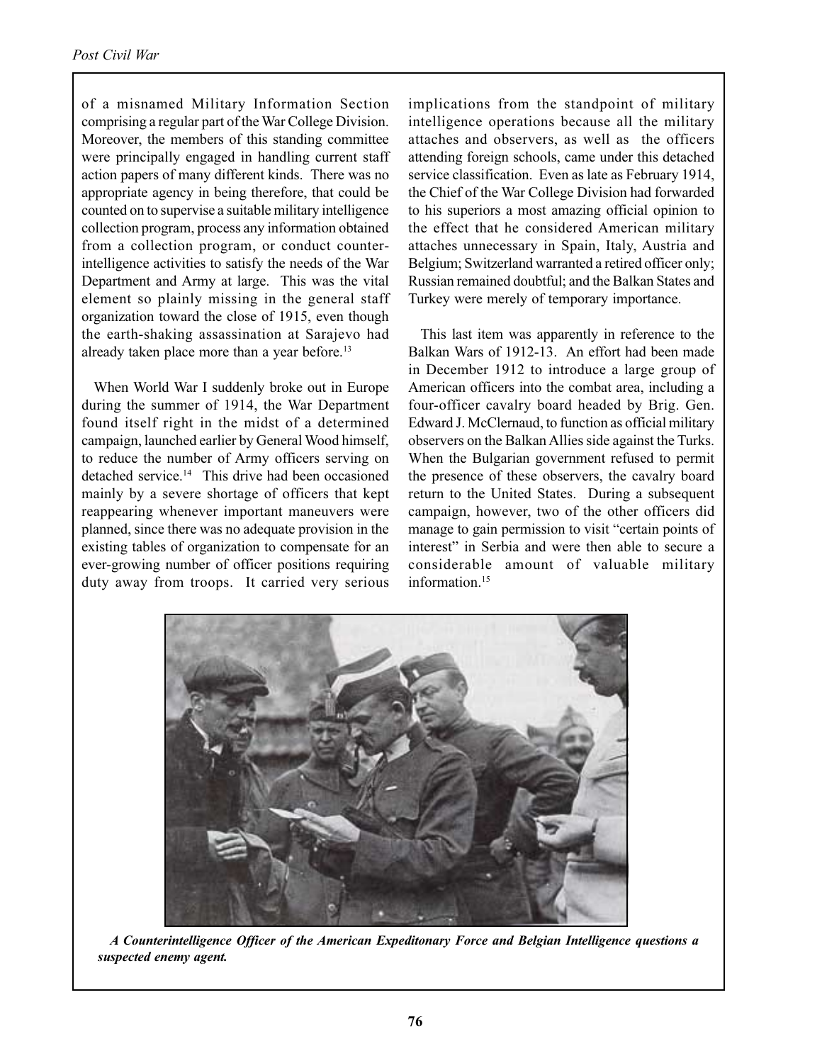of a misnamed Military Information Section comprising a regular part of the War College Division. Moreover, the members of this standing committee were principally engaged in handling current staff action papers of many different kinds. There was no appropriate agency in being therefore, that could be counted on to supervise a suitable military intelligence collection program, process any information obtained from a collection program, or conduct counterintelligence activities to satisfy the needs of the War Department and Army at large. This was the vital element so plainly missing in the general staff organization toward the close of 1915, even though the earth-shaking assassination at Sarajevo had already taken place more than a year before.[13]

When World War I suddenly broke out in Europe during the summer of 1914, the War Department found itself right in the midst of a determined campaign, launched earlier by General Wood himself, to reduce the number of Army officers serving on detached service.[14] This drive had been occasioned mainly by a severe shortage of officers that kept reappearing whenever important maneuvers were planned, since there was no adequate provision in the existing tables of organization to compensate for an ever-growing number of officer positions requiring duty away from troops. It carried very serious implications from the standpoint of military intelligence operations because all the military attaches and observers, as well as the officers attending foreign schools, came under this detached service classification. Even as late as February 1914, the Chief of the War College Division had forwarded to his superiors a most amazing official opinion to the effect that he considered American military attaches unnecessary in Spain, Italy, Austria and Belgium; Switzerland warranted a retired officer only; Russian remained doubtful; and the Balkan States and Turkey were merely of temporary importance.

This last item was apparently in reference to the Balkan Wars of 1912-13. An effort had been made in December 1912 to introduce a large group of American officers into the combat area, including a four-officer cavalry board headed by Brig. Gen. Edward J. McClernaud, to function as official military observers on the Balkan Allies side against the Turks. When the Bulgarian government refused to permit the presence of these observers, the cavalry board return to the United States. During a subsequent campaign, however, two of the other officers did manage to gain permission to visit "certain points of interest" in Serbia and were then able to secure a considerable amount of valuable military information.[15]

***A Counterintelligence Officer of the American Expeditonary Force and Belgian Intelligence questions a suspected enemy agent.***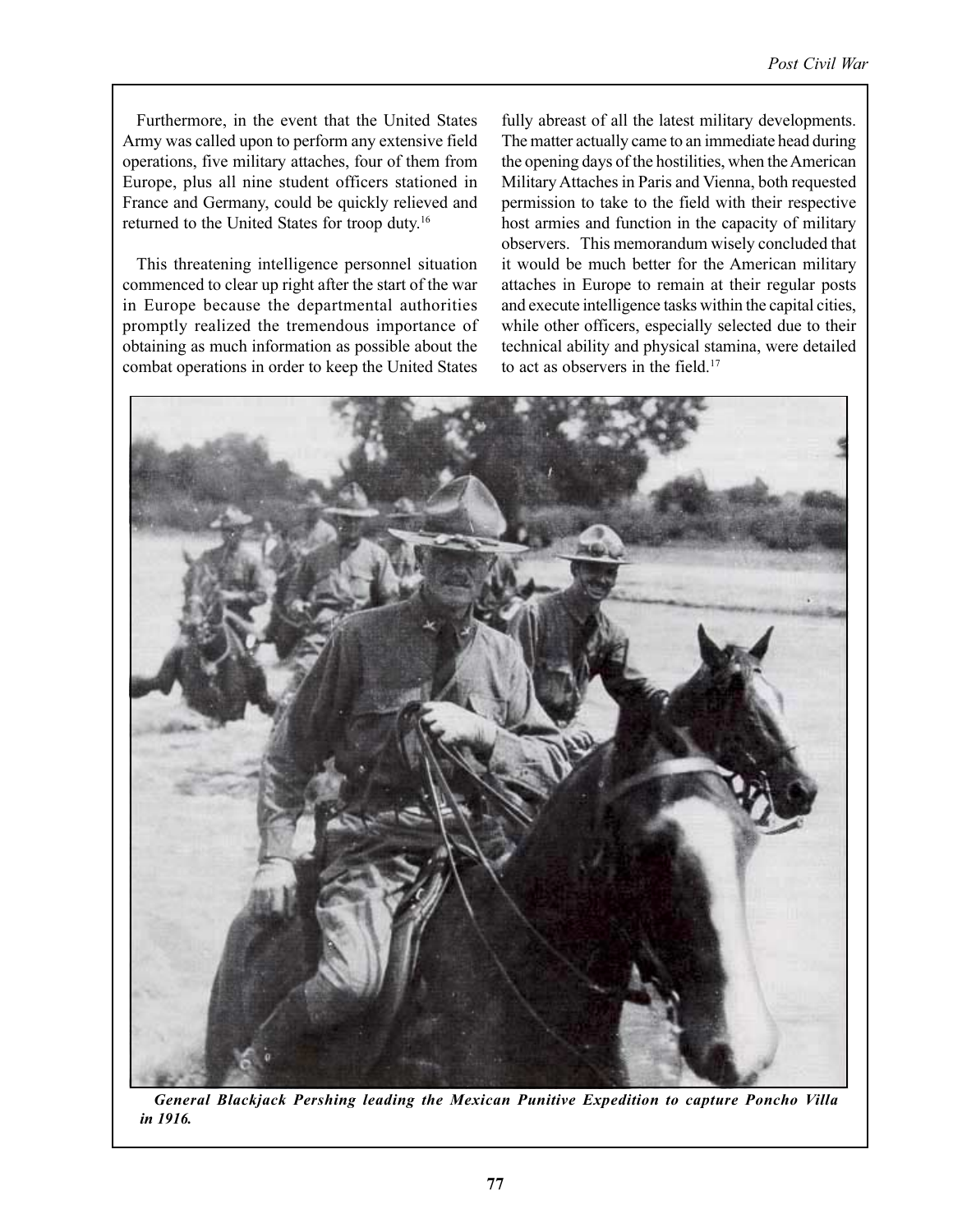Furthermore, in the event that the United States Army was called upon to perform any extensive field operations, five military attaches, four of them from Europe, plus all nine student officers stationed in France and Germany, could be quickly relieved and returned to the United States for troop duty.[16]

This threatening intelligence personnel situation commenced to clear up right after the start of the war in Europe because the departmental authorities promptly realized the tremendous importance of obtaining as much information as possible about the combat operations in order to keep the United States fully abreast of all the latest military developments. The matter actually came to an immediate head during the opening days of the hostilities, when the American Military Attaches in Paris and Vienna, both requested permission to take to the field with their respective host armies and function in the capacity of military observers. This memorandum wisely concluded that it would be much better for the American military attaches in Europe to remain at their regular posts and execute intelligence tasks within the capital cities, while other officers, especially selected due to their technical ability and physical stamina, were detailed to act as observers in the field.[17]

***General Blackjack Pershing leading the Mexican Punitive Expedition to capture Poncho Villa in 1916.***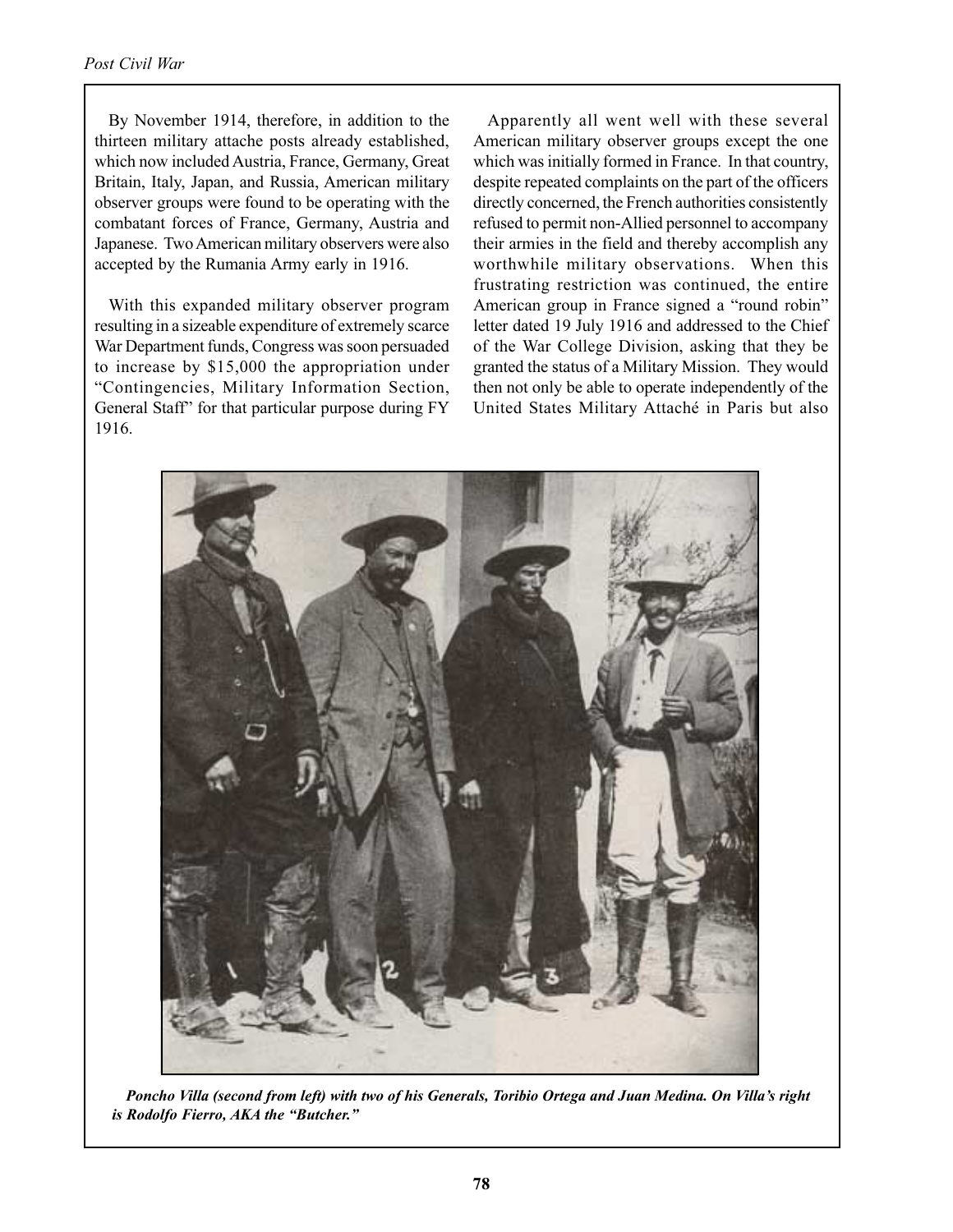By November 1914, therefore, in addition to the thirteen military attache posts already established, which now included Austria, France, Germany, Great Britain, Italy, Japan, and Russia, American military observer groups were found to be operating with the combatant forces of France, Germany, Austria and Japanese. Two American military observers were also accepted by the Rumania Army early in 1916.

With this expanded military observer program resulting in a sizeable expenditure of extremely scarce War Department funds, Congress was soon persuaded to increase by $15,000 the appropriation under "Contingencies, Military Information Section, General Staff" for that particular purpose during FY 1916.

Apparently all went well with these several American military observer groups except the one which was initially formed in France. In that country, despite repeated complaints on the part of the officers directly concerned, the French authorities consistently refused to permit non-Allied personnel to accompany their armies in the field and thereby accomplish any worthwhile military observations. When this frustrating restriction was continued, the entire American group in France signed a "round robin" letter dated 19 July 1916 and addressed to the Chief of the War College Division, asking that they be granted the status of a Military Mission. They would then not only be able to operate independently of the United States Military Attaché in Paris but also

***Poncho Villa (second from left) with two of his Generals, Toribio Ortega and Juan Medina. On Villa's right is Rodolfo Fierro, AKA the "Butcher."***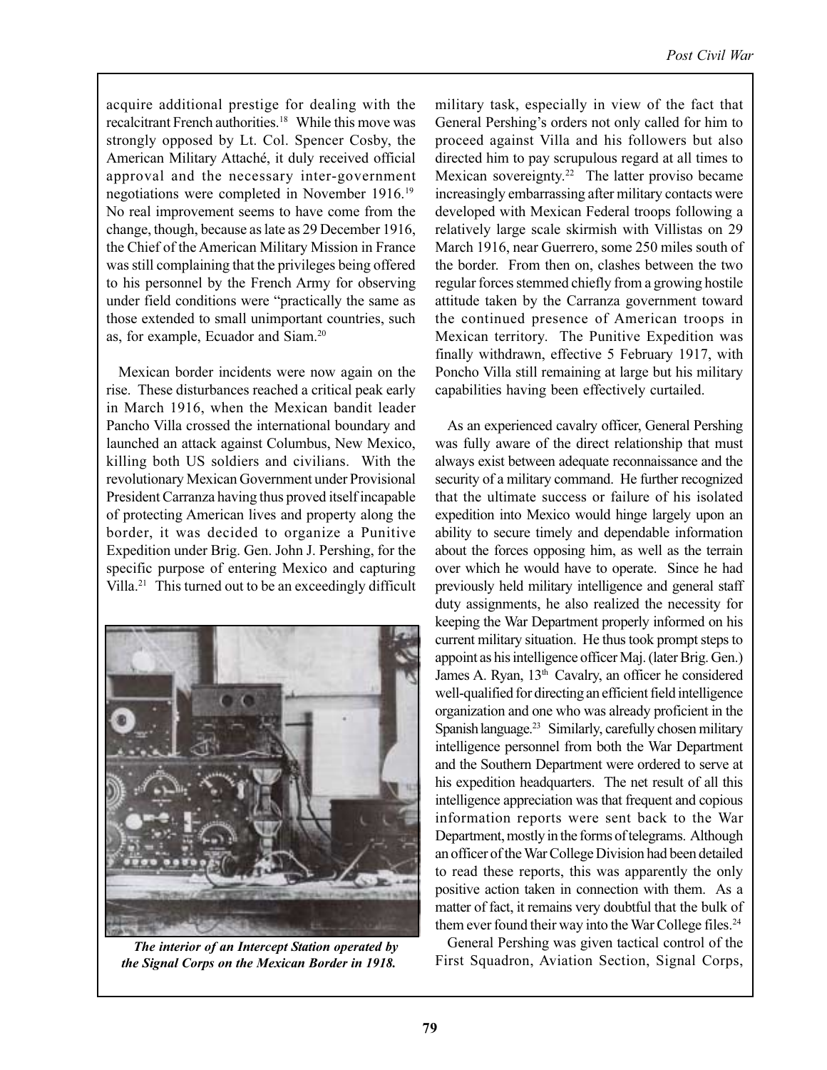acquire additional prestige for dealing with the recalcitrant French authorities.[18] While this move was strongly opposed by Lt. Col. Spencer Cosby, the American Military Attaché, it duly received official approval and the necessary inter-government negotiations were completed in November 1916.[19] No real improvement seems to have come from the change, though, because as late as 29 December 1916, the Chief of the American Military Mission in France was still complaining that the privileges being offered to his personnel by the French Army for observing under field conditions were "practically the same as those extended to small unimportant countries, such as, for example, Ecuador and Siam.[20]

Mexican border incidents were now again on the rise. These disturbances reached a critical peak early in March 1916, when the Mexican bandit leader Pancho Villa crossed the international boundary and launched an attack against Columbus, New Mexico, killing both US soldiers and civilians. With the revolutionary Mexican Government under Provisional President Carranza having thus proved itself incapable of protecting American lives and property along the border, it was decided to organize a Punitive Expedition under Brig. Gen. John J. Pershing, for the specific purpose of entering Mexico and capturing Villa.[21] This turned out to be an exceedingly difficult military task, especially in view of the fact that General Pershing's orders not only called for him to proceed against Villa and his followers but also directed him to pay scrupulous regard at all times to Mexican sovereignty.[22] The latter proviso became increasingly embarrassing after military contacts were developed with Mexican Federal troops following a relatively large scale skirmish with Villistas on 29 March 1916, near Guerrero, some 250 miles south of the border. From then on, clashes between the two regular forces stemmed chiefly from a growing hostile attitude taken by the Carranza government toward the continued presence of American troops in Mexican territory. The Punitive Expedition was finally withdrawn, effective 5 February 1917, with Poncho Villa still remaining at large but his military capabilities having been effectively curtailed.

***The interior of an Intercept Station operated by the Signal Corps on the Mexican Border in 1918.***

As an experienced cavalry officer, General Pershing was fully aware of the direct relationship that must always exist between adequate reconnaissance and the security of a military command. He further recognized that the ultimate success or failure of his isolated expedition into Mexico would hinge largely upon an ability to secure timely and dependable information about the forces opposing him, as well as the terrain over which he would have to operate. Since he had previously held military intelligence and general staff duty assignments, he also realized the necessity for keeping the War Department properly informed on his current military situation. He thus took prompt steps to appoint as his intelligence officer Maj. (later Brig. Gen.) James A. Ryan, 13th Cavalry, an officer he considered well-qualified for directing an efficient field intelligence organization and one who was already proficient in the Spanish language.[23] Similarly, carefully chosen military intelligence personnel from both the War Department and the Southern Department were ordered to serve at his expedition headquarters. The net result of all this intelligence appreciation was that frequent and copious information reports were sent back to the War Department, mostly in the forms of telegrams. Although an officer of the War College Division had been detailed to read these reports, this was apparently the only positive action taken in connection with them. As a matter of fact, it remains very doubtful that the bulk of them ever found their way into the War College files.[24]

General Pershing was given tactical control of the First Squadron, Aviation Section, Signal Corps,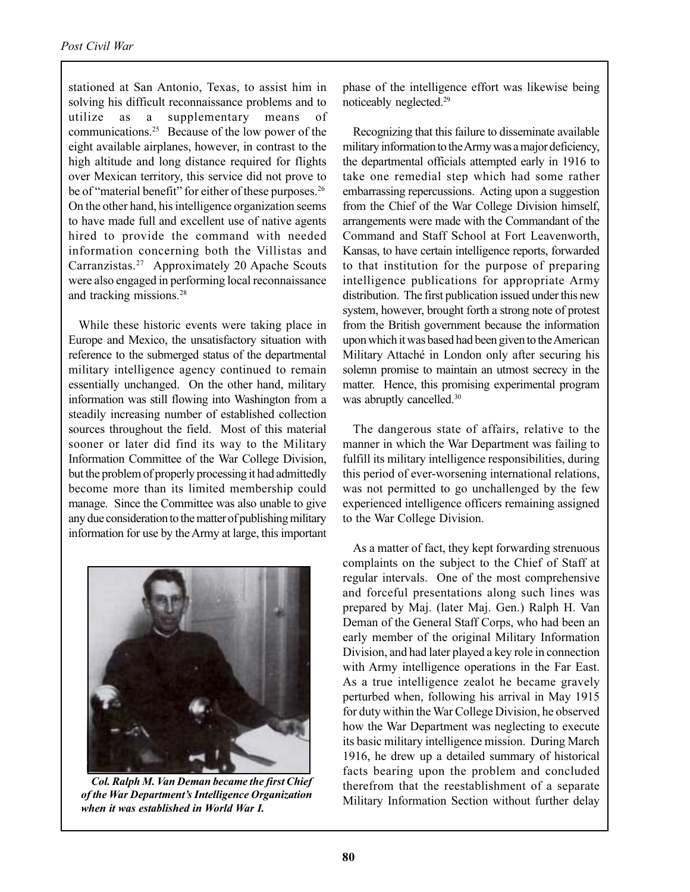stationed at San Antonio, Texas, to assist him in solving his difficult reconnaissance problems and to utilize as a supplementary means of communications.[25] Because of the low power of the eight available airplanes, however, in contrast to the high altitude and long distance required for flights over Mexican territory, this service did not prove to be of "material benefit" for either of these purposes.[26] On the other hand, his intelligence organization seems to have made full and excellent use of native agents hired to provide the command with needed information concerning both the Villistas and Carranzistas.[27] Approximately 20 Apache Scouts were also engaged in performing local reconnaissance and tracking missions.[28]

While these historic events were taking place in Europe and Mexico, the unsatisfactory situation with reference to the submerged status of the departmental military intelligence agency continued to remain essentially unchanged. On the other hand, military information was still flowing into Washington from a steadily increasing number of established collection sources throughout the field. Most of this material sooner or later did find its way to the Military Information Committee of the War College Division, but the problem of properly processing it had admittedly become more than its limited membership could manage. Since the Committee was also unable to give any due consideration to the matter of publishing military information for use by the Army at large, this important phase of the intelligence effort was likewise being noticeably neglected.[29]

*Col. Ralph M. Van Deman became the first Chief of the War Department's Intelligence Organization when it was established in World War I.*

Recognizing that this failure to disseminate available military information to the Army was a major deficiency, the departmental officials attempted early in 1916 to take one remedial step which had some rather embarrassing repercussions. Acting upon a suggestion from the Chief of the War College Division himself, arrangements were made with the Commandant of the Command and Staff School at Fort Leavenworth, Kansas, to have certain intelligence reports, forwarded to that institution for the purpose of preparing intelligence publications for appropriate Army distribution. The first publication issued under this new system, however, brought forth a strong note of protest from the British government because the information upon which it was based had been given to the American Military Attaché in London only after securing his solemn promise to maintain an utmost secrecy in the matter. Hence, this promising experimental program was abruptly cancelled.[30]

The dangerous state of affairs, relative to the manner in which the War Department was failing to fulfill its military intelligence responsibilities, during this period of ever-worsening international relations, was not permitted to go unchallenged by the few experienced intelligence officers remaining assigned to the War College Division.

As a matter of fact, they kept forwarding strenuous complaints on the subject to the Chief of Staff at regular intervals. One of the most comprehensive and forceful presentations along such lines was prepared by Maj. (later Maj. Gen.) Ralph H. Van Deman of the General Staff Corps, who had been an early member of the original Military Information Division, and had later played a key role in connection with Army intelligence operations in the Far East. As a true intelligence zealot he became gravely perturbed when, following his arrival in May 1915 for duty within the War College Division, he observed how the War Department was neglecting to execute its basic military intelligence mission. During March 1916, he drew up a detailed summary of historical facts bearing upon the problem and concluded therefrom that the reestablishment of a separate Military Information Section without further delay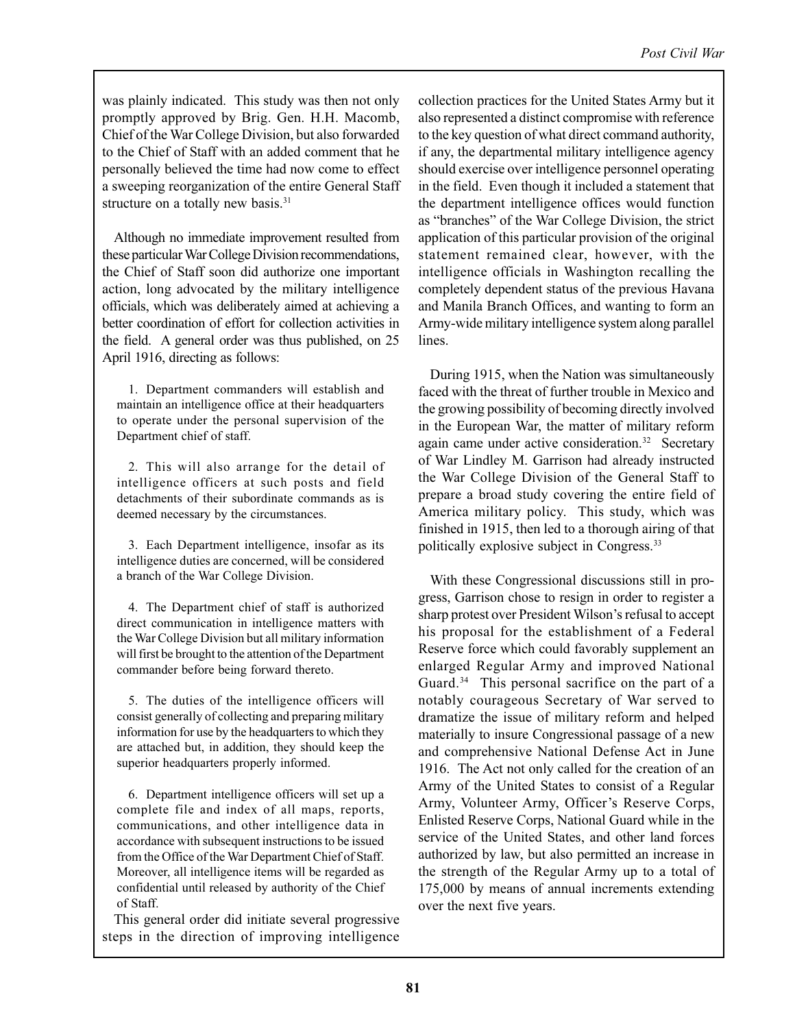was plainly indicated. This study was then not only promptly approved by Brig. Gen. H.H. Macomb, Chief of the War College Division, but also forwarded to the Chief of Staff with an added comment that he personally believed the time had now come to effect a sweeping reorganization of the entire General Staff structure on a totally new basis.[31]

Although no immediate improvement resulted from these particular War College Division recommendations, the Chief of Staff soon did authorize one important action, long advocated by the military intelligence officials, which was deliberately aimed at achieving a better coordination of effort for collection activities in the field. A general order was thus published, on 25 April 1916, directing as follows:

> 1. Department commanders will establish and maintain an intelligence office at their headquarters to operate under the personal supervision of the Department chief of staff.
>
> 2. This will also arrange for the detail of intelligence officers at such posts and field detachments of their subordinate commands as is deemed necessary by the circumstances.
>
> 3. Each Department intelligence, insofar as its intelligence duties are concerned, will be considered a branch of the War College Division.
>
> 4. The Department chief of staff is authorized direct communication in intelligence matters with the War College Division but all military information will first be brought to the attention of the Department commander before being forward thereto.
>
> 5. The duties of the intelligence officers will consist generally of collecting and preparing military information for use by the headquarters to which they are attached but, in addition, they should keep the superior headquarters properly informed.
>
> 6. Department intelligence officers will set up a complete file and index of all maps, reports, communications, and other intelligence data in accordance with subsequent instructions to be issued from the Office of the War Department Chief of Staff. Moreover, all intelligence items will be regarded as confidential until released by authority of the Chief of Staff.

This general order did initiate several progressive steps in the direction of improving intelligence collection practices for the United States Army but it also represented a distinct compromise with reference to the key question of what direct command authority, if any, the departmental military intelligence agency should exercise over intelligence personnel operating in the field. Even though it included a statement that the department intelligence offices would function as "branches" of the War College Division, the strict application of this particular provision of the original statement remained clear, however, with the intelligence officials in Washington recalling the completely dependent status of the previous Havana and Manila Branch Offices, and wanting to form an Army-wide military intelligence system along parallel lines.

During 1915, when the Nation was simultaneously faced with the threat of further trouble in Mexico and the growing possibility of becoming directly involved in the European War, the matter of military reform again came under active consideration.[32] Secretary of War Lindley M. Garrison had already instructed the War College Division of the General Staff to prepare a broad study covering the entire field of America military policy. This study, which was finished in 1915, then led to a thorough airing of that politically explosive subject in Congress.[33]

With these Congressional discussions still in progress, Garrison chose to resign in order to register a sharp protest over President Wilson's refusal to accept his proposal for the establishment of a Federal Reserve force which could favorably supplement an enlarged Regular Army and improved National Guard.[34] This personal sacrifice on the part of a notably courageous Secretary of War served to dramatize the issue of military reform and helped materially to insure Congressional passage of a new and comprehensive National Defense Act in June 1916. The Act not only called for the creation of an Army of the United States to consist of a Regular Army, Volunteer Army, Officer's Reserve Corps, Enlisted Reserve Corps, National Guard while in the service of the United States, and other land forces authorized by law, but also permitted an increase in the strength of the Regular Army up to a total of 175,000 by means of annual increments extending over the next five years.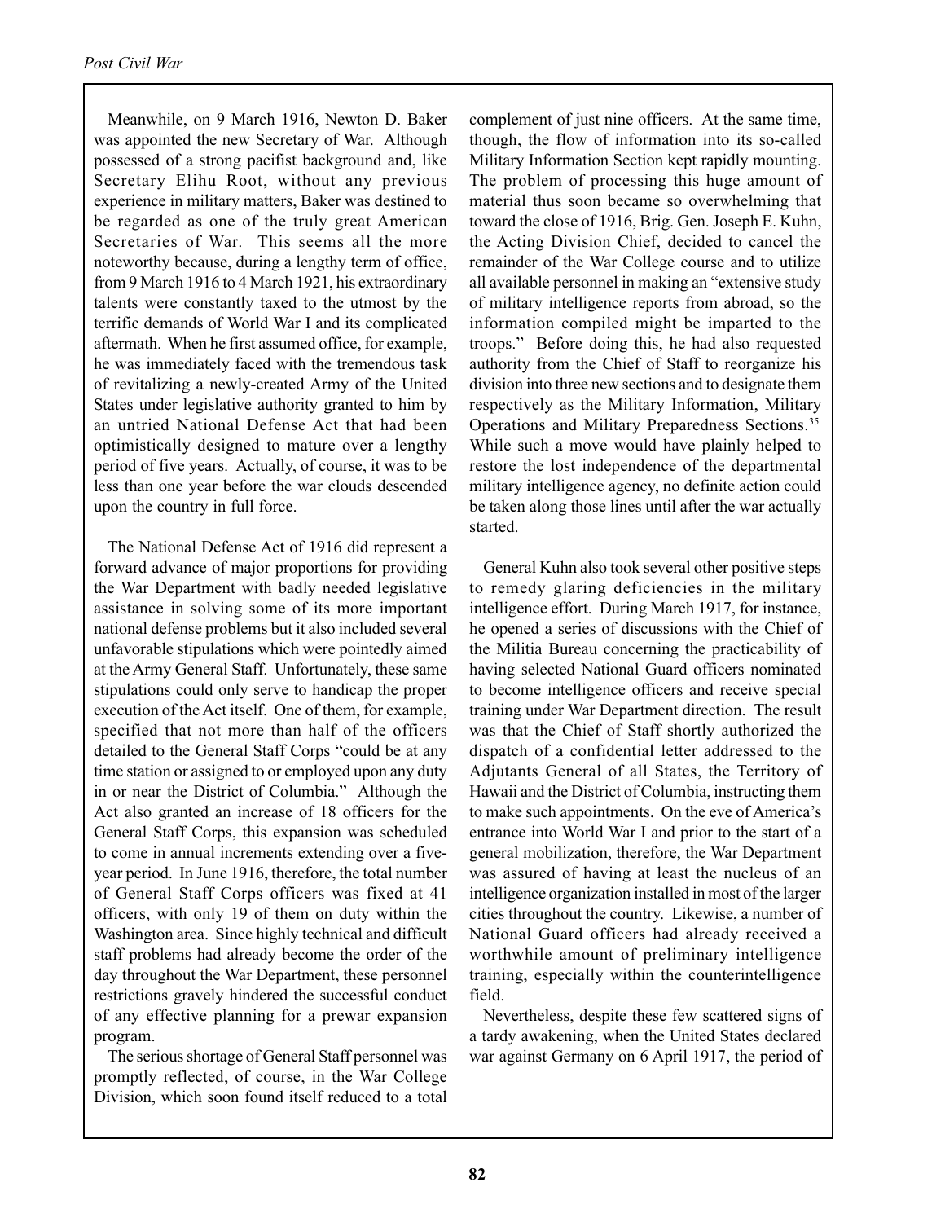Meanwhile, on 9 March 1916, Newton D. Baker was appointed the new Secretary of War. Although possessed of a strong pacifist background and, like Secretary Elihu Root, without any previous experience in military matters, Baker was destined to be regarded as one of the truly great American Secretaries of War. This seems all the more noteworthy because, during a lengthy term of office, from 9 March 1916 to 4 March 1921, his extraordinary talents were constantly taxed to the utmost by the terrific demands of World War I and its complicated aftermath. When he first assumed office, for example, he was immediately faced with the tremendous task of revitalizing a newly-created Army of the United States under legislative authority granted to him by an untried National Defense Act that had been optimistically designed to mature over a lengthy period of five years. Actually, of course, it was to be less than one year before the war clouds descended upon the country in full force.

The National Defense Act of 1916 did represent a forward advance of major proportions for providing the War Department with badly needed legislative assistance in solving some of its more important national defense problems but it also included several unfavorable stipulations which were pointedly aimed at the Army General Staff. Unfortunately, these same stipulations could only serve to handicap the proper execution of the Act itself. One of them, for example, specified that not more than half of the officers detailed to the General Staff Corps "could be at any time station or assigned to or employed upon any duty in or near the District of Columbia." Although the Act also granted an increase of 18 officers for the General Staff Corps, this expansion was scheduled to come in annual increments extending over a five-year period. In June 1916, therefore, the total number of General Staff Corps officers was fixed at 41 officers, with only 19 of them on duty within the Washington area. Since highly technical and difficult staff problems had already become the order of the day throughout the War Department, these personnel restrictions gravely hindered the successful conduct of any effective planning for a prewar expansion program.

The serious shortage of General Staff personnel was promptly reflected, of course, in the War College Division, which soon found itself reduced to a total complement of just nine officers. At the same time, though, the flow of information into its so-called Military Information Section kept rapidly mounting. The problem of processing this huge amount of material thus soon became so overwhelming that toward the close of 1916, Brig. Gen. Joseph E. Kuhn, the Acting Division Chief, decided to cancel the remainder of the War College course and to utilize all available personnel in making an "extensive study of military intelligence reports from abroad, so the information compiled might be imparted to the troops." Before doing this, he had also requested authority from the Chief of Staff to reorganize his division into three new sections and to designate them respectively as the Military Information, Military Operations and Military Preparedness Sections.[35] While such a move would have plainly helped to restore the lost independence of the departmental military intelligence agency, no definite action could be taken along those lines until after the war actually started.

General Kuhn also took several other positive steps to remedy glaring deficiencies in the military intelligence effort. During March 1917, for instance, he opened a series of discussions with the Chief of the Militia Bureau concerning the practicability of having selected National Guard officers nominated to become intelligence officers and receive special training under War Department direction. The result was that the Chief of Staff shortly authorized the dispatch of a confidential letter addressed to the Adjutants General of all States, the Territory of Hawaii and the District of Columbia, instructing them to make such appointments. On the eve of America's entrance into World War I and prior to the start of a general mobilization, therefore, the War Department was assured of having at least the nucleus of an intelligence organization installed in most of the larger cities throughout the country. Likewise, a number of National Guard officers had already received a worthwhile amount of preliminary intelligence training, especially within the counterintelligence field.

Nevertheless, despite these few scattered signs of a tardy awakening, when the United States declared war against Germany on 6 April 1917, the period of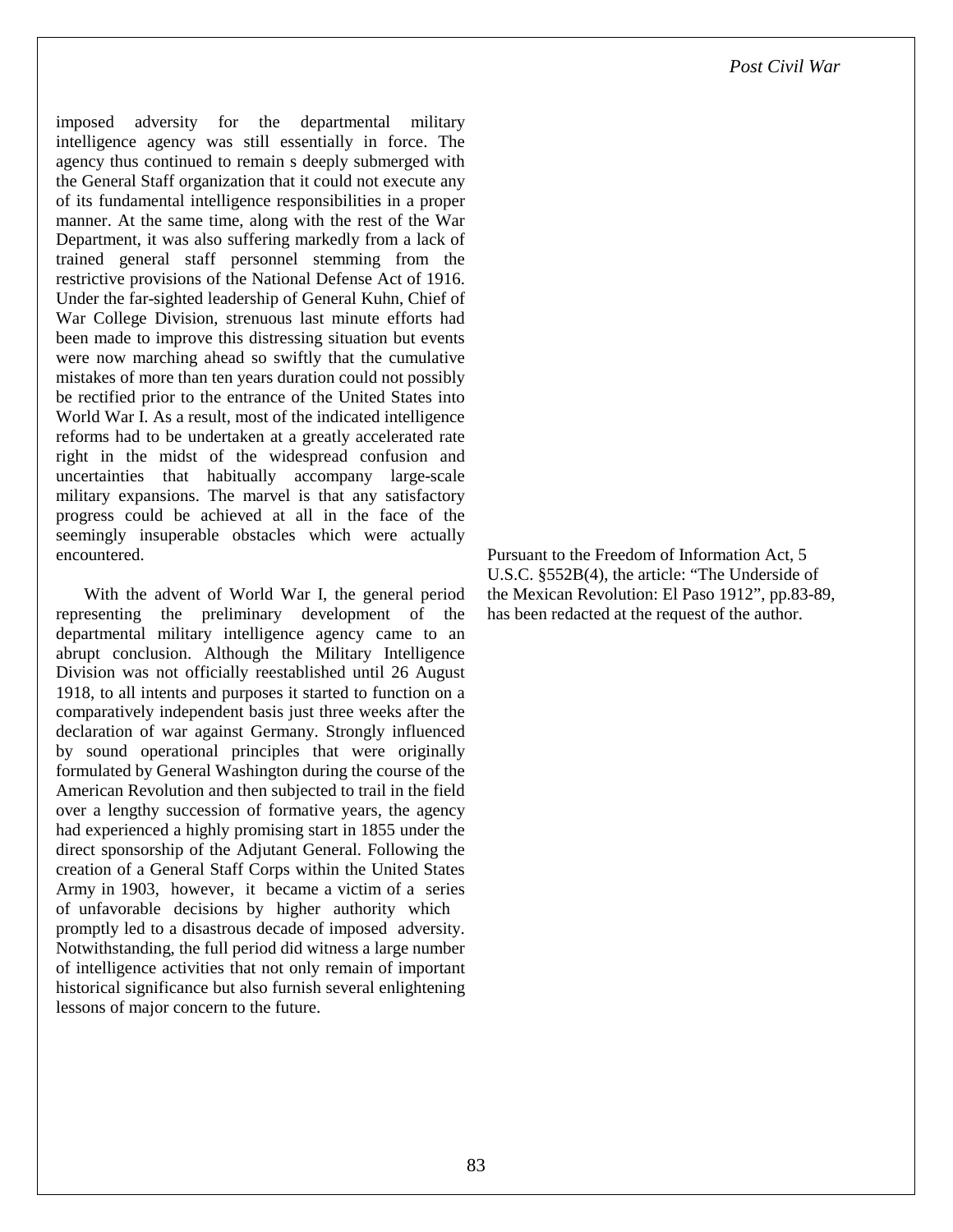imposed adversity for the departmental military intelligence agency was still essentially in force. The agency thus continued to remain s deeply submerged with the General Staff organization that it could not execute any of its fundamental intelligence responsibilities in a proper manner. At the same time, along with the rest of the War Department, it was also suffering markedly from a lack of trained general staff personnel stemming from the restrictive provisions of the National Defense Act of 1916. Under the far-sighted leadership of General Kuhn, Chief of War College Division, strenuous last minute efforts had been made to improve this distressing situation but events were now marching ahead so swiftly that the cumulative mistakes of more than ten years duration could not possibly be rectified prior to the entrance of the United States into World War I. As a result, most of the indicated intelligence reforms had to be undertaken at a greatly accelerated rate right in the midst of the widespread confusion and uncertainties that habitually accompany large-scale military expansions. The marvel is that any satisfactory progress could be achieved at all in the face of the seemingly insuperable obstacles which were actually encountered.

With the advent of World War I, the general period representing the preliminary development of the departmental military intelligence agency came to an abrupt conclusion. Although the Military Intelligence Division was not officially reestablished until 26 August 1918, to all intents and purposes it started to function on a comparatively independent basis just three weeks after the declaration of war against Germany. Strongly influenced by sound operational principles that were originally formulated by General Washington during the course of the American Revolution and then subjected to trail in the field over a lengthy succession of formative years, the agency had experienced a highly promising start in 1855 under the direct sponsorship of the Adjutant General. Following the creation of a General Staff Corps within the United States Army in 1903, however, it became a victim of a series of unfavorable decisions by higher authority which promptly led to a disastrous decade of imposed adversity. Notwithstanding, the full period did witness a large number of intelligence activities that not only remain of important historical significance but also furnish several enlightening lessons of major concern to the future.

Pursuant to the Freedom of Information Act, 5 U.S.C. §552B(4), the article: "The Underside of the Mexican Revolution: El Paso 1912", pp.83-89, has been redacted at the request of the author.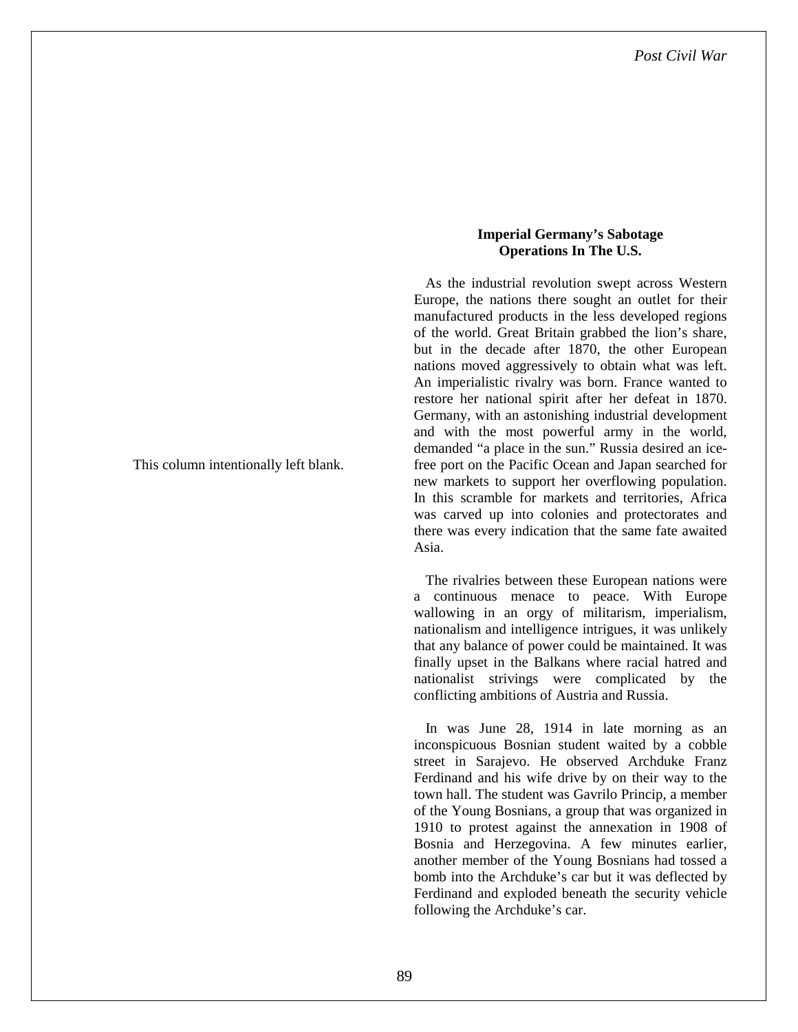This column intentionally left blank.

### Imperial Germany's Sabotage Operations In The U.S.

As the industrial revolution swept across Western Europe, the nations there sought an outlet for their manufactured products in the less developed regions of the world. Great Britain grabbed the lion's share, but in the decade after 1870, the other European nations moved aggressively to obtain what was left. An imperialistic rivalry was born. France wanted to restore her national spirit after her defeat in 1870. Germany, with an astonishing industrial development and with the most powerful army in the world, demanded "a place in the sun." Russia desired an ice-free port on the Pacific Ocean and Japan searched for new markets to support her overflowing population. In this scramble for markets and territories, Africa was carved up into colonies and protectorates and there was every indication that the same fate awaited Asia.

The rivalries between these European nations were a continuous menace to peace. With Europe wallowing in an orgy of militarism, imperialism, nationalism and intelligence intrigues, it was unlikely that any balance of power could be maintained. It was finally upset in the Balkans where racial hatred and nationalist strivings were complicated by the conflicting ambitions of Austria and Russia.

In was June 28, 1914 in late morning as an inconspicuous Bosnian student waited by a cobble street in Sarajevo. He observed Archduke Franz Ferdinand and his wife drive by on their way to the town hall. The student was Gavrilo Princip, a member of the Young Bosnians, a group that was organized in 1910 to protest against the annexation in 1908 of Bosnia and Herzegovina. A few minutes earlier, another member of the Young Bosnians had tossed a bomb into the Archduke's car but it was deflected by Ferdinand and exploded beneath the security vehicle following the Archduke's car.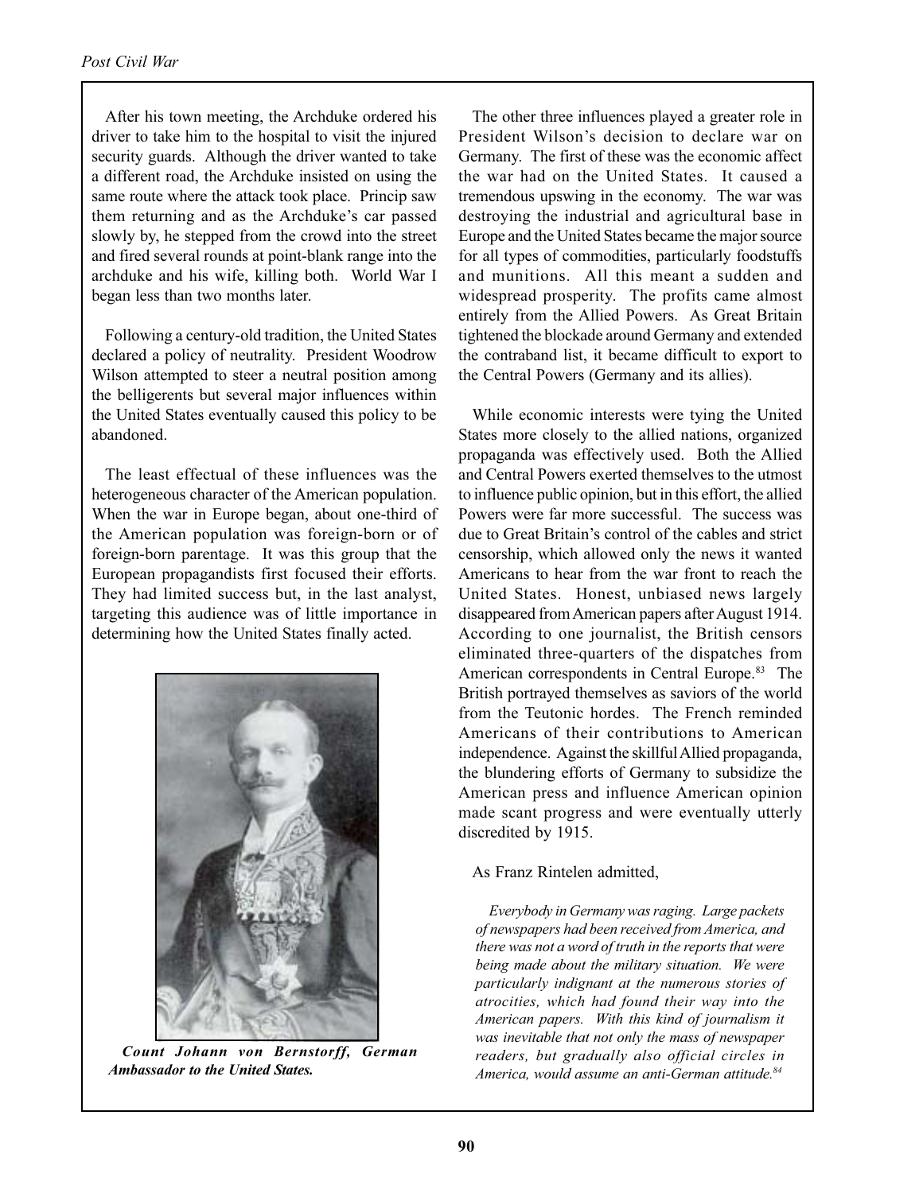After his town meeting, the Archduke ordered his driver to take him to the hospital to visit the injured security guards. Although the driver wanted to take a different road, the Archduke insisted on using the same route where the attack took place. Princip saw them returning and as the Archduke's car passed slowly by, he stepped from the crowd into the street and fired several rounds at point-blank range into the archduke and his wife, killing both. World War I began less than two months later.

Following a century-old tradition, the United States declared a policy of neutrality. President Woodrow Wilson attempted to steer a neutral position among the belligerents but several major influences within the United States eventually caused this policy to be abandoned.

The least effectual of these influences was the heterogeneous character of the American population. When the war in Europe began, about one-third of the American population was foreign-born or of foreign-born parentage. It was this group that the European propagandists first focused their efforts. They had limited success but, in the last analyst, targeting this audience was of little importance in determining how the United States finally acted.

***Count Johann von Bernstorff, German Ambassador to the United States.***

The other three influences played a greater role in President Wilson's decision to declare war on Germany. The first of these was the economic affect the war had on the United States. It caused a tremendous upswing in the economy. The war was destroying the industrial and agricultural base in Europe and the United States became the major source for all types of commodities, particularly foodstuffs and munitions. All this meant a sudden and widespread prosperity. The profits came almost entirely from the Allied Powers. As Great Britain tightened the blockade around Germany and extended the contraband list, it became difficult to export to the Central Powers (Germany and its allies).

While economic interests were tying the United States more closely to the allied nations, organized propaganda was effectively used. Both the Allied and Central Powers exerted themselves to the utmost to influence public opinion, but in this effort, the allied Powers were far more successful. The success was due to Great Britain's control of the cables and strict censorship, which allowed only the news it wanted Americans to hear from the war front to reach the United States. Honest, unbiased news largely disappeared from American papers after August 1914. According to one journalist, the British censors eliminated three-quarters of the dispatches from American correspondents in Central Europe.[83] The British portrayed themselves as saviors of the world from the Teutonic hordes. The French reminded Americans of their contributions to American independence. Against the skillful Allied propaganda, the blundering efforts of Germany to subsidize the American press and influence American opinion made scant progress and were eventually utterly discredited by 1915.

As Franz Rintelen admitted,

> *Everybody in Germany was raging. Large packets of newspapers had been received from America, and there was not a word of truth in the reports that were being made about the military situation. We were particularly indignant at the numerous stories of atrocities, which had found their way into the American papers. With this kind of journalism it was inevitable that not only the mass of newspaper readers, but gradually also official circles in America, would assume an anti-German attitude.*[84]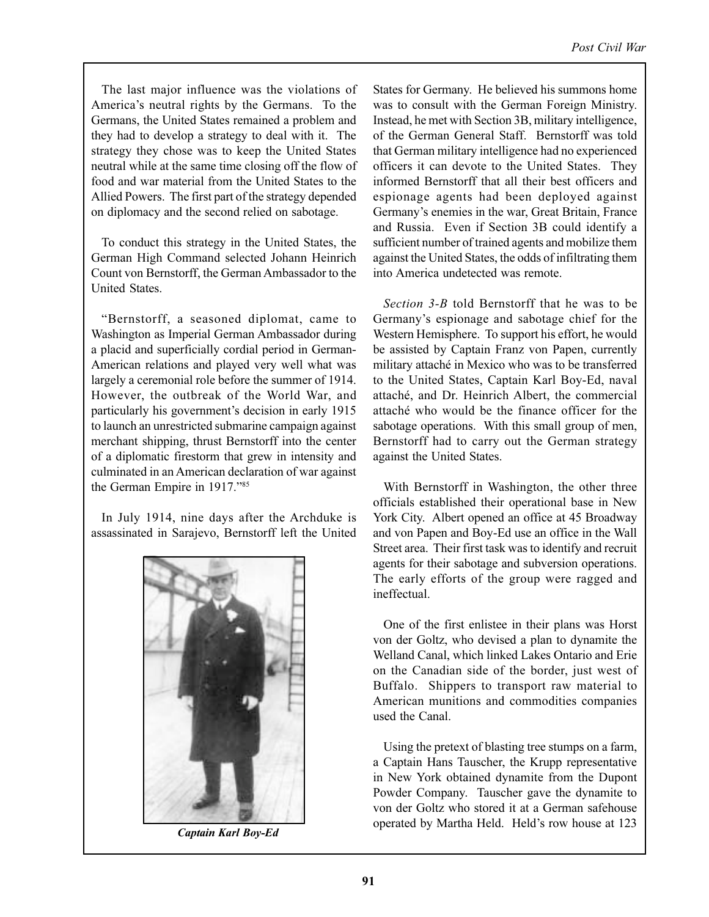The last major influence was the violations of America's neutral rights by the Germans. To the Germans, the United States remained a problem and they had to develop a strategy to deal with it. The strategy they chose was to keep the United States neutral while at the same time closing off the flow of food and war material from the United States to the Allied Powers. The first part of the strategy depended on diplomacy and the second relied on sabotage.

To conduct this strategy in the United States, the German High Command selected Johann Heinrich Count von Bernstorff, the German Ambassador to the United States.

"Bernstorff, a seasoned diplomat, came to Washington as Imperial German Ambassador during a placid and superficially cordial period in German-American relations and played very well what was largely a ceremonial role before the summer of 1914. However, the outbreak of the World War, and particularly his government's decision in early 1915 to launch an unrestricted submarine campaign against merchant shipping, thrust Bernstorff into the center of a diplomatic firestorm that grew in intensity and culminated in an American declaration of war against the German Empire in 1917."[85]

In July 1914, nine days after the Archduke is assassinated in Sarajevo, Bernstorff left the United States for Germany. He believed his summons home was to consult with the German Foreign Ministry. Instead, he met with Section 3B, military intelligence, of the German General Staff. Bernstorff was told that German military intelligence had no experienced officers it can devote to the United States. They informed Bernstorff that all their best officers and espionage agents had been deployed against Germany's enemies in the war, Great Britain, France and Russia. Even if Section 3B could identify a sufficient number of trained agents and mobilize them against the United States, the odds of infiltrating them into America undetected was remote.

***Captain Karl Boy-Ed***

*Section 3-B* told Bernstorff that he was to be Germany's espionage and sabotage chief for the Western Hemisphere. To support his effort, he would be assisted by Captain Franz von Papen, currently military attaché in Mexico who was to be transferred to the United States, Captain Karl Boy-Ed, naval attaché, and Dr. Heinrich Albert, the commercial attaché who would be the finance officer for the sabotage operations. With this small group of men, Bernstorff had to carry out the German strategy against the United States.

With Bernstorff in Washington, the other three officials established their operational base in New York City. Albert opened an office at 45 Broadway and von Papen and Boy-Ed use an office in the Wall Street area. Their first task was to identify and recruit agents for their sabotage and subversion operations. The early efforts of the group were ragged and ineffectual.

One of the first enlistee in their plans was Horst von der Goltz, who devised a plan to dynamite the Welland Canal, which linked Lakes Ontario and Erie on the Canadian side of the border, just west of Buffalo. Shippers to transport raw material to American munitions and commodities companies used the Canal.

Using the pretext of blasting tree stumps on a farm, a Captain Hans Tauscher, the Krupp representative in New York obtained dynamite from the Dupont Powder Company. Tauscher gave the dynamite to von der Goltz who stored it at a German safehouse operated by Martha Held. Held's row house at 123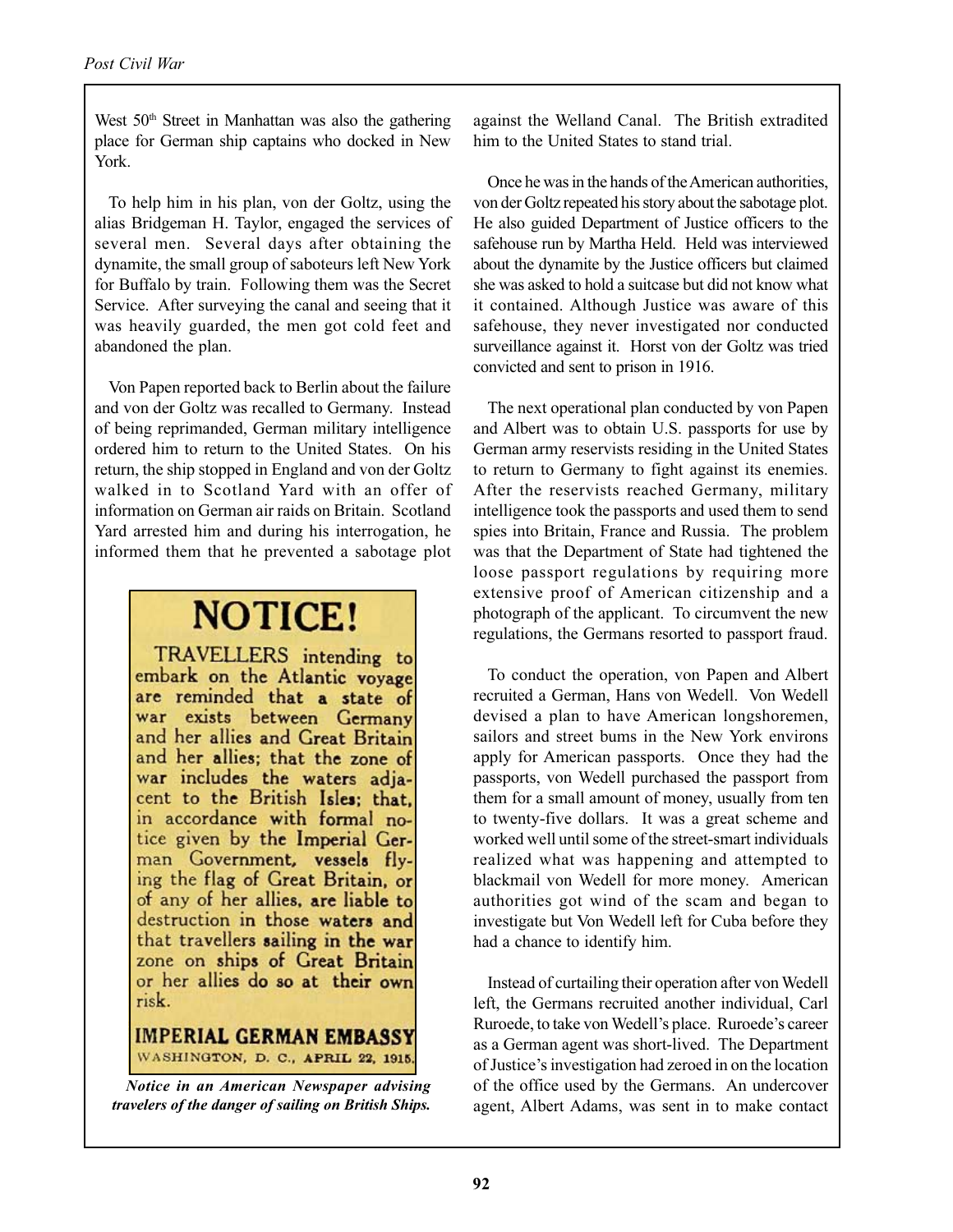West 50th Street in Manhattan was also the gathering place for German ship captains who docked in New York.

To help him in his plan, von der Goltz, using the alias Bridgeman H. Taylor, engaged the services of several men. Several days after obtaining the dynamite, the small group of saboteurs left New York for Buffalo by train. Following them was the Secret Service. After surveying the canal and seeing that it was heavily guarded, the men got cold feet and abandoned the plan.

Von Papen reported back to Berlin about the failure and von der Goltz was recalled to Germany. Instead of being reprimanded, German military intelligence ordered him to return to the United States. On his return, the ship stopped in England and von der Goltz walked in to Scotland Yard with an offer of information on German air raids on Britain. Scotland Yard arrested him and during his interrogation, he informed them that he prevented a sabotage plot against the Welland Canal. The British extradited him to the United States to stand trial.

**NOTICE!**

TRAVELLERS intending to embark on the Atlantic voyage are reminded that a state of war exists between Germany and her allies and Great Britain and her allies; that the zone of war includes the waters adjacent to the British Isles; that, in accordance with formal notice given by the Imperial German Government, vessels flying the flag of Great Britain, or of any of her allies, are liable to destruction in those waters and that travellers sailing in the war zone on ships of Great Britain or her allies do so at their own risk.

**IMPERIAL GERMAN EMBASSY**
WASHINGTON, D. C., APRIL 22, 1915.

***Notice in an American Newspaper advising travelers of the danger of sailing on British Ships.***

Once he was in the hands of the American authorities, von der Goltz repeated his story about the sabotage plot. He also guided Department of Justice officers to the safehouse run by Martha Held. Held was interviewed about the dynamite by the Justice officers but claimed she was asked to hold a suitcase but did not know what it contained. Although Justice was aware of this safehouse, they never investigated nor conducted surveillance against it. Horst von der Goltz was tried convicted and sent to prison in 1916.

The next operational plan conducted by von Papen and Albert was to obtain U.S. passports for use by German army reservists residing in the United States to return to Germany to fight against its enemies. After the reservists reached Germany, military intelligence took the passports and used them to send spies into Britain, France and Russia. The problem was that the Department of State had tightened the loose passport regulations by requiring more extensive proof of American citizenship and a photograph of the applicant. To circumvent the new regulations, the Germans resorted to passport fraud.

To conduct the operation, von Papen and Albert recruited a German, Hans von Wedell. Von Wedell devised a plan to have American longshoremen, sailors and street bums in the New York environs apply for American passports. Once they had the passports, von Wedell purchased the passport from them for a small amount of money, usually from ten to twenty-five dollars. It was a great scheme and worked well until some of the street-smart individuals realized what was happening and attempted to blackmail von Wedell for more money. American authorities got wind of the scam and began to investigate but Von Wedell left for Cuba before they had a chance to identify him.

Instead of curtailing their operation after von Wedell left, the Germans recruited another individual, Carl Ruroede, to take von Wedell's place. Ruroede's career as a German agent was short-lived. The Department of Justice's investigation had zeroed in on the location of the office used by the Germans. An undercover agent, Albert Adams, was sent in to make contact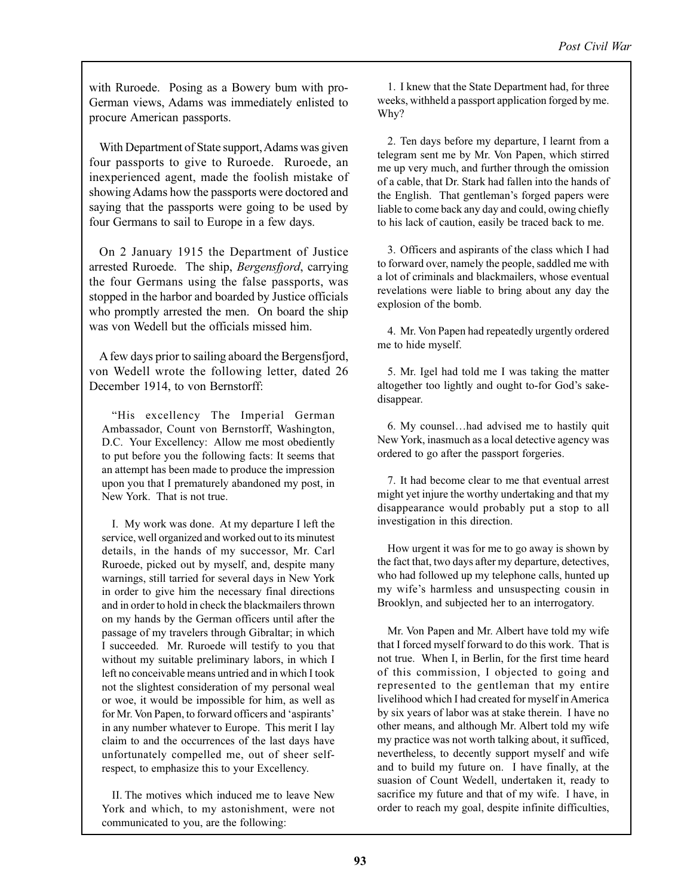with Ruroede. Posing as a Bowery bum with pro-German views, Adams was immediately enlisted to procure American passports.

With Department of State support, Adams was given four passports to give to Ruroede. Ruroede, an inexperienced agent, made the foolish mistake of showing Adams how the passports were doctored and saying that the passports were going to be used by four Germans to sail to Europe in a few days.

On 2 January 1915 the Department of Justice arrested Ruroede. The ship, *Bergensfjord*, carrying the four Germans using the false passports, was stopped in the harbor and boarded by Justice officials who promptly arrested the men. On board the ship was von Wedell but the officials missed him.

A few days prior to sailing aboard the Bergensfjord, von Wedell wrote the following letter, dated 26 December 1914, to von Bernstorff:

"His excellency The Imperial German Ambassador, Count von Bernstorff, Washington, D.C. Your Excellency: Allow me most obediently to put before you the following facts: It seems that an attempt has been made to produce the impression upon you that I prematurely abandoned my post, in New York. That is not true.

I. My work was done. At my departure I left the service, well organized and worked out to its minutest details, in the hands of my successor, Mr. Carl Ruroede, picked out by myself, and, despite many warnings, still tarried for several days in New York in order to give him the necessary final directions and in order to hold in check the blackmailers thrown on my hands by the German officers until after the passage of my travelers through Gibraltar; in which I succeeded. Mr. Ruroede will testify to you that without my suitable preliminary labors, in which I left no conceivable means untried and in which I took not the slightest consideration of my personal weal or woe, it would be impossible for him, as well as for Mr. Von Papen, to forward officers and 'aspirants' in any number whatever to Europe. This merit I lay claim to and the occurrences of the last days have unfortunately compelled me, out of sheer self-respect, to emphasize this to your Excellency.

II. The motives which induced me to leave New York and which, to my astonishment, were not communicated to you, are the following:

1. I knew that the State Department had, for three weeks, withheld a passport application forged by me. Why?

2. Ten days before my departure, I learnt from a telegram sent me by Mr. Von Papen, which stirred me up very much, and further through the omission of a cable, that Dr. Stark had fallen into the hands of the English. That gentleman's forged papers were liable to come back any day and could, owing chiefly to his lack of caution, easily be traced back to me.

3. Officers and aspirants of the class which I had to forward over, namely the people, saddled me with a lot of criminals and blackmailers, whose eventual revelations were liable to bring about any day the explosion of the bomb.

4. Mr. Von Papen had repeatedly urgently ordered me to hide myself.

5. Mr. Igel had told me I was taking the matter altogether too lightly and ought to-for God's sake-disappear.

6. My counsel…had advised me to hastily quit New York, inasmuch as a local detective agency was ordered to go after the passport forgeries.

7. It had become clear to me that eventual arrest might yet injure the worthy undertaking and that my disappearance would probably put a stop to all investigation in this direction.

How urgent it was for me to go away is shown by the fact that, two days after my departure, detectives, who had followed up my telephone calls, hunted up my wife's harmless and unsuspecting cousin in Brooklyn, and subjected her to an interrogatory.

Mr. Von Papen and Mr. Albert have told my wife that I forced myself forward to do this work. That is not true. When I, in Berlin, for the first time heard of this commission, I objected to going and represented to the gentleman that my entire livelihood which I had created for myself in America by six years of labor was at stake therein. I have no other means, and although Mr. Albert told my wife my practice was not worth talking about, it sufficed, nevertheless, to decently support myself and wife and to build my future on. I have finally, at the suasion of Count Wedell, undertaken it, ready to sacrifice my future and that of my wife. I have, in order to reach my goal, despite infinite difficulties,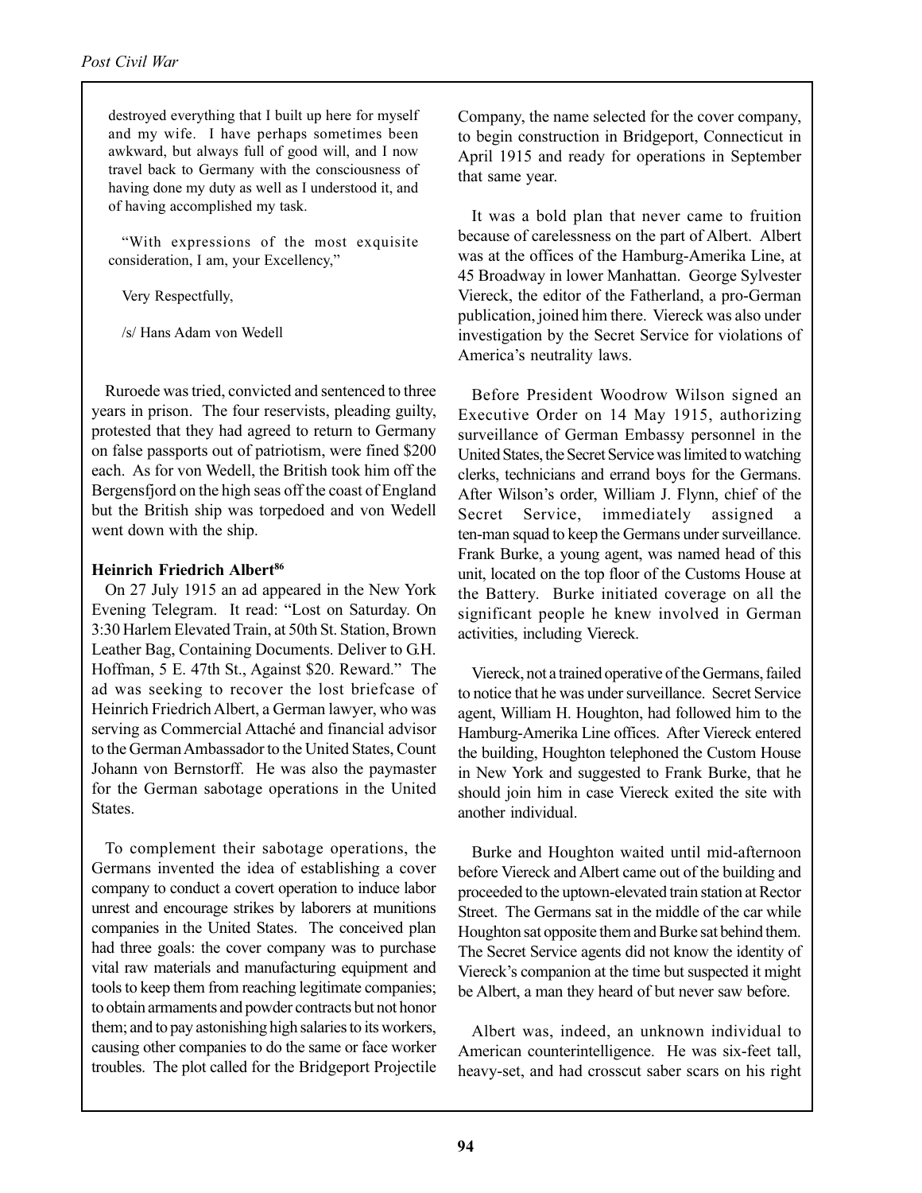destroyed everything that I built up here for myself and my wife. I have perhaps sometimes been awkward, but always full of good will, and I now travel back to Germany with the consciousness of having done my duty as well as I understood it, and of having accomplished my task.

"With expressions of the most exquisite consideration, I am, your Excellency,"

Very Respectfully,

/s/ Hans Adam von Wedell

Ruroede was tried, convicted and sentenced to three years in prison. The four reservists, pleading guilty, protested that they had agreed to return to Germany on false passports out of patriotism, were fined $200 each. As for von Wedell, the British took him off the Bergensfjord on the high seas off the coast of England but the British ship was torpedoed and von Wedell went down with the ship.

**Heinrich Friedrich Albert[86]**

On 27 July 1915 an ad appeared in the New York Evening Telegram. It read: "Lost on Saturday. On 3:30 Harlem Elevated Train, at 50th St. Station, Brown Leather Bag, Containing Documents. Deliver to G.H. Hoffman, 5 E. 47th St., Against $20. Reward." The ad was seeking to recover the lost briefcase of Heinrich Friedrich Albert, a German lawyer, who was serving as Commercial Attaché and financial advisor to the German Ambassador to the United States, Count Johann von Bernstorff. He was also the paymaster for the German sabotage operations in the United States.

To complement their sabotage operations, the Germans invented the idea of establishing a cover company to conduct a covert operation to induce labor unrest and encourage strikes by laborers at munitions companies in the United States. The conceived plan had three goals: the cover company was to purchase vital raw materials and manufacturing equipment and tools to keep them from reaching legitimate companies; to obtain armaments and powder contracts but not honor them; and to pay astonishing high salaries to its workers, causing other companies to do the same or face worker troubles. The plot called for the Bridgeport Projectile Company, the name selected for the cover company, to begin construction in Bridgeport, Connecticut in April 1915 and ready for operations in September that same year.

It was a bold plan that never came to fruition because of carelessness on the part of Albert. Albert was at the offices of the Hamburg-Amerika Line, at 45 Broadway in lower Manhattan. George Sylvester Viereck, the editor of the Fatherland, a pro-German publication, joined him there. Viereck was also under investigation by the Secret Service for violations of America's neutrality laws.

Before President Woodrow Wilson signed an Executive Order on 14 May 1915, authorizing surveillance of German Embassy personnel in the United States, the Secret Service was limited to watching clerks, technicians and errand boys for the Germans. After Wilson's order, William J. Flynn, chief of the Secret Service, immediately assigned a ten-man squad to keep the Germans under surveillance. Frank Burke, a young agent, was named head of this unit, located on the top floor of the Customs House at the Battery. Burke initiated coverage on all the significant people he knew involved in German activities, including Viereck.

Viereck, not a trained operative of the Germans, failed to notice that he was under surveillance. Secret Service agent, William H. Houghton, had followed him to the Hamburg-Amerika Line offices. After Viereck entered the building, Houghton telephoned the Custom House in New York and suggested to Frank Burke, that he should join him in case Viereck exited the site with another individual.

Burke and Houghton waited until mid-afternoon before Viereck and Albert came out of the building and proceeded to the uptown-elevated train station at Rector Street. The Germans sat in the middle of the car while Houghton sat opposite them and Burke sat behind them. The Secret Service agents did not know the identity of Viereck's companion at the time but suspected it might be Albert, a man they heard of but never saw before.

Albert was, indeed, an unknown individual to American counterintelligence. He was six-feet tall, heavy-set, and had crosscut saber scars on his right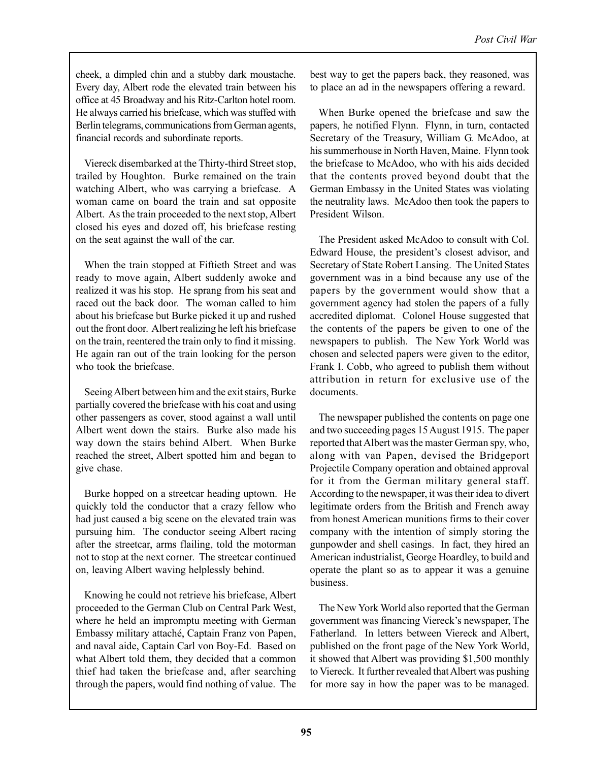cheek, a dimpled chin and a stubby dark moustache. Every day, Albert rode the elevated train between his office at 45 Broadway and his Ritz-Carlton hotel room. He always carried his briefcase, which was stuffed with Berlin telegrams, communications from German agents, financial records and subordinate reports.

Viereck disembarked at the Thirty-third Street stop, trailed by Houghton. Burke remained on the train watching Albert, who was carrying a briefcase. A woman came on board the train and sat opposite Albert. As the train proceeded to the next stop, Albert closed his eyes and dozed off, his briefcase resting on the seat against the wall of the car.

When the train stopped at Fiftieth Street and was ready to move again, Albert suddenly awoke and realized it was his stop. He sprang from his seat and raced out the back door. The woman called to him about his briefcase but Burke picked it up and rushed out the front door. Albert realizing he left his briefcase on the train, reentered the train only to find it missing. He again ran out of the train looking for the person who took the briefcase.

Seeing Albert between him and the exit stairs, Burke partially covered the briefcase with his coat and using other passengers as cover, stood against a wall until Albert went down the stairs. Burke also made his way down the stairs behind Albert. When Burke reached the street, Albert spotted him and began to give chase.

Burke hopped on a streetcar heading uptown. He quickly told the conductor that a crazy fellow who had just caused a big scene on the elevated train was pursuing him. The conductor seeing Albert racing after the streetcar, arms flailing, told the motorman not to stop at the next corner. The streetcar continued on, leaving Albert waving helplessly behind.

Knowing he could not retrieve his briefcase, Albert proceeded to the German Club on Central Park West, where he held an impromptu meeting with German Embassy military attaché, Captain Franz von Papen, and naval aide, Captain Carl von Boy-Ed. Based on what Albert told them, they decided that a common thief had taken the briefcase and, after searching through the papers, would find nothing of value. The best way to get the papers back, they reasoned, was to place an ad in the newspapers offering a reward.

When Burke opened the briefcase and saw the papers, he notified Flynn. Flynn, in turn, contacted Secretary of the Treasury, William G. McAdoo, at his summerhouse in North Haven, Maine. Flynn took the briefcase to McAdoo, who with his aids decided that the contents proved beyond doubt that the German Embassy in the United States was violating the neutrality laws. McAdoo then took the papers to President Wilson.

The President asked McAdoo to consult with Col. Edward House, the president's closest advisor, and Secretary of State Robert Lansing. The United States government was in a bind because any use of the papers by the government would show that a government agency had stolen the papers of a fully accredited diplomat. Colonel House suggested that the contents of the papers be given to one of the newspapers to publish. The New York World was chosen and selected papers were given to the editor, Frank I. Cobb, who agreed to publish them without attribution in return for exclusive use of the documents.

The newspaper published the contents on page one and two succeeding pages 15 August 1915. The paper reported that Albert was the master German spy, who, along with van Papen, devised the Bridgeport Projectile Company operation and obtained approval for it from the German military general staff. According to the newspaper, it was their idea to divert legitimate orders from the British and French away from honest American munitions firms to their cover company with the intention of simply storing the gunpowder and shell casings. In fact, they hired an American industrialist, George Hoardley, to build and operate the plant so as to appear it was a genuine business.

The New York World also reported that the German government was financing Viereck's newspaper, The Fatherland. In letters between Viereck and Albert, published on the front page of the New York World, it showed that Albert was providing $1,500 monthly to Viereck. It further revealed that Albert was pushing for more say in how the paper was to be managed.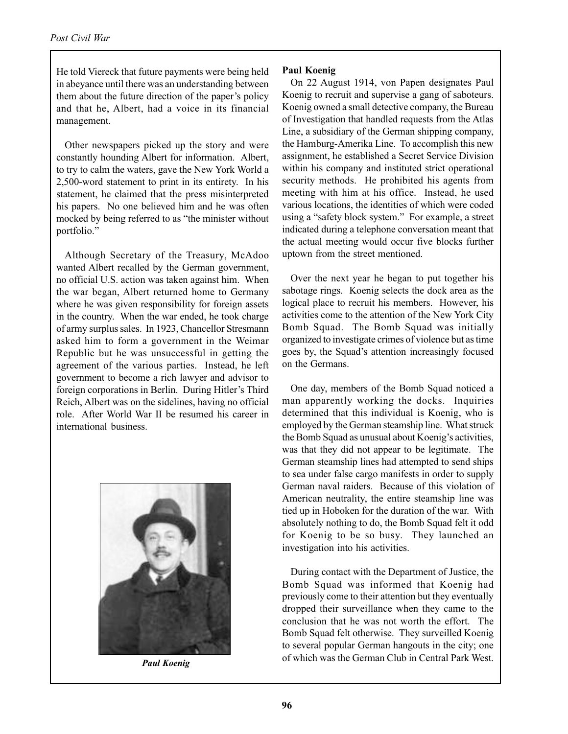He told Viereck that future payments were being held in abeyance until there was an understanding between them about the future direction of the paper's policy and that he, Albert, had a voice in its financial management.

Other newspapers picked up the story and were constantly hounding Albert for information. Albert, to try to calm the waters, gave the New York World a 2,500-word statement to print in its entirety. In his statement, he claimed that the press misinterpreted his papers. No one believed him and he was often mocked by being referred to as "the minister without portfolio."

Although Secretary of the Treasury, McAdoo wanted Albert recalled by the German government, no official U.S. action was taken against him. When the war began, Albert returned home to Germany where he was given responsibility for foreign assets in the country. When the war ended, he took charge of army surplus sales. In 1923, Chancellor Stresmann asked him to form a government in the Weimar Republic but he was unsuccessful in getting the agreement of the various parties. Instead, he left government to become a rich lawyer and advisor to foreign corporations in Berlin. During Hitler's Third Reich, Albert was on the sidelines, having no official role. After World War II be resumed his career in international business.

***Paul Koenig***

**Paul Koenig**

On 22 August 1914, von Papen designates Paul Koenig to recruit and supervise a gang of saboteurs. Koenig owned a small detective company, the Bureau of Investigation that handled requests from the Atlas Line, a subsidiary of the German shipping company, the Hamburg-Amerika Line. To accomplish this new assignment, he established a Secret Service Division within his company and instituted strict operational security methods. He prohibited his agents from meeting with him at his office. Instead, he used various locations, the identities of which were coded using a "safety block system." For example, a street indicated during a telephone conversation meant that the actual meeting would occur five blocks further uptown from the street mentioned.

Over the next year he began to put together his sabotage rings. Koenig selects the dock area as the logical place to recruit his members. However, his activities come to the attention of the New York City Bomb Squad. The Bomb Squad was initially organized to investigate crimes of violence but as time goes by, the Squad's attention increasingly focused on the Germans.

One day, members of the Bomb Squad noticed a man apparently working the docks. Inquiries determined that this individual is Koenig, who is employed by the German steamship line. What struck the Bomb Squad as unusual about Koenig's activities, was that they did not appear to be legitimate. The German steamship lines had attempted to send ships to sea under false cargo manifests in order to supply German naval raiders. Because of this violation of American neutrality, the entire steamship line was tied up in Hoboken for the duration of the war. With absolutely nothing to do, the Bomb Squad felt it odd for Koenig to be so busy. They launched an investigation into his activities.

During contact with the Department of Justice, the Bomb Squad was informed that Koenig had previously come to their attention but they eventually dropped their surveillance when they came to the conclusion that he was not worth the effort. The Bomb Squad felt otherwise. They surveilled Koenig to several popular German hangouts in the city; one of which was the German Club in Central Park West.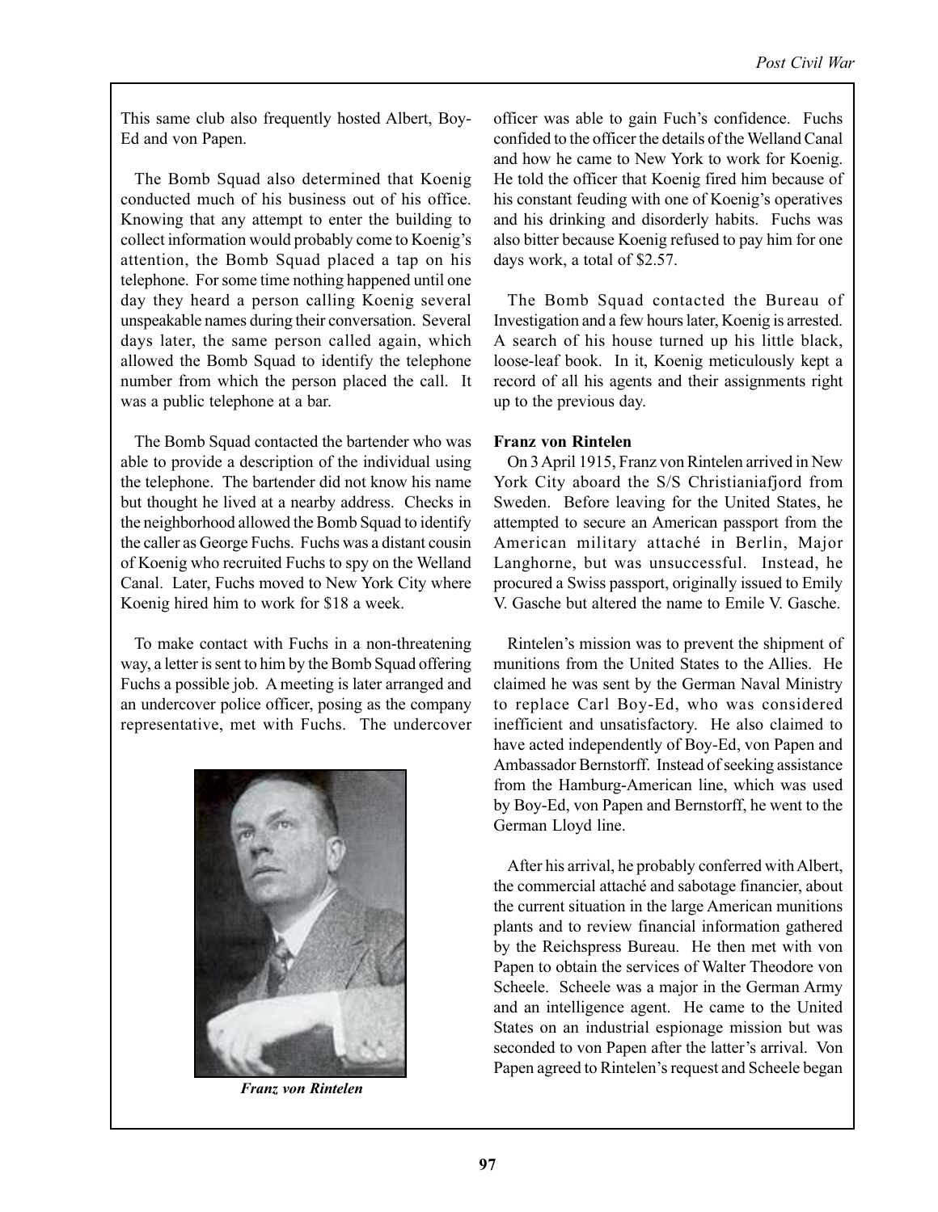This same club also frequently hosted Albert, Boy-Ed and von Papen.

The Bomb Squad also determined that Koenig conducted much of his business out of his office. Knowing that any attempt to enter the building to collect information would probably come to Koenig's attention, the Bomb Squad placed a tap on his telephone. For some time nothing happened until one day they heard a person calling Koenig several unspeakable names during their conversation. Several days later, the same person called again, which allowed the Bomb Squad to identify the telephone number from which the person placed the call. It was a public telephone at a bar.

The Bomb Squad contacted the bartender who was able to provide a description of the individual using the telephone. The bartender did not know his name but thought he lived at a nearby address. Checks in the neighborhood allowed the Bomb Squad to identify the caller as George Fuchs. Fuchs was a distant cousin of Koenig who recruited Fuchs to spy on the Welland Canal. Later, Fuchs moved to New York City where Koenig hired him to work for $18 a week.

To make contact with Fuchs in a non-threatening way, a letter is sent to him by the Bomb Squad offering Fuchs a possible job. A meeting is later arranged and an undercover police officer, posing as the company representative, met with Fuchs. The undercover officer was able to gain Fuch's confidence. Fuchs confided to the officer the details of the Welland Canal and how he came to New York to work for Koenig. He told the officer that Koenig fired him because of his constant feuding with one of Koenig's operatives and his drinking and disorderly habits. Fuchs was also bitter because Koenig refused to pay him for one days work, a total of $2.57.

The Bomb Squad contacted the Bureau of Investigation and a few hours later, Koenig is arrested. A search of his house turned up his little black, loose-leaf book. In it, Koenig meticulously kept a record of all his agents and their assignments right up to the previous day.

*Franz von Rintelen*

**Franz von Rintelen**

On 3 April 1915, Franz von Rintelen arrived in New York City aboard the S/S Christianiafjord from Sweden. Before leaving for the United States, he attempted to secure an American passport from the American military attaché in Berlin, Major Langhorne, but was unsuccessful. Instead, he procured a Swiss passport, originally issued to Emily V. Gasche but altered the name to Emile V. Gasche.

Rintelen's mission was to prevent the shipment of munitions from the United States to the Allies. He claimed he was sent by the German Naval Ministry to replace Carl Boy-Ed, who was considered inefficient and unsatisfactory. He also claimed to have acted independently of Boy-Ed, von Papen and Ambassador Bernstorff. Instead of seeking assistance from the Hamburg-American line, which was used by Boy-Ed, von Papen and Bernstorff, he went to the German Lloyd line.

After his arrival, he probably conferred with Albert, the commercial attaché and sabotage financier, about the current situation in the large American munitions plants and to review financial information gathered by the Reichspress Bureau. He then met with von Papen to obtain the services of Walter Theodore von Scheele. Scheele was a major in the German Army and an intelligence agent. He came to the United States on an industrial espionage mission but was seconded to von Papen after the latter's arrival. Von Papen agreed to Rintelen's request and Scheele began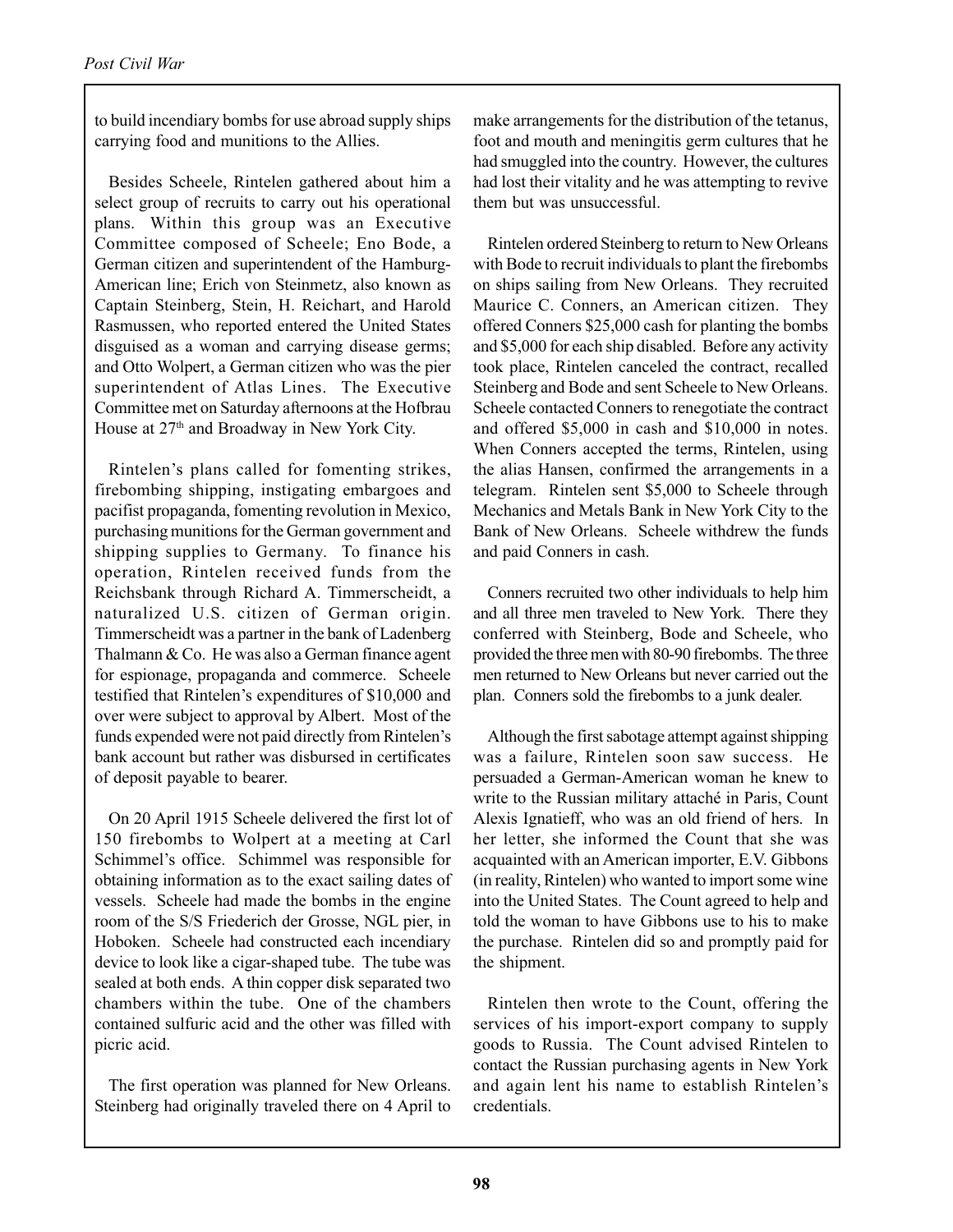to build incendiary bombs for use abroad supply ships carrying food and munitions to the Allies.

Besides Scheele, Rintelen gathered about him a select group of recruits to carry out his operational plans. Within this group was an Executive Committee composed of Scheele; Eno Bode, a German citizen and superintendent of the Hamburg-American line; Erich von Steinmetz, also known as Captain Steinberg, Stein, H. Reichart, and Harold Rasmussen, who reported entered the United States disguised as a woman and carrying disease germs; and Otto Wolpert, a German citizen who was the pier superintendent of Atlas Lines. The Executive Committee met on Saturday afternoons at the Hofbrau House at 27th and Broadway in New York City.

Rintelen's plans called for fomenting strikes, firebombing shipping, instigating embargoes and pacifist propaganda, fomenting revolution in Mexico, purchasing munitions for the German government and shipping supplies to Germany. To finance his operation, Rintelen received funds from the Reichsbank through Richard A. Timmerscheidt, a naturalized U.S. citizen of German origin. Timmerscheidt was a partner in the bank of Ladenberg Thalmann & Co. He was also a German finance agent for espionage, propaganda and commerce. Scheele testified that Rintelen's expenditures of $10,000 and over were subject to approval by Albert. Most of the funds expended were not paid directly from Rintelen's bank account but rather was disbursed in certificates of deposit payable to bearer.

On 20 April 1915 Scheele delivered the first lot of 150 firebombs to Wolpert at a meeting at Carl Schimmel's office. Schimmel was responsible for obtaining information as to the exact sailing dates of vessels. Scheele had made the bombs in the engine room of the S/S Friederich der Grosse, NGL pier, in Hoboken. Scheele had constructed each incendiary device to look like a cigar-shaped tube. The tube was sealed at both ends. A thin copper disk separated two chambers within the tube. One of the chambers contained sulfuric acid and the other was filled with picric acid.

The first operation was planned for New Orleans. Steinberg had originally traveled there on 4 April to make arrangements for the distribution of the tetanus, foot and mouth and meningitis germ cultures that he had smuggled into the country. However, the cultures had lost their vitality and he was attempting to revive them but was unsuccessful.

Rintelen ordered Steinberg to return to New Orleans with Bode to recruit individuals to plant the firebombs on ships sailing from New Orleans. They recruited Maurice C. Conners, an American citizen. They offered Conners $25,000 cash for planting the bombs and $5,000 for each ship disabled. Before any activity took place, Rintelen canceled the contract, recalled Steinberg and Bode and sent Scheele to New Orleans. Scheele contacted Conners to renegotiate the contract and offered $5,000 in cash and $10,000 in notes. When Conners accepted the terms, Rintelen, using the alias Hansen, confirmed the arrangements in a telegram. Rintelen sent $5,000 to Scheele through Mechanics and Metals Bank in New York City to the Bank of New Orleans. Scheele withdrew the funds and paid Conners in cash.

Conners recruited two other individuals to help him and all three men traveled to New York. There they conferred with Steinberg, Bode and Scheele, who provided the three men with 80-90 firebombs. The three men returned to New Orleans but never carried out the plan. Conners sold the firebombs to a junk dealer.

Although the first sabotage attempt against shipping was a failure, Rintelen soon saw success. He persuaded a German-American woman he knew to write to the Russian military attaché in Paris, Count Alexis Ignatieff, who was an old friend of hers. In her letter, she informed the Count that she was acquainted with an American importer, E.V. Gibbons (in reality, Rintelen) who wanted to import some wine into the United States. The Count agreed to help and told the woman to have Gibbons use to his to make the purchase. Rintelen did so and promptly paid for the shipment.

Rintelen then wrote to the Count, offering the services of his import-export company to supply goods to Russia. The Count advised Rintelen to contact the Russian purchasing agents in New York and again lent his name to establish Rintelen's credentials.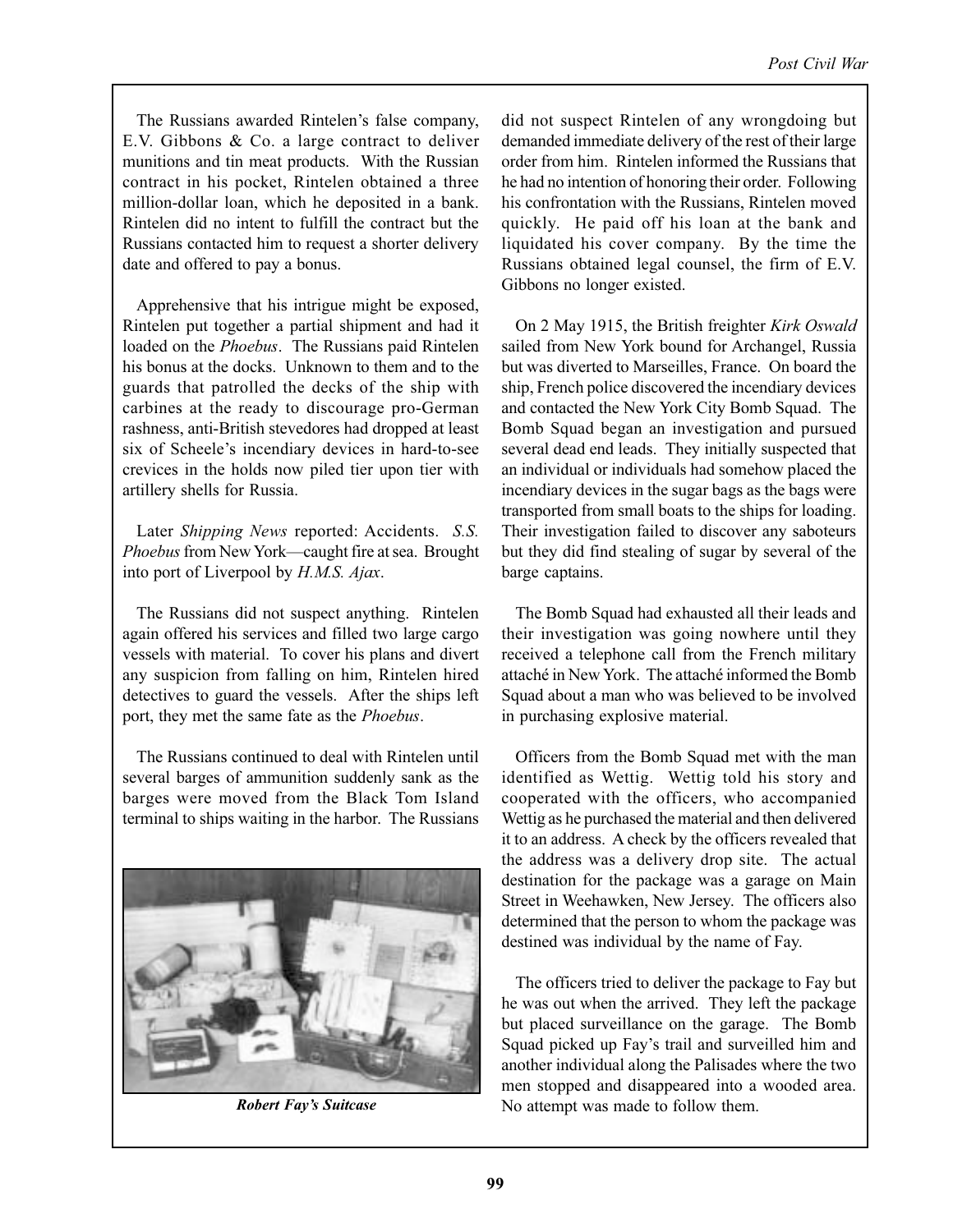The Russians awarded Rintelen's false company, E.V. Gibbons & Co. a large contract to deliver munitions and tin meat products. With the Russian contract in his pocket, Rintelen obtained a three million-dollar loan, which he deposited in a bank. Rintelen did no intent to fulfill the contract but the Russians contacted him to request a shorter delivery date and offered to pay a bonus.

Apprehensive that his intrigue might be exposed, Rintelen put together a partial shipment and had it loaded on the *Phoebus*. The Russians paid Rintelen his bonus at the docks. Unknown to them and to the guards that patrolled the decks of the ship with carbines at the ready to discourage pro-German rashness, anti-British stevedores had dropped at least six of Scheele's incendiary devices in hard-to-see crevices in the holds now piled tier upon tier with artillery shells for Russia.

Later *Shipping News* reported: Accidents. *S.S. Phoebus* from New York—caught fire at sea. Brought into port of Liverpool by *H.M.S. Ajax*.

The Russians did not suspect anything. Rintelen again offered his services and filled two large cargo vessels with material. To cover his plans and divert any suspicion from falling on him, Rintelen hired detectives to guard the vessels. After the ships left port, they met the same fate as the *Phoebus*.

The Russians continued to deal with Rintelen until several barges of ammunition suddenly sank as the barges were moved from the Black Tom Island terminal to ships waiting in the harbor. The Russians did not suspect Rintelen of any wrongdoing but demanded immediate delivery of the rest of their large order from him. Rintelen informed the Russians that he had no intention of honoring their order. Following his confrontation with the Russians, Rintelen moved quickly. He paid off his loan at the bank and liquidated his cover company. By the time the Russians obtained legal counsel, the firm of E.V. Gibbons no longer existed.

***Robert Fay's Suitcase***

On 2 May 1915, the British freighter *Kirk Oswald* sailed from New York bound for Archangel, Russia but was diverted to Marseilles, France. On board the ship, French police discovered the incendiary devices and contacted the New York City Bomb Squad. The Bomb Squad began an investigation and pursued several dead end leads. They initially suspected that an individual or individuals had somehow placed the incendiary devices in the sugar bags as the bags were transported from small boats to the ships for loading. Their investigation failed to discover any saboteurs but they did find stealing of sugar by several of the barge captains.

The Bomb Squad had exhausted all their leads and their investigation was going nowhere until they received a telephone call from the French military attaché in New York. The attaché informed the Bomb Squad about a man who was believed to be involved in purchasing explosive material.

Officers from the Bomb Squad met with the man identified as Wettig. Wettig told his story and cooperated with the officers, who accompanied Wettig as he purchased the material and then delivered it to an address. A check by the officers revealed that the address was a delivery drop site. The actual destination for the package was a garage on Main Street in Weehawken, New Jersey. The officers also determined that the person to whom the package was destined was individual by the name of Fay.

The officers tried to deliver the package to Fay but he was out when the arrived. They left the package but placed surveillance on the garage. The Bomb Squad picked up Fay's trail and surveilled him and another individual along the Palisades where the two men stopped and disappeared into a wooded area. No attempt was made to follow them.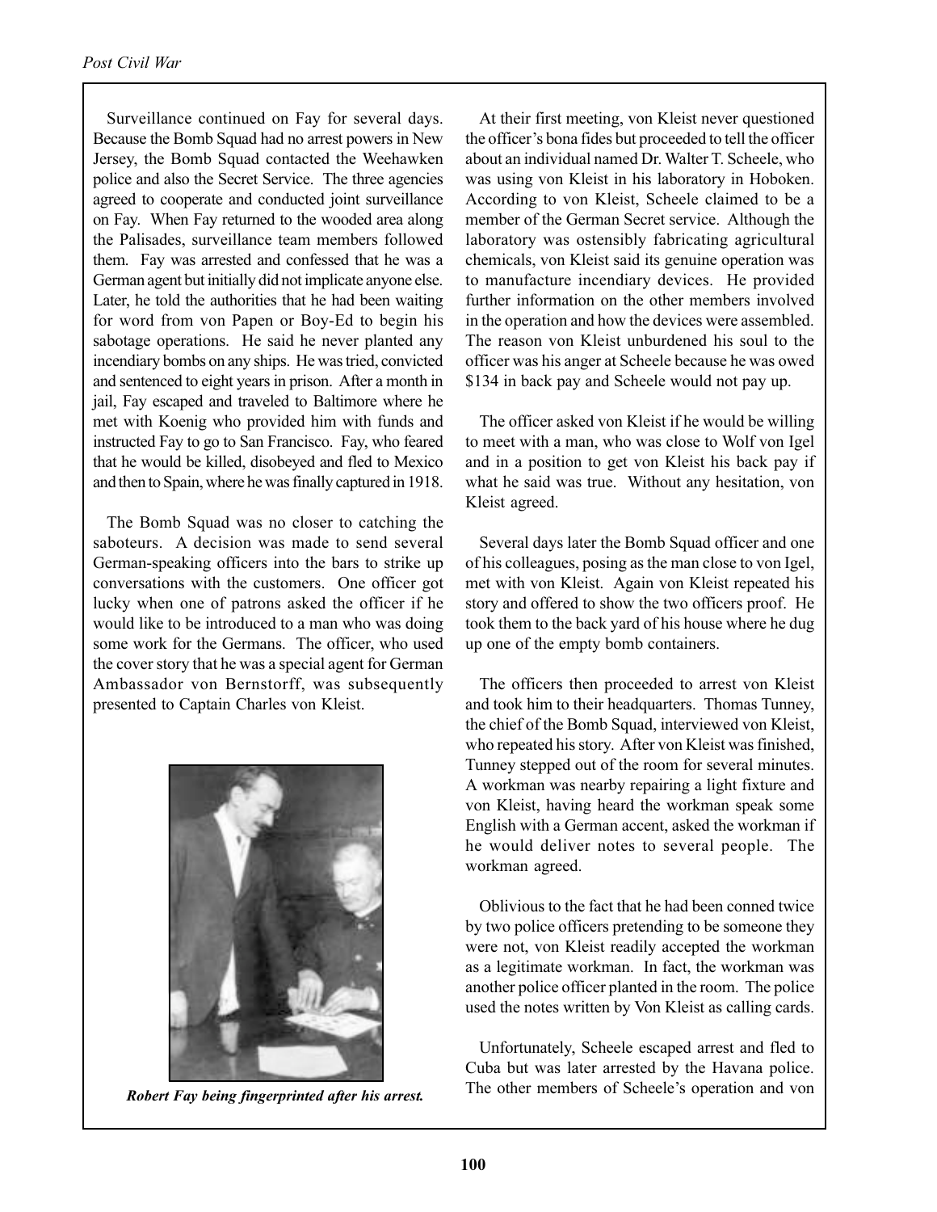Surveillance continued on Fay for several days. Because the Bomb Squad had no arrest powers in New Jersey, the Bomb Squad contacted the Weehawken police and also the Secret Service. The three agencies agreed to cooperate and conducted joint surveillance on Fay. When Fay returned to the wooded area along the Palisades, surveillance team members followed them. Fay was arrested and confessed that he was a German agent but initially did not implicate anyone else. Later, he told the authorities that he had been waiting for word from von Papen or Boy-Ed to begin his sabotage operations. He said he never planted any incendiary bombs on any ships. He was tried, convicted and sentenced to eight years in prison. After a month in jail, Fay escaped and traveled to Baltimore where he met with Koenig who provided him with funds and instructed Fay to go to San Francisco. Fay, who feared that he would be killed, disobeyed and fled to Mexico and then to Spain, where he was finally captured in 1918.

The Bomb Squad was no closer to catching the saboteurs. A decision was made to send several German-speaking officers into the bars to strike up conversations with the customers. One officer got lucky when one of patrons asked the officer if he would like to be introduced to a man who was doing some work for the Germans. The officer, who used the cover story that he was a special agent for German Ambassador von Bernstorff, was subsequently presented to Captain Charles von Kleist.

*Robert Fay being fingerprinted after his arrest.*

At their first meeting, von Kleist never questioned the officer's bona fides but proceeded to tell the officer about an individual named Dr. Walter T. Scheele, who was using von Kleist in his laboratory in Hoboken. According to von Kleist, Scheele claimed to be a member of the German Secret service. Although the laboratory was ostensibly fabricating agricultural chemicals, von Kleist said its genuine operation was to manufacture incendiary devices. He provided further information on the other members involved in the operation and how the devices were assembled. The reason von Kleist unburdened his soul to the officer was his anger at Scheele because he was owed $134 in back pay and Scheele would not pay up.

The officer asked von Kleist if he would be willing to meet with a man, who was close to Wolf von Igel and in a position to get von Kleist his back pay if what he said was true. Without any hesitation, von Kleist agreed.

Several days later the Bomb Squad officer and one of his colleagues, posing as the man close to von Igel, met with von Kleist. Again von Kleist repeated his story and offered to show the two officers proof. He took them to the back yard of his house where he dug up one of the empty bomb containers.

The officers then proceeded to arrest von Kleist and took him to their headquarters. Thomas Tunney, the chief of the Bomb Squad, interviewed von Kleist, who repeated his story. After von Kleist was finished, Tunney stepped out of the room for several minutes. A workman was nearby repairing a light fixture and von Kleist, having heard the workman speak some English with a German accent, asked the workman if he would deliver notes to several people. The workman agreed.

Oblivious to the fact that he had been conned twice by two police officers pretending to be someone they were not, von Kleist readily accepted the workman as a legitimate workman. In fact, the workman was another police officer planted in the room. The police used the notes written by Von Kleist as calling cards.

Unfortunately, Scheele escaped arrest and fled to Cuba but was later arrested by the Havana police. The other members of Scheele's operation and von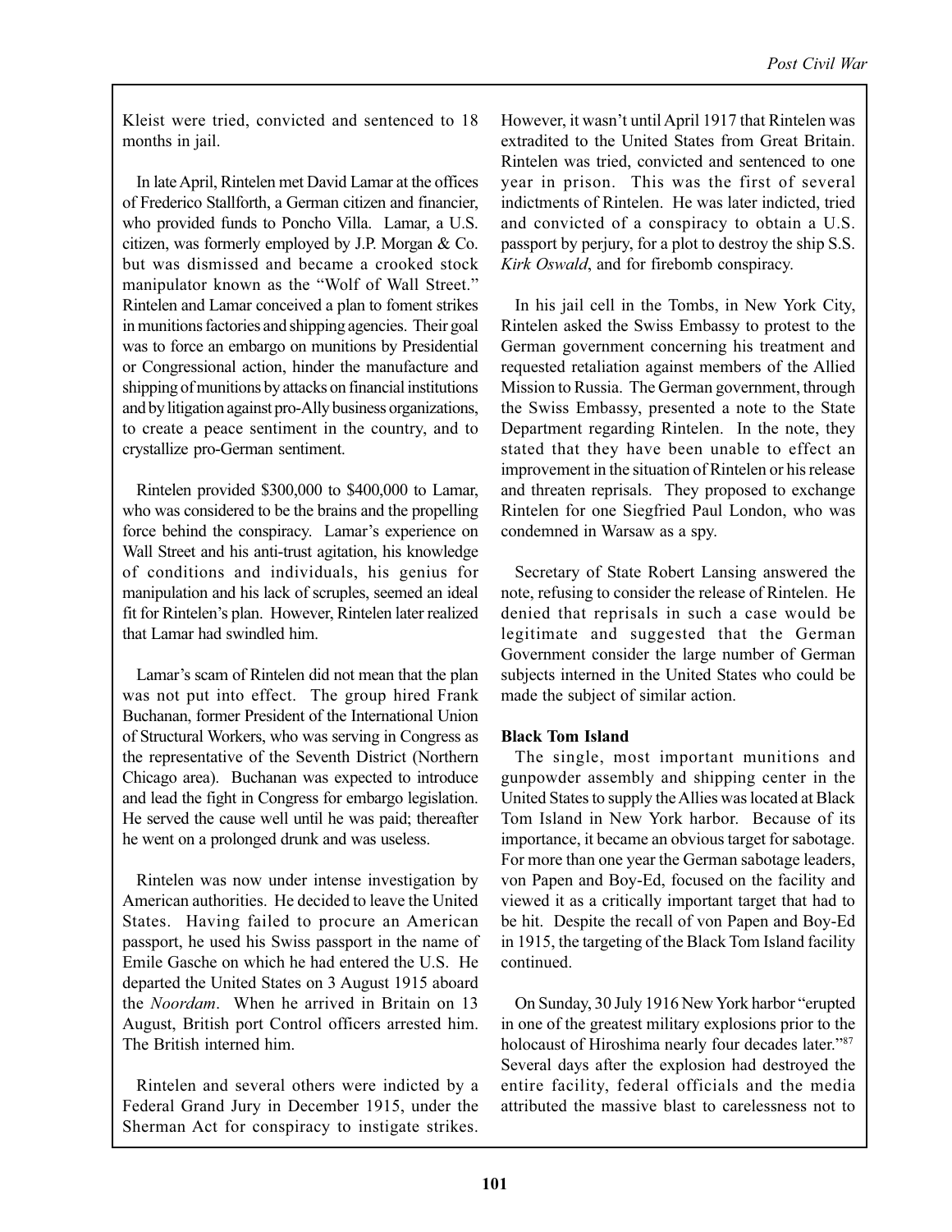Kleist were tried, convicted and sentenced to 18 months in jail.

In late April, Rintelen met David Lamar at the offices of Frederico Stallforth, a German citizen and financier, who provided funds to Poncho Villa. Lamar, a U.S. citizen, was formerly employed by J.P. Morgan & Co. but was dismissed and became a crooked stock manipulator known as the "Wolf of Wall Street." Rintelen and Lamar conceived a plan to foment strikes in munitions factories and shipping agencies. Their goal was to force an embargo on munitions by Presidential or Congressional action, hinder the manufacture and shipping of munitions by attacks on financial institutions and by litigation against pro-Ally business organizations, to create a peace sentiment in the country, and to crystallize pro-German sentiment.

Rintelen provided $300,000 to $400,000 to Lamar, who was considered to be the brains and the propelling force behind the conspiracy. Lamar's experience on Wall Street and his anti-trust agitation, his knowledge of conditions and individuals, his genius for manipulation and his lack of scruples, seemed an ideal fit for Rintelen's plan. However, Rintelen later realized that Lamar had swindled him.

Lamar's scam of Rintelen did not mean that the plan was not put into effect. The group hired Frank Buchanan, former President of the International Union of Structural Workers, who was serving in Congress as the representative of the Seventh District (Northern Chicago area). Buchanan was expected to introduce and lead the fight in Congress for embargo legislation. He served the cause well until he was paid; thereafter he went on a prolonged drunk and was useless.

Rintelen was now under intense investigation by American authorities. He decided to leave the United States. Having failed to procure an American passport, he used his Swiss passport in the name of Emile Gasche on which he had entered the U.S. He departed the United States on 3 August 1915 aboard the *Noordam*. When he arrived in Britain on 13 August, British port Control officers arrested him. The British interned him.

Rintelen and several others were indicted by a Federal Grand Jury in December 1915, under the Sherman Act for conspiracy to instigate strikes. However, it wasn't until April 1917 that Rintelen was extradited to the United States from Great Britain. Rintelen was tried, convicted and sentenced to one year in prison. This was the first of several indictments of Rintelen. He was later indicted, tried and convicted of a conspiracy to obtain a U.S. passport by perjury, for a plot to destroy the ship S.S. *Kirk Oswald*, and for firebomb conspiracy.

In his jail cell in the Tombs, in New York City, Rintelen asked the Swiss Embassy to protest to the German government concerning his treatment and requested retaliation against members of the Allied Mission to Russia. The German government, through the Swiss Embassy, presented a note to the State Department regarding Rintelen. In the note, they stated that they have been unable to effect an improvement in the situation of Rintelen or his release and threaten reprisals. They proposed to exchange Rintelen for one Siegfried Paul London, who was condemned in Warsaw as a spy.

Secretary of State Robert Lansing answered the note, refusing to consider the release of Rintelen. He denied that reprisals in such a case would be legitimate and suggested that the German Government consider the large number of German subjects interned in the United States who could be made the subject of similar action.

**Black Tom Island**

The single, most important munitions and gunpowder assembly and shipping center in the United States to supply the Allies was located at Black Tom Island in New York harbor. Because of its importance, it became an obvious target for sabotage. For more than one year the German sabotage leaders, von Papen and Boy-Ed, focused on the facility and viewed it as a critically important target that had to be hit. Despite the recall of von Papen and Boy-Ed in 1915, the targeting of the Black Tom Island facility continued.

On Sunday, 30 July 1916 New York harbor "erupted in one of the greatest military explosions prior to the holocaust of Hiroshima nearly four decades later."[87] Several days after the explosion had destroyed the entire facility, federal officials and the media attributed the massive blast to carelessness not to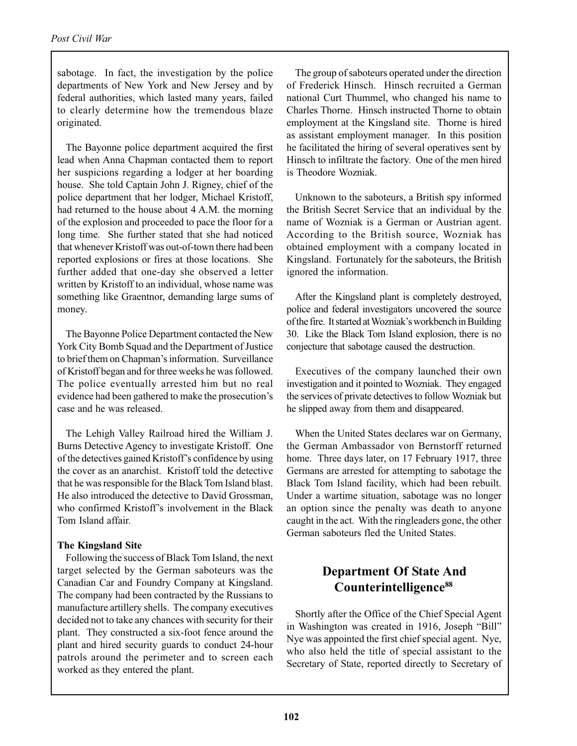sabotage. In fact, the investigation by the police departments of New York and New Jersey and by federal authorities, which lasted many years, failed to clearly determine how the tremendous blaze originated.

The Bayonne police department acquired the first lead when Anna Chapman contacted them to report her suspicions regarding a lodger at her boarding house. She told Captain John J. Rigney, chief of the police department that her lodger, Michael Kristoff, had returned to the house about 4 A.M. the morning of the explosion and proceeded to pace the floor for a long time. She further stated that she had noticed that whenever Kristoff was out-of-town there had been reported explosions or fires at those locations. She further added that one-day she observed a letter written by Kristoff to an individual, whose name was something like Graentnor, demanding large sums of money.

The Bayonne Police Department contacted the New York City Bomb Squad and the Department of Justice to brief them on Chapman's information. Surveillance of Kristoff began and for three weeks he was followed. The police eventually arrested him but no real evidence had been gathered to make the prosecution's case and he was released.

The Lehigh Valley Railroad hired the William J. Burns Detective Agency to investigate Kristoff. One of the detectives gained Kristoff's confidence by using the cover as an anarchist. Kristoff told the detective that he was responsible for the Black Tom Island blast. He also introduced the detective to David Grossman, who confirmed Kristoff's involvement in the Black Tom Island affair.

**The Kingsland Site**

Following the success of Black Tom Island, the next target selected by the German saboteurs was the Canadian Car and Foundry Company at Kingsland. The company had been contracted by the Russians to manufacture artillery shells. The company executives decided not to take any chances with security for their plant. They constructed a six-foot fence around the plant and hired security guards to conduct 24-hour patrols around the perimeter and to screen each worked as they entered the plant.

The group of saboteurs operated under the direction of Frederick Hinsch. Hinsch recruited a German national Curt Thummel, who changed his name to Charles Thorne. Hinsch instructed Thorne to obtain employment at the Kingsland site. Thorne is hired as assistant employment manager. In this position he facilitated the hiring of several operatives sent by Hinsch to infiltrate the factory. One of the men hired is Theodore Wozniak.

Unknown to the saboteurs, a British spy informed the British Secret Service that an individual by the name of Wozniak is a German or Austrian agent. According to the British source, Wozniak has obtained employment with a company located in Kingsland. Fortunately for the saboteurs, the British ignored the information.

After the Kingsland plant is completely destroyed, police and federal investigators uncovered the source of the fire. It started at Wozniak's workbench in Building 30. Like the Black Tom Island explosion, there is no conjecture that sabotage caused the destruction.

Executives of the company launched their own investigation and it pointed to Wozniak. They engaged the services of private detectives to follow Wozniak but he slipped away from them and disappeared.

When the United States declares war on Germany, the German Ambassador von Bernstorff returned home. Three days later, on 17 February 1917, three Germans are arrested for attempting to sabotage the Black Tom Island facility, which had been rebuilt. Under a wartime situation, sabotage was no longer an option since the penalty was death to anyone caught in the act. With the ringleaders gone, the other German saboteurs fled the United States.

## Department Of State And Counterintelligence[88]

Shortly after the Office of the Chief Special Agent in Washington was created in 1916, Joseph "Bill" Nye was appointed the first chief special agent. Nye, who also held the title of special assistant to the Secretary of State, reported directly to Secretary of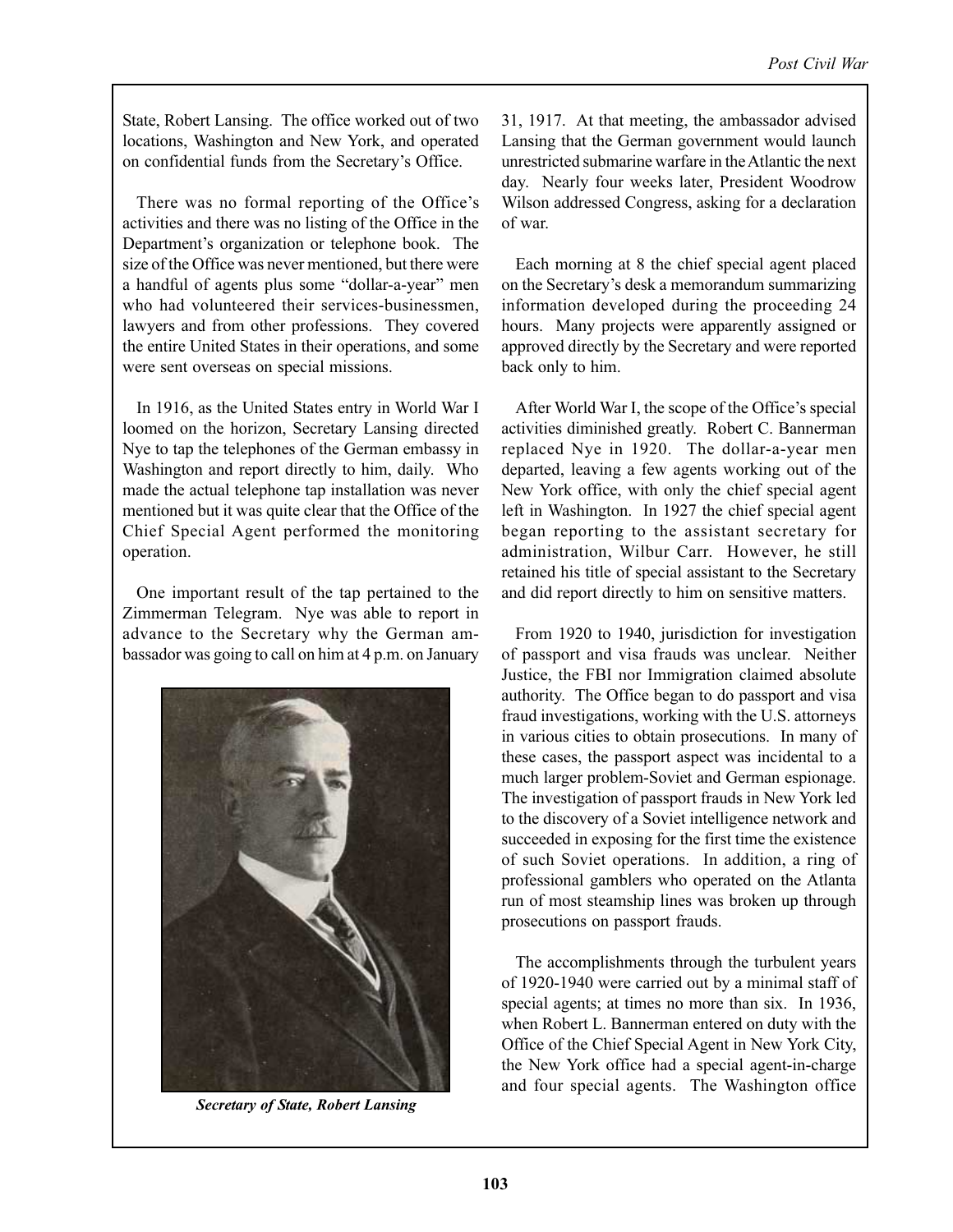State, Robert Lansing. The office worked out of two locations, Washington and New York, and operated on confidential funds from the Secretary's Office.

There was no formal reporting of the Office's activities and there was no listing of the Office in the Department's organization or telephone book. The size of the Office was never mentioned, but there were a handful of agents plus some "dollar-a-year" men who had volunteered their services-businessmen, lawyers and from other professions. They covered the entire United States in their operations, and some were sent overseas on special missions.

In 1916, as the United States entry in World War I loomed on the horizon, Secretary Lansing directed Nye to tap the telephones of the German embassy in Washington and report directly to him, daily. Who made the actual telephone tap installation was never mentioned but it was quite clear that the Office of the Chief Special Agent performed the monitoring operation.

One important result of the tap pertained to the Zimmerman Telegram. Nye was able to report in advance to the Secretary why the German ambassador was going to call on him at 4 p.m. on January 31, 1917. At that meeting, the ambassador advised Lansing that the German government would launch unrestricted submarine warfare in the Atlantic the next day. Nearly four weeks later, President Woodrow Wilson addressed Congress, asking for a declaration of war.

*Secretary of State, Robert Lansing*

Each morning at 8 the chief special agent placed on the Secretary's desk a memorandum summarizing information developed during the proceeding 24 hours. Many projects were apparently assigned or approved directly by the Secretary and were reported back only to him.

After World War I, the scope of the Office's special activities diminished greatly. Robert C. Bannerman replaced Nye in 1920. The dollar-a-year men departed, leaving a few agents working out of the New York office, with only the chief special agent left in Washington. In 1927 the chief special agent began reporting to the assistant secretary for administration, Wilbur Carr. However, he still retained his title of special assistant to the Secretary and did report directly to him on sensitive matters.

From 1920 to 1940, jurisdiction for investigation of passport and visa frauds was unclear. Neither Justice, the FBI nor Immigration claimed absolute authority. The Office began to do passport and visa fraud investigations, working with the U.S. attorneys in various cities to obtain prosecutions. In many of these cases, the passport aspect was incidental to a much larger problem-Soviet and German espionage. The investigation of passport frauds in New York led to the discovery of a Soviet intelligence network and succeeded in exposing for the first time the existence of such Soviet operations. In addition, a ring of professional gamblers who operated on the Atlanta run of most steamship lines was broken up through prosecutions on passport frauds.

The accomplishments through the turbulent years of 1920-1940 were carried out by a minimal staff of special agents; at times no more than six. In 1936, when Robert L. Bannerman entered on duty with the Office of the Chief Special Agent in New York City, the New York office had a special agent-in-charge and four special agents. The Washington office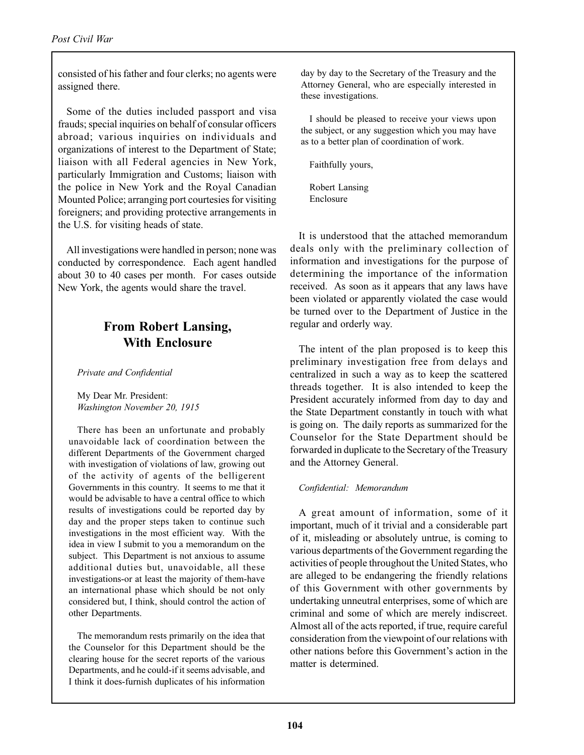consisted of his father and four clerks; no agents were assigned there.

Some of the duties included passport and visa frauds; special inquiries on behalf of consular officers abroad; various inquiries on individuals and organizations of interest to the Department of State; liaison with all Federal agencies in New York, particularly Immigration and Customs; liaison with the police in New York and the Royal Canadian Mounted Police; arranging port courtesies for visiting foreigners; and providing protective arrangements in the U.S. for visiting heads of state.

All investigations were handled in person; none was conducted by correspondence. Each agent handled about 30 to 40 cases per month. For cases outside New York, the agents would share the travel.

## From Robert Lansing, With Enclosure

*Private and Confidential*

My Dear Mr. President:
*Washington November 20, 1915*

There has been an unfortunate and probably unavoidable lack of coordination between the different Departments of the Government charged with investigation of violations of law, growing out of the activity of agents of the belligerent Governments in this country. It seems to me that it would be advisable to have a central office to which results of investigations could be reported day by day and the proper steps taken to continue such investigations in the most efficient way. With the idea in view I submit to you a memorandum on the subject. This Department is not anxious to assume additional duties but, unavoidable, all these investigations-or at least the majority of them-have an international phase which should be not only considered but, I think, should control the action of other Departments.

The memorandum rests primarily on the idea that the Counselor for this Department should be the clearing house for the secret reports of the various Departments, and he could-if it seems advisable, and I think it does-furnish duplicates of his information day by day to the Secretary of the Treasury and the Attorney General, who are especially interested in these investigations.

I should be pleased to receive your views upon the subject, or any suggestion which you may have as to a better plan of coordination of work.

Faithfully yours,

Robert Lansing
Enclosure

It is understood that the attached memorandum deals only with the preliminary collection of information and investigations for the purpose of determining the importance of the information received. As soon as it appears that any laws have been violated or apparently violated the case would be turned over to the Department of Justice in the regular and orderly way.

The intent of the plan proposed is to keep this preliminary investigation free from delays and centralized in such a way as to keep the scattered threads together. It is also intended to keep the President accurately informed from day to day and the State Department constantly in touch with what is going on. The daily reports as summarized for the Counselor for the State Department should be forwarded in duplicate to the Secretary of the Treasury and the Attorney General.

*Confidential: Memorandum*

A great amount of information, some of it important, much of it trivial and a considerable part of it, misleading or absolutely untrue, is coming to various departments of the Government regarding the activities of people throughout the United States, who are alleged to be endangering the friendly relations of this Government with other governments by undertaking unneutral enterprises, some of which are criminal and some of which are merely indiscreet. Almost all of the acts reported, if true, require careful consideration from the viewpoint of our relations with other nations before this Government's action in the matter is determined.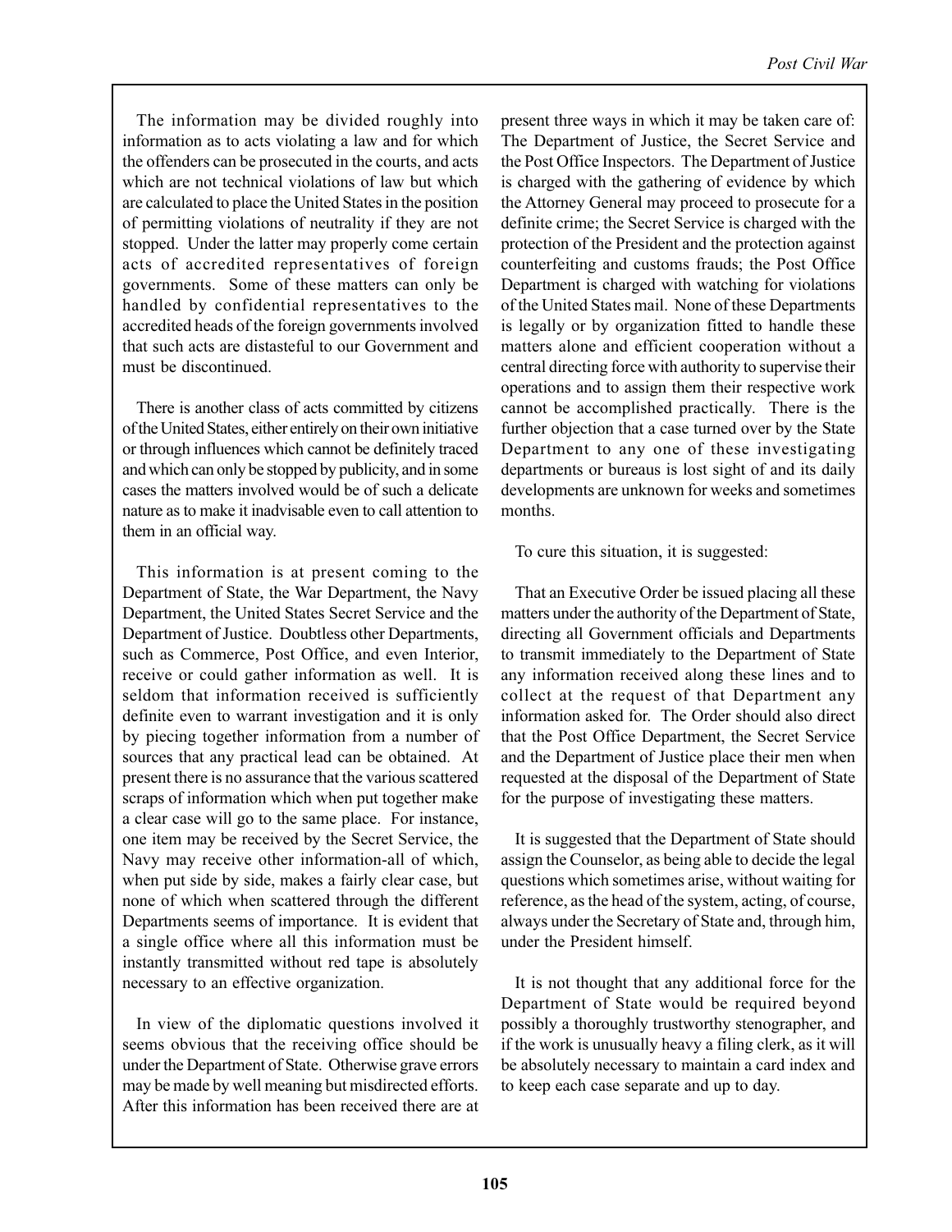The information may be divided roughly into information as to acts violating a law and for which the offenders can be prosecuted in the courts, and acts which are not technical violations of law but which are calculated to place the United States in the position of permitting violations of neutrality if they are not stopped. Under the latter may properly come certain acts of accredited representatives of foreign governments. Some of these matters can only be handled by confidential representatives to the accredited heads of the foreign governments involved that such acts are distasteful to our Government and must be discontinued.

There is another class of acts committed by citizens of the United States, either entirely on their own initiative or through influences which cannot be definitely traced and which can only be stopped by publicity, and in some cases the matters involved would be of such a delicate nature as to make it inadvisable even to call attention to them in an official way.

This information is at present coming to the Department of State, the War Department, the Navy Department, the United States Secret Service and the Department of Justice. Doubtless other Departments, such as Commerce, Post Office, and even Interior, receive or could gather information as well. It is seldom that information received is sufficiently definite even to warrant investigation and it is only by piecing together information from a number of sources that any practical lead can be obtained. At present there is no assurance that the various scattered scraps of information which when put together make a clear case will go to the same place. For instance, one item may be received by the Secret Service, the Navy may receive other information-all of which, when put side by side, makes a fairly clear case, but none of which when scattered through the different Departments seems of importance. It is evident that a single office where all this information must be instantly transmitted without red tape is absolutely necessary to an effective organization.

In view of the diplomatic questions involved it seems obvious that the receiving office should be under the Department of State. Otherwise grave errors may be made by well meaning but misdirected efforts. After this information has been received there are at present three ways in which it may be taken care of: The Department of Justice, the Secret Service and the Post Office Inspectors. The Department of Justice is charged with the gathering of evidence by which the Attorney General may proceed to prosecute for a definite crime; the Secret Service is charged with the protection of the President and the protection against counterfeiting and customs frauds; the Post Office Department is charged with watching for violations of the United States mail. None of these Departments is legally or by organization fitted to handle these matters alone and efficient cooperation without a central directing force with authority to supervise their operations and to assign them their respective work cannot be accomplished practically. There is the further objection that a case turned over by the State Department to any one of these investigating departments or bureaus is lost sight of and its daily developments are unknown for weeks and sometimes months.

To cure this situation, it is suggested:

That an Executive Order be issued placing all these matters under the authority of the Department of State, directing all Government officials and Departments to transmit immediately to the Department of State any information received along these lines and to collect at the request of that Department any information asked for. The Order should also direct that the Post Office Department, the Secret Service and the Department of Justice place their men when requested at the disposal of the Department of State for the purpose of investigating these matters.

It is suggested that the Department of State should assign the Counselor, as being able to decide the legal questions which sometimes arise, without waiting for reference, as the head of the system, acting, of course, always under the Secretary of State and, through him, under the President himself.

It is not thought that any additional force for the Department of State would be required beyond possibly a thoroughly trustworthy stenographer, and if the work is unusually heavy a filing clerk, as it will be absolutely necessary to maintain a card index and to keep each case separate and up to day.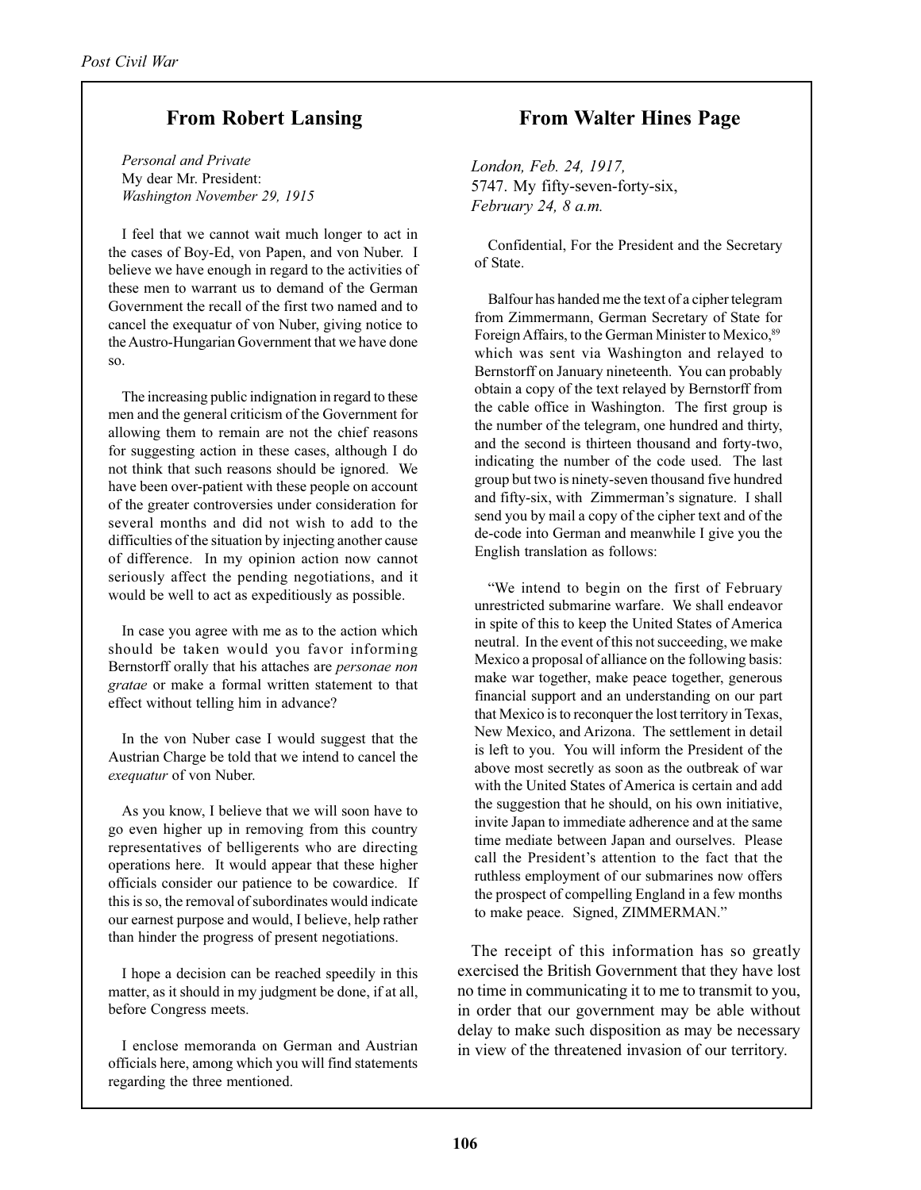## From Robert Lansing

*Personal and Private*
My dear Mr. President:
*Washington November 29, 1915*

I feel that we cannot wait much longer to act in the cases of Boy-Ed, von Papen, and von Nuber. I believe we have enough in regard to the activities of these men to warrant us to demand of the German Government the recall of the first two named and to cancel the exequatur of von Nuber, giving notice to the Austro-Hungarian Government that we have done so.

The increasing public indignation in regard to these men and the general criticism of the Government for allowing them to remain are not the chief reasons for suggesting action in these cases, although I do not think that such reasons should be ignored. We have been over-patient with these people on account of the greater controversies under consideration for several months and did not wish to add to the difficulties of the situation by injecting another cause of difference. In my opinion action now cannot seriously affect the pending negotiations, and it would be well to act as expeditiously as possible.

In case you agree with me as to the action which should be taken would you favor informing Bernstorff orally that his attaches are *personae non gratae* or make a formal written statement to that effect without telling him in advance?

In the von Nuber case I would suggest that the Austrian Charge be told that we intend to cancel the *exequatur* of von Nuber.

As you know, I believe that we will soon have to go even higher up in removing from this country representatives of belligerents who are directing operations here. It would appear that these higher officials consider our patience to be cowardice. If this is so, the removal of subordinates would indicate our earnest purpose and would, I believe, help rather than hinder the progress of present negotiations.

I hope a decision can be reached speedily in this matter, as it should in my judgment be done, if at all, before Congress meets.

I enclose memoranda on German and Austrian officials here, among which you will find statements regarding the three mentioned.

## From Walter Hines Page

*London, Feb. 24, 1917,*
5747. My fifty-seven-forty-six,
*February 24, 8 a.m.*

Confidential, For the President and the Secretary of State.

Balfour has handed me the text of a cipher telegram from Zimmermann, German Secretary of State for Foreign Affairs, to the German Minister to Mexico,[89] which was sent via Washington and relayed to Bernstorff on January nineteenth. You can probably obtain a copy of the text relayed by Bernstorff from the cable office in Washington. The first group is the number of the telegram, one hundred and thirty, and the second is thirteen thousand and forty-two, indicating the number of the code used. The last group but two is ninety-seven thousand five hundred and fifty-six, with Zimmerman's signature. I shall send you by mail a copy of the cipher text and of the de-code into German and meanwhile I give you the English translation as follows:

"We intend to begin on the first of February unrestricted submarine warfare. We shall endeavor in spite of this to keep the United States of America neutral. In the event of this not succeeding, we make Mexico a proposal of alliance on the following basis: make war together, make peace together, generous financial support and an understanding on our part that Mexico is to reconquer the lost territory in Texas, New Mexico, and Arizona. The settlement in detail is left to you. You will inform the President of the above most secretly as soon as the outbreak of war with the United States of America is certain and add the suggestion that he should, on his own initiative, invite Japan to immediate adherence and at the same time mediate between Japan and ourselves. Please call the President's attention to the fact that the ruthless employment of our submarines now offers the prospect of compelling England in a few months to make peace. Signed, ZIMMERMAN."

The receipt of this information has so greatly exercised the British Government that they have lost no time in communicating it to me to transmit to you, in order that our government may be able without delay to make such disposition as may be necessary in view of the threatened invasion of our territory.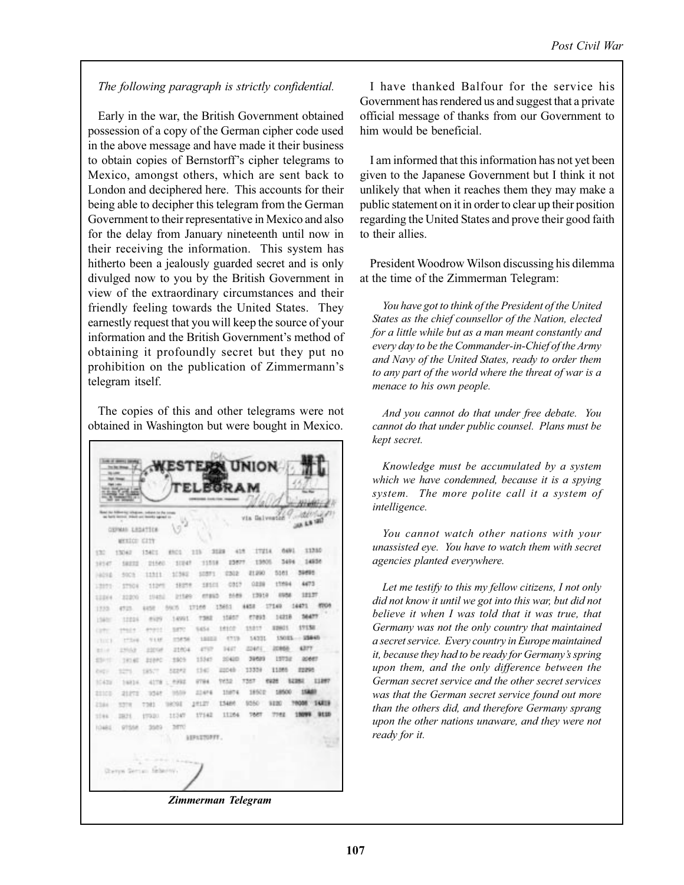*The following paragraph is strictly confidential.*

Early in the war, the British Government obtained possession of a copy of the German cipher code used in the above message and have made it their business to obtain copies of Bernstorff's cipher telegrams to Mexico, amongst others, which are sent back to London and deciphered here. This accounts for their being able to decipher this telegram from the German Government to their representative in Mexico and also for the delay from January nineteenth until now in their receiving the information. This system has hitherto been a jealously guarded secret and is only divulged now to you by the British Government in view of the extraordinary circumstances and their friendly feeling towards the United States. They earnestly request that you will keep the source of your information and the British Government's method of obtaining it profoundly secret but they put no prohibition on the publication of Zimmermann's telegram itself.

The copies of this and other telegrams were not obtained in Washington but were bought in Mexico.

*Zimmerman Telegram*

I have thanked Balfour for the service his Government has rendered us and suggest that a private official message of thanks from our Government to him would be beneficial.

I am informed that this information has not yet been given to the Japanese Government but I think it not unlikely that when it reaches them they may make a public statement on it in order to clear up their position regarding the United States and prove their good faith to their allies.

President Woodrow Wilson discussing his dilemma at the time of the Zimmerman Telegram:

> *You have got to think of the President of the United States as the chief counsellor of the Nation, elected for a little while but as a man meant constantly and every day to be the Commander-in-Chief of the Army and Navy of the United States, ready to order them to any part of the world where the threat of war is a menace to his own people.*
>
> *And you cannot do that under free debate. You cannot do that under public counsel. Plans must be kept secret.*
>
> *Knowledge must be accumulated by a system which we have condemned, because it is a spying system. The more polite call it a system of intelligence.*
>
> *You cannot watch other nations with your unassisted eye. You have to watch them with secret agencies planted everywhere.*
>
> *Let me testify to this my fellow citizens, I not only did not know it until we got into this war, but did not believe it when I was told that it was true, that Germany was not the only country that maintained a secret service. Every country in Europe maintained it, because they had to be ready for Germany's spring upon them, and the only difference between the German secret service and the other secret services was that the German secret service found out more than the others did, and therefore Germany sprang upon the other nations unaware, and they were not ready for it.*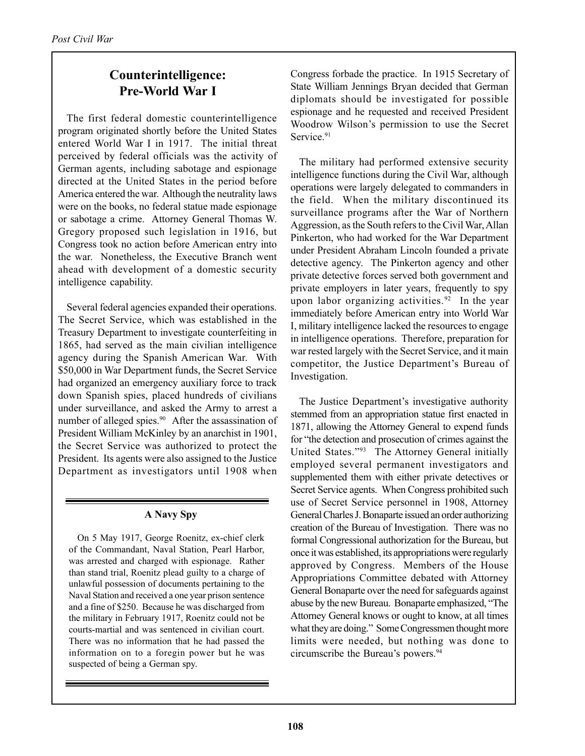## Counterintelligence: Pre-World War I

The first federal domestic counterintelligence program originated shortly before the United States entered World War I in 1917. The initial threat perceived by federal officials was the activity of German agents, including sabotage and espionage directed at the United States in the period before America entered the war. Although the neutrality laws were on the books, no federal statue made espionage or sabotage a crime. Attorney General Thomas W. Gregory proposed such legislation in 1916, but Congress took no action before American entry into the war. Nonetheless, the Executive Branch went ahead with development of a domestic security intelligence capability.

Several federal agencies expanded their operations. The Secret Service, which was established in the Treasury Department to investigate counterfeiting in 1865, had served as the main civilian intelligence agency during the Spanish American War. With $50,000 in War Department funds, the Secret Service had organized an emergency auxiliary force to track down Spanish spies, placed hundreds of civilians under surveillance, and asked the Army to arrest a number of alleged spies.[90] After the assassination of President William McKinley by an anarchist in 1901, the Secret Service was authorized to protect the President. Its agents were also assigned to the Justice Department as investigators until 1908 when Congress forbade the practice. In 1915 Secretary of State William Jennings Bryan decided that German diplomats should be investigated for possible espionage and he requested and received President Woodrow Wilson's permission to use the Secret Service.[91]

The military had performed extensive security intelligence functions during the Civil War, although operations were largely delegated to commanders in the field. When the military discontinued its surveillance programs after the War of Northern Aggression, as the South refers to the Civil War, Allan Pinkerton, who had worked for the War Department under President Abraham Lincoln founded a private detective agency. The Pinkerton agency and other private detective forces served both government and private employers in later years, frequently to spy upon labor organizing activities.[92] In the year immediately before American entry into World War I, military intelligence lacked the resources to engage in intelligence operations. Therefore, preparation for war rested largely with the Secret Service, and it main competitor, the Justice Department's Bureau of Investigation.

The Justice Department's investigative authority stemmed from an appropriation statue first enacted in 1871, allowing the Attorney General to expend funds for "the detection and prosecution of crimes against the United States."[93] The Attorney General initially employed several permanent investigators and supplemented them with either private detectives or Secret Service agents. When Congress prohibited such use of Secret Service personnel in 1908, Attorney General Charles J. Bonaparte issued an order authorizing creation of the Bureau of Investigation. There was no formal Congressional authorization for the Bureau, but once it was established, its appropriations were regularly approved by Congress. Members of the House Appropriations Committee debated with Attorney General Bonaparte over the need for safeguards against abuse by the new Bureau. Bonaparte emphasized, "The Attorney General knows or ought to know, at all times what they are doing." Some Congressmen thought more limits were needed, but nothing was done to circumscribe the Bureau's powers.[94]

---

**A Navy Spy**

On 5 May 1917, George Roenitz, ex-chief clerk of the Commandant, Naval Station, Pearl Harbor, was arrested and charged with espionage. Rather than stand trial, Roenitz plead guilty to a charge of unlawful possession of documents pertaining to the Naval Station and received a one year prison sentence and a fine of $250. Because he was discharged from the military in February 1917, Roenitz could not be courts-martial and was sentenced in civilian court. There was no information that he had passed the information on to a foregin power but he was suspected of being a German spy.

---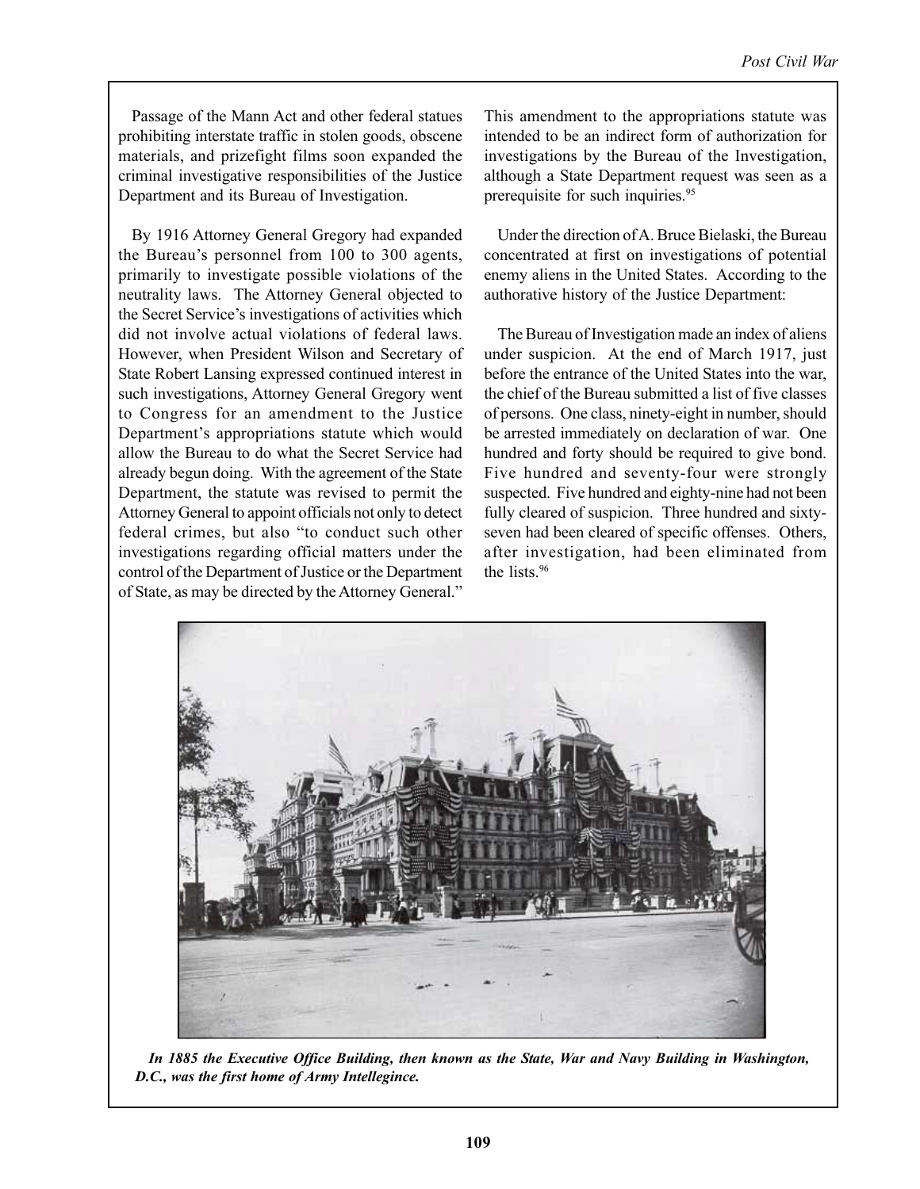Passage of the Mann Act and other federal statues prohibiting interstate traffic in stolen goods, obscene materials, and prizefight films soon expanded the criminal investigative responsibilities of the Justice Department and its Bureau of Investigation.

By 1916 Attorney General Gregory had expanded the Bureau's personnel from 100 to 300 agents, primarily to investigate possible violations of the neutrality laws. The Attorney General objected to the Secret Service's investigations of activities which did not involve actual violations of federal laws. However, when President Wilson and Secretary of State Robert Lansing expressed continued interest in such investigations, Attorney General Gregory went to Congress for an amendment to the Justice Department's appropriations statute which would allow the Bureau to do what the Secret Service had already begun doing. With the agreement of the State Department, the statute was revised to permit the Attorney General to appoint officials not only to detect federal crimes, but also "to conduct such other investigations regarding official matters under the control of the Department of Justice or the Department of State, as may be directed by the Attorney General." This amendment to the appropriations statute was intended to be an indirect form of authorization for investigations by the Bureau of the Investigation, although a State Department request was seen as a prerequisite for such inquiries.[95]

Under the direction of A. Bruce Bielaski, the Bureau concentrated at first on investigations of potential enemy aliens in the United States. According to the authorative history of the Justice Department:

> The Bureau of Investigation made an index of aliens under suspicion. At the end of March 1917, just before the entrance of the United States into the war, the chief of the Bureau submitted a list of five classes of persons. One class, ninety-eight in number, should be arrested immediately on declaration of war. One hundred and forty should be required to give bond. Five hundred and seventy-four were strongly suspected. Five hundred and eighty-nine had not been fully cleared of suspicion. Three hundred and sixty-seven had been cleared of specific offenses. Others, after investigation, had been eliminated from the lists.[96]

***In 1885 the Executive Office Building, then known as the State, War and Navy Building in Washington, D.C., was the first home of Army Intellegince.***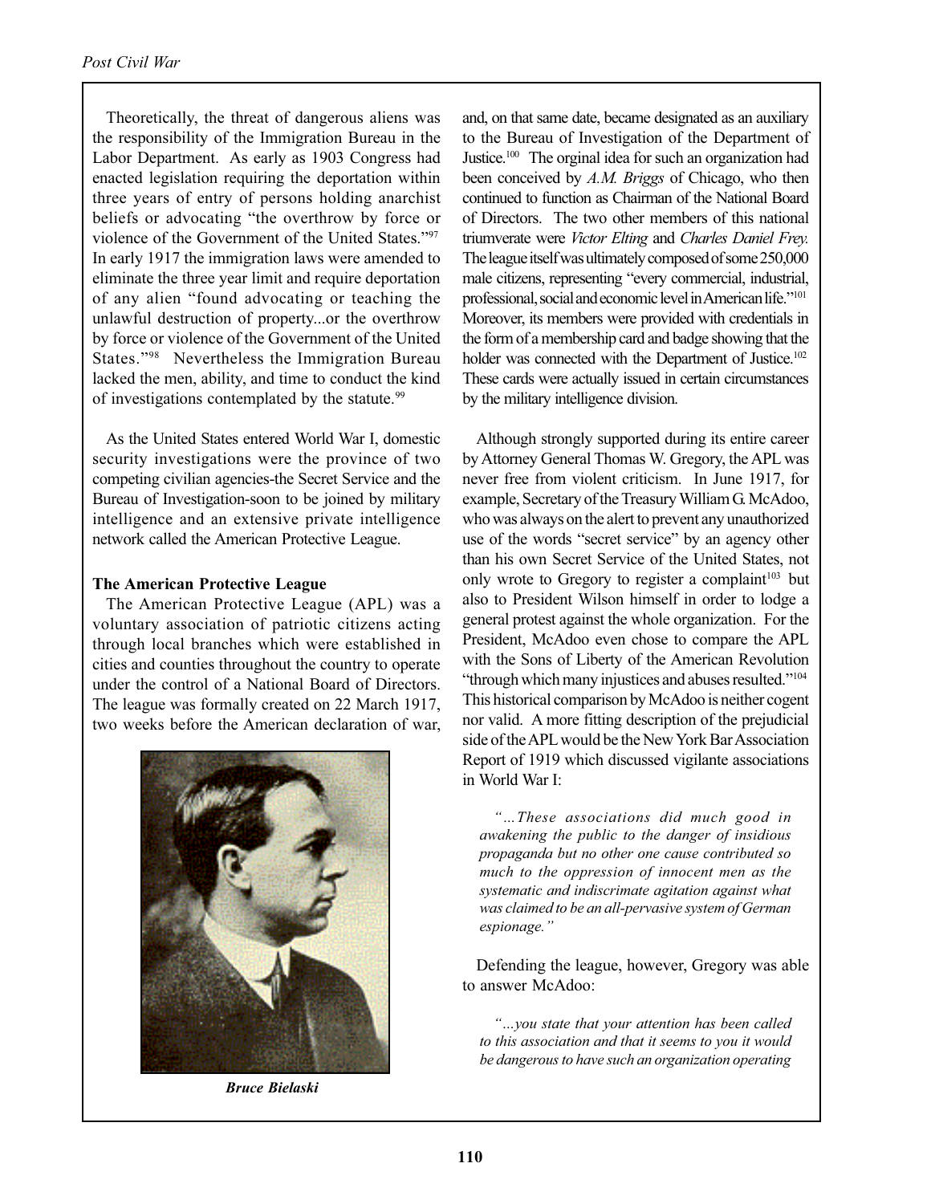Theoretically, the threat of dangerous aliens was the responsibility of the Immigration Bureau in the Labor Department. As early as 1903 Congress had enacted legislation requiring the deportation within three years of entry of persons holding anarchist beliefs or advocating "the overthrow by force or violence of the Government of the United States."[97] In early 1917 the immigration laws were amended to eliminate the three year limit and require deportation of any alien "found advocating or teaching the unlawful destruction of property...or the overthrow by force or violence of the Government of the United States."[98] Nevertheless the Immigration Bureau lacked the men, ability, and time to conduct the kind of investigations contemplated by the statute.[99]

As the United States entered World War I, domestic security investigations were the province of two competing civilian agencies-the Secret Service and the Bureau of Investigation-soon to be joined by military intelligence and an extensive private intelligence network called the American Protective League.

**The American Protective League**

The American Protective League (APL) was a voluntary association of patriotic citizens acting through local branches which were established in cities and counties throughout the country to operate under the control of a National Board of Directors. The league was formally created on 22 March 1917, two weeks before the American declaration of war, and, on that same date, became designated as an auxiliary to the Bureau of Investigation of the Department of Justice.[100] The orginal idea for such an organization had been conceived by *A.M. Briggs* of Chicago, who then continued to function as Chairman of the National Board of Directors. The two other members of this national triumverate were *Victor Elting* and *Charles Daniel Frey.* The league itself was ultimately composed of some 250,000 male citizens, representing "every commercial, industrial, professional, social and economic level in American life."[101] Moreover, its members were provided with credentials in the form of a membership card and badge showing that the holder was connected with the Department of Justice.[102] These cards were actually issued in certain circumstances by the military intelligence division.

***Bruce Bielaski***

Although strongly supported during its entire career by Attorney General Thomas W. Gregory, the APL was never free from violent criticism. In June 1917, for example, Secretary of the Treasury William G. McAdoo, who was always on the alert to prevent any unauthorized use of the words "secret service" by an agency other than his own Secret Service of the United States, not only wrote to Gregory to register a complaint[103] but also to President Wilson himself in order to lodge a general protest against the whole organization. For the President, McAdoo even chose to compare the APL with the Sons of Liberty of the American Revolution "through which many injustices and abuses resulted."[104] This historical comparison by McAdoo is neither cogent nor valid. A more fitting description of the prejudicial side of the APL would be the New York Bar Association Report of 1919 which discussed vigilante associations in World War I:

> *"...These associations did much good in awakening the public to the danger of insidious propaganda but no other one cause contributed so much to the oppression of innocent men as the systematic and indiscrimate agitation against what was claimed to be an all-pervasive system of German espionage."*

Defending the league, however, Gregory was able to answer McAdoo:

> *"...you state that your attention has been called to this association and that it seems to you it would be dangerous to have such an organization operating*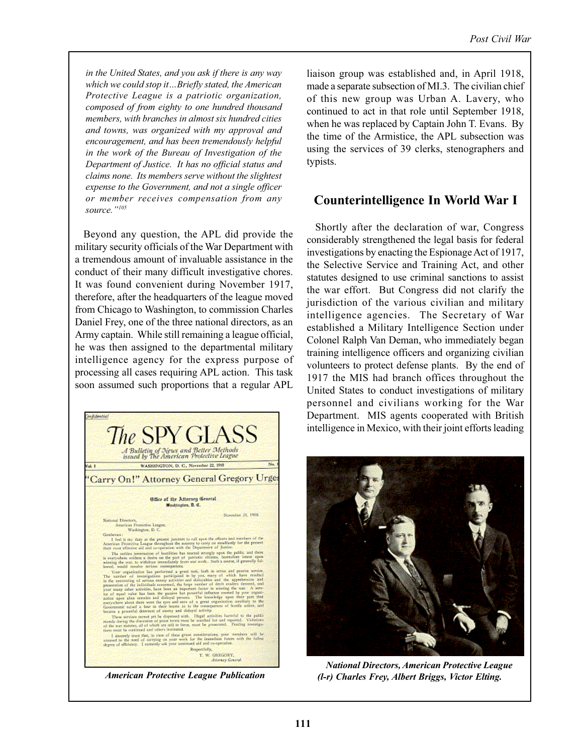*in the United States, and you ask if there is any way which we could stop it…Briefly stated, the American Protective League is a patriotic organization, composed of from eighty to one hundred thousand members, with branches in almost six hundred cities and towns, was organized with my approval and encouragement, and has been tremendously helpful in the work of the Bureau of Investigation of the Department of Justice. It has no official status and claims none. Its members serve without the slightest expense to the Government, and not a single officer or member receives compensation from any source."*[105]

Beyond any question, the APL did provide the military security officials of the War Department with a tremendous amount of invaluable assistance in the conduct of their many difficult investigative chores. It was found convenient during November 1917, therefore, after the headquarters of the league moved from Chicago to Washington, to commission Charles Daniel Frey, one of the three national directors, as an Army captain. While still remaining a league official, he was then assigned to the departmental military intelligence agency for the express purpose of processing all cases requiring APL action. This task soon assumed such proportions that a regular APL liaison group was established and, in April 1918, made a separate subsection of MI.3. The civilian chief of this new group was Urban A. Lavery, who continued to act in that role until September 1918, when he was replaced by Captain John T. Evans. By the time of the Armistice, the APL subsection was using the services of 39 clerks, stenographers and typists.

***American Protective League Publication***

## Counterintelligence In World War I

Shortly after the declaration of war, Congress considerably strengthened the legal basis for federal investigations by enacting the Espionage Act of 1917, the Selective Service and Training Act, and other statutes designed to use criminal sanctions to assist the war effort. But Congress did not clarify the jurisdiction of the various civilian and military intelligence agencies. The Secretary of War established a Military Intelligence Section under Colonel Ralph Van Deman, who immediately began training intelligence officers and organizing civilian volunteers to protect defense plants. By the end of 1917 the MIS had branch offices throughout the United States to conduct investigations of military personnel and civilians working for the War Department. MIS agents cooperated with British intelligence in Mexico, with their joint efforts leading

***National Directors, American Protective League (l-r) Charles Frey, Albert Briggs, Victor Elting.***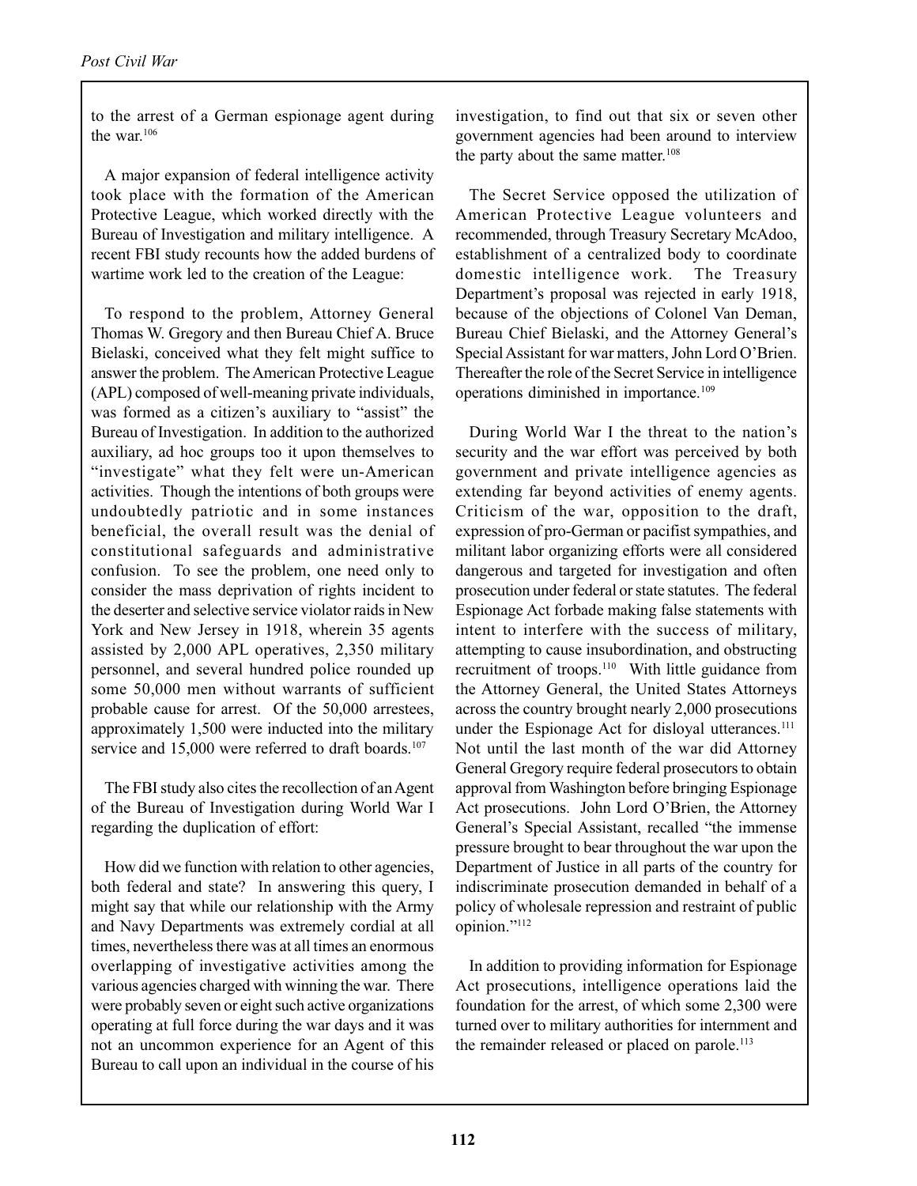to the arrest of a German espionage agent during the war.[106]

A major expansion of federal intelligence activity took place with the formation of the American Protective League, which worked directly with the Bureau of Investigation and military intelligence. A recent FBI study recounts how the added burdens of wartime work led to the creation of the League:

> To respond to the problem, Attorney General Thomas W. Gregory and then Bureau Chief A. Bruce Bielaski, conceived what they felt might suffice to answer the problem. The American Protective League (APL) composed of well-meaning private individuals, was formed as a citizen's auxiliary to "assist" the Bureau of Investigation. In addition to the authorized auxiliary, ad hoc groups too it upon themselves to "investigate" what they felt were un-American activities. Though the intentions of both groups were undoubtedly patriotic and in some instances beneficial, the overall result was the denial of constitutional safeguards and administrative confusion. To see the problem, one need only to consider the mass deprivation of rights incident to the deserter and selective service violator raids in New York and New Jersey in 1918, wherein 35 agents assisted by 2,000 APL operatives, 2,350 military personnel, and several hundred police rounded up some 50,000 men without warrants of sufficient probable cause for arrest. Of the 50,000 arrestees, approximately 1,500 were inducted into the military service and 15,000 were referred to draft boards.[107]

The FBI study also cites the recollection of an Agent of the Bureau of Investigation during World War I regarding the duplication of effort:

> How did we function with relation to other agencies, both federal and state? In answering this query, I might say that while our relationship with the Army and Navy Departments was extremely cordial at all times, nevertheless there was at all times an enormous overlapping of investigative activities among the various agencies charged with winning the war. There were probably seven or eight such active organizations operating at full force during the war days and it was not an uncommon experience for an Agent of this Bureau to call upon an individual in the course of his investigation, to find out that six or seven other government agencies had been around to interview the party about the same matter.[108]

The Secret Service opposed the utilization of American Protective League volunteers and recommended, through Treasury Secretary McAdoo, establishment of a centralized body to coordinate domestic intelligence work. The Treasury Department's proposal was rejected in early 1918, because of the objections of Colonel Van Deman, Bureau Chief Bielaski, and the Attorney General's Special Assistant for war matters, John Lord O'Brien. Thereafter the role of the Secret Service in intelligence operations diminished in importance.[109]

During World War I the threat to the nation's security and the war effort was perceived by both government and private intelligence agencies as extending far beyond activities of enemy agents. Criticism of the war, opposition to the draft, expression of pro-German or pacifist sympathies, and militant labor organizing efforts were all considered dangerous and targeted for investigation and often prosecution under federal or state statutes. The federal Espionage Act forbade making false statements with intent to interfere with the success of military, attempting to cause insubordination, and obstructing recruitment of troops.[110] With little guidance from the Attorney General, the United States Attorneys across the country brought nearly 2,000 prosecutions under the Espionage Act for disloyal utterances.[111] Not until the last month of the war did Attorney General Gregory require federal prosecutors to obtain approval from Washington before bringing Espionage Act prosecutions. John Lord O'Brien, the Attorney General's Special Assistant, recalled "the immense pressure brought to bear throughout the war upon the Department of Justice in all parts of the country for indiscriminate prosecution demanded in behalf of a policy of wholesale repression and restraint of public opinion."[112]

In addition to providing information for Espionage Act prosecutions, intelligence operations laid the foundation for the arrest, of which some 2,300 were turned over to military authorities for internment and the remainder released or placed on parole.[113]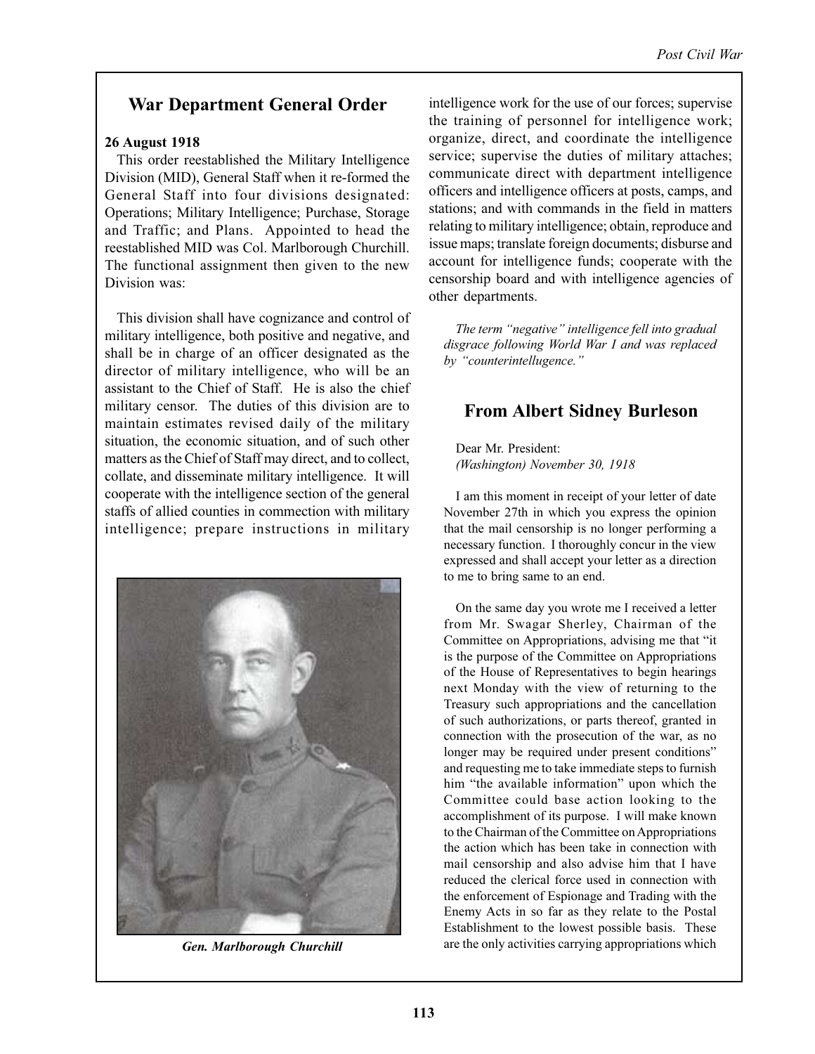## War Department General Order

**26 August 1918**

This order reestablished the Military Intelligence Division (MID), General Staff when it re-formed the General Staff into four divisions designated: Operations; Military Intelligence; Purchase, Storage and Traffic; and Plans. Appointed to head the reestablished MID was Col. Marlborough Churchill. The functional assignment then given to the new Division was:

This division shall have cognizance and control of military intelligence, both positive and negative, and shall be in charge of an officer designated as the director of military intelligence, who will be an assistant to the Chief of Staff. He is also the chief military censor. The duties of this division are to maintain estimates revised daily of the military situation, the economic situation, and of such other matters as the Chief of Staff may direct, and to collect, collate, and disseminate military intelligence. It will cooperate with the intelligence section of the general staffs of allied counties in commection with military intelligence; prepare instructions in military intelligence work for the use of our forces; supervise the training of personnel for intelligence work; organize, direct, and coordinate the intelligence service; supervise the duties of military attaches; communicate direct with department intelligence officers and intelligence officers at posts, camps, and stations; and with commands in the field in matters relating to military intelligence; obtain, reproduce and issue maps; translate foreign documents; disburse and account for intelligence funds; cooperate with the censorship board and with intelligence agencies of other departments.

*The term "negative" intelligence fell into gradual disgrace following World War I and was replaced by "counterintellugence."*

*Gen. Marlborough Churchill*

## From Albert Sidney Burleson

Dear Mr. President:
*(Washington) November 30, 1918*

I am this moment in receipt of your letter of date November 27th in which you express the opinion that the mail censorship is no longer performing a necessary function. I thoroughly concur in the view expressed and shall accept your letter as a direction to me to bring same to an end.

On the same day you wrote me I received a letter from Mr. Swagar Sherley, Chairman of the Committee on Appropriations, advising me that "it is the purpose of the Committee on Appropriations of the House of Representatives to begin hearings next Monday with the view of returning to the Treasury such appropriations and the cancellation of such authorizations, or parts thereof, granted in connection with the prosecution of the war, as no longer may be required under present conditions" and requesting me to take immediate steps to furnish him "the available information" upon which the Committee could base action looking to the accomplishment of its purpose. I will make known to the Chairman of the Committee on Appropriations the action which has been take in connection with mail censorship and also advise him that I have reduced the clerical force used in connection with the enforcement of Espionage and Trading with the Enemy Acts in so far as they relate to the Postal Establishment to the lowest possible basis. These are the only activities carrying appropriations which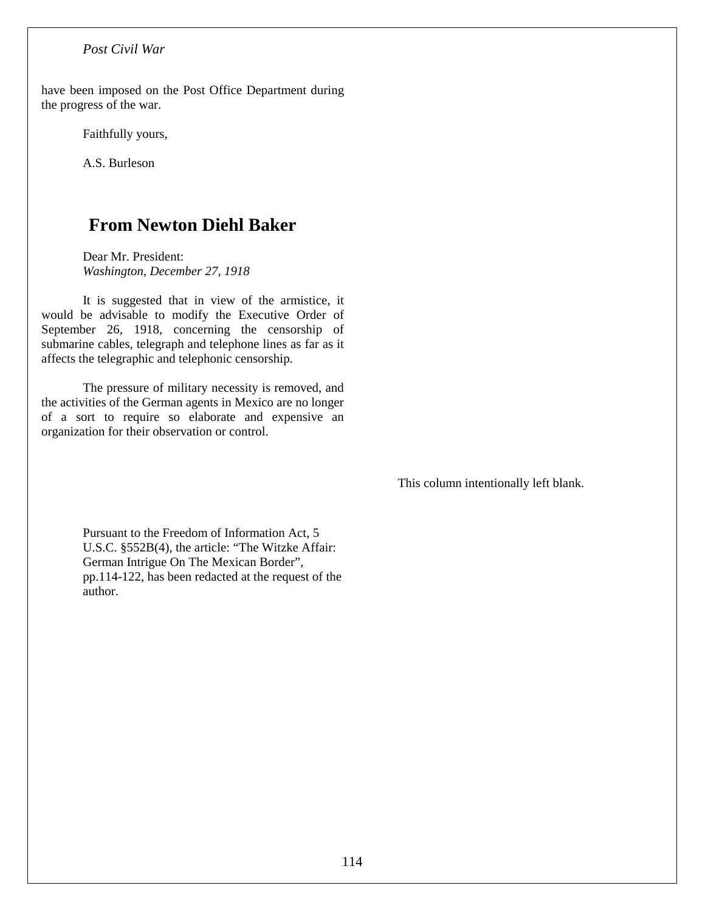have been imposed on the Post Office Department during the progress of the war.

Faithfully yours,

A.S. Burleson

## From Newton Diehl Baker

Dear Mr. President:
*Washington, December 27, 1918*

It is suggested that in view of the armistice, it would be advisable to modify the Executive Order of September 26, 1918, concerning the censorship of submarine cables, telegraph and telephone lines as far as it affects the telegraphic and telephonic censorship.

The pressure of military necessity is removed, and the activities of the German agents in Mexico are no longer of a sort to require so elaborate and expensive an organization for their observation or control.

Pursuant to the Freedom of Information Act, 5 U.S.C. §552B(4), the article: "The Witzke Affair: German Intrigue On The Mexican Border", pp.114-122, has been redacted at the request of the author.

This column intentionally left blank.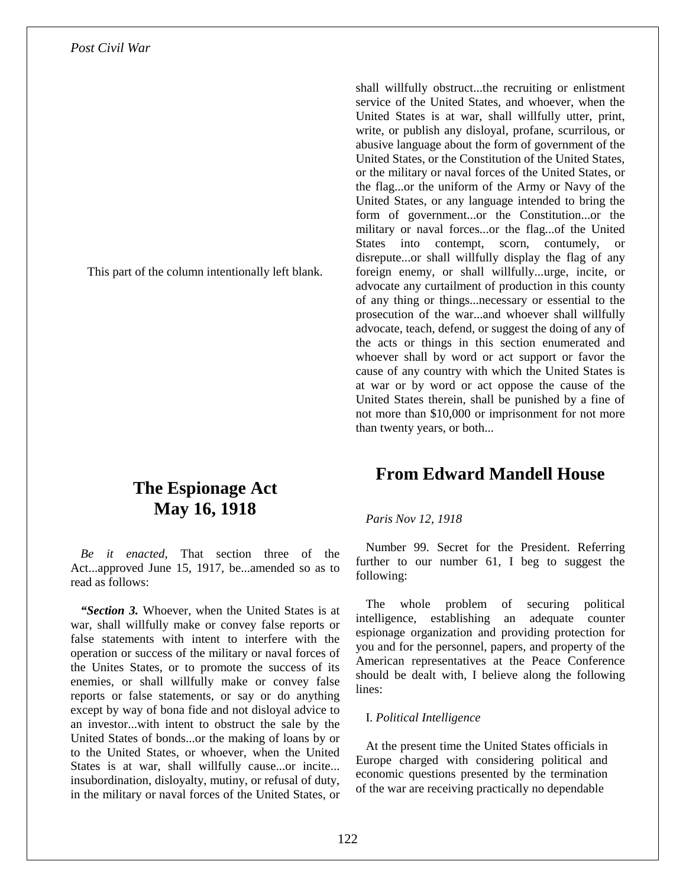This part of the column intentionally left blank.

## The Espionage Act May 16, 1918

*Be it enacted*, That section three of the Act...approved June 15, 1917, be...amended so as to read as follows:

"***Section 3.*** Whoever, when the United States is at war, shall willfully make or convey false reports or false statements with intent to interfere with the operation or success of the military or naval forces of the Unites States, or to promote the success of its enemies, or shall willfully make or convey false reports or false statements, or say or do anything except by way of bona fide and not disloyal advice to an investor...with intent to obstruct the sale by the United States of bonds...or the making of loans by or to the United States, or whoever, when the United States is at war, shall willfully cause...or incite... insubordination, disloyalty, mutiny, or refusal of duty, in the military or naval forces of the United States, or shall willfully obstruct...the recruiting or enlistment service of the United States, and whoever, when the United States is at war, shall willfully utter, print, write, or publish any disloyal, profane, scurrilous, or abusive language about the form of government of the United States, or the Constitution of the United States, or the military or naval forces of the United States, or the flag...or the uniform of the Army or Navy of the United States, or any language intended to bring the form of government...or the Constitution...or the military or naval forces...or the flag...of the United States into contempt, scorn, contumely, or disrepute...or shall willfully display the flag of any foreign enemy, or shall willfully...urge, incite, or advocate any curtailment of production in this county of any thing or things...necessary or essential to the prosecution of the war...and whoever shall willfully advocate, teach, defend, or suggest the doing of any of the acts or things in this section enumerated and whoever shall by word or act support or favor the cause of any country with which the United States is at war or by word or act oppose the cause of the United States therein, shall be punished by a fine of not more than $10,000 or imprisonment for not more than twenty years, or both...

## From Edward Mandell House

*Paris Nov 12, 1918*

Number 99. Secret for the President. Referring further to our number 61, I beg to suggest the following:

The whole problem of securing political intelligence, establishing an adequate counter espionage organization and providing protection for you and for the personnel, papers, and property of the American representatives at the Peace Conference should be dealt with, I believe along the following lines:

I. *Political Intelligence*

At the present time the United States officials in Europe charged with considering political and economic questions presented by the termination of the war are receiving practically no dependable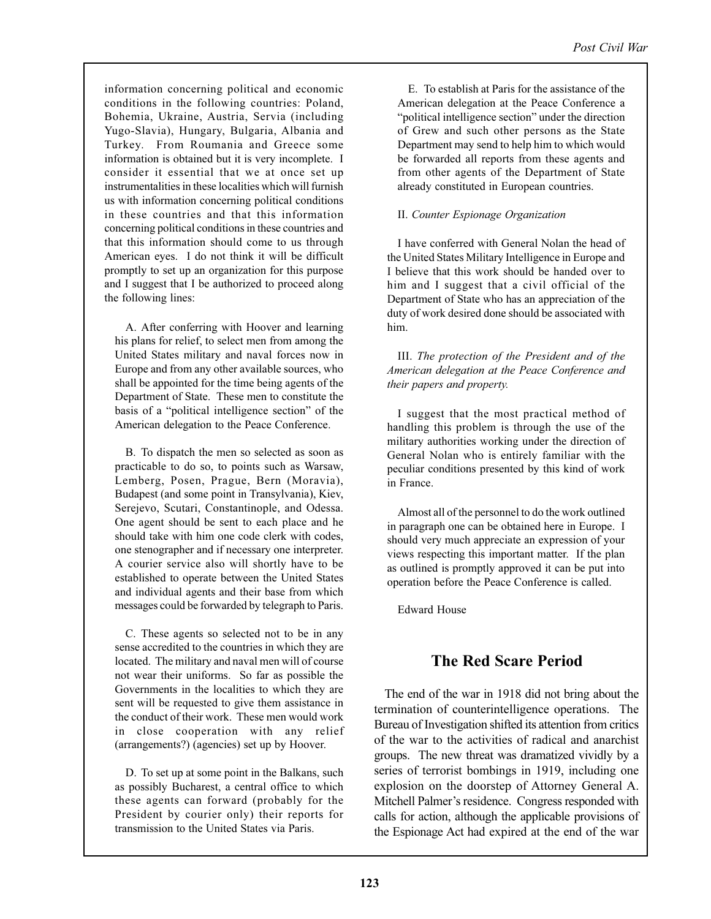information concerning political and economic conditions in the following countries: Poland, Bohemia, Ukraine, Austria, Servia (including Yugo-Slavia), Hungary, Bulgaria, Albania and Turkey. From Roumania and Greece some information is obtained but it is very incomplete. I consider it essential that we at once set up instrumentalities in these localities which will furnish us with information concerning political conditions in these countries and that this information concerning political conditions in these countries and that this information should come to us through American eyes. I do not think it will be difficult promptly to set up an organization for this purpose and I suggest that I be authorized to proceed along the following lines:

A. After conferring with Hoover and learning his plans for relief, to select men from among the United States military and naval forces now in Europe and from any other available sources, who shall be appointed for the time being agents of the Department of State. These men to constitute the basis of a "political intelligence section" of the American delegation to the Peace Conference.

B. To dispatch the men so selected as soon as practicable to do so, to points such as Warsaw, Lemberg, Posen, Prague, Bern (Moravia), Budapest (and some point in Transylvania), Kiev, Serejevo, Scutari, Constantinople, and Odessa. One agent should be sent to each place and he should take with him one code clerk with codes, one stenographer and if necessary one interpreter. A courier service also will shortly have to be established to operate between the United States and individual agents and their base from which messages could be forwarded by telegraph to Paris.

C. These agents so selected not to be in any sense accredited to the countries in which they are located. The military and naval men will of course not wear their uniforms. So far as possible the Governments in the localities to which they are sent will be requested to give them assistance in the conduct of their work. These men would work in close cooperation with any relief (arrangements?) (agencies) set up by Hoover.

D. To set up at some point in the Balkans, such as possibly Bucharest, a central office to which these agents can forward (probably for the President by courier only) their reports for transmission to the United States via Paris.

E. To establish at Paris for the assistance of the American delegation at the Peace Conference a "political intelligence section" under the direction of Grew and such other persons as the State Department may send to help him to which would be forwarded all reports from these agents and from other agents of the Department of State already constituted in European countries.

II. *Counter Espionage Organization*

I have conferred with General Nolan the head of the United States Military Intelligence in Europe and I believe that this work should be handed over to him and I suggest that a civil official of the Department of State who has an appreciation of the duty of work desired done should be associated with him.

III. *The protection of the President and of the American delegation at the Peace Conference and their papers and property.*

I suggest that the most practical method of handling this problem is through the use of the military authorities working under the direction of General Nolan who is entirely familiar with the peculiar conditions presented by this kind of work in France.

Almost all of the personnel to do the work outlined in paragraph one can be obtained here in Europe. I should very much appreciate an expression of your views respecting this important matter. If the plan as outlined is promptly approved it can be put into operation before the Peace Conference is called.

Edward House

## The Red Scare Period

The end of the war in 1918 did not bring about the termination of counterintelligence operations. The Bureau of Investigation shifted its attention from critics of the war to the activities of radical and anarchist groups. The new threat was dramatized vividly by a series of terrorist bombings in 1919, including one explosion on the doorstep of Attorney General A. Mitchell Palmer's residence. Congress responded with calls for action, although the applicable provisions of the Espionage Act had expired at the end of the war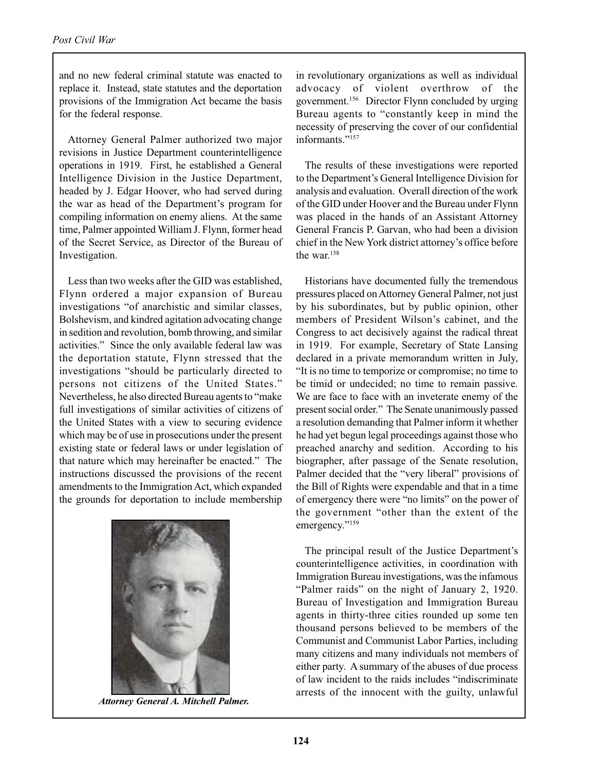and no new federal criminal statute was enacted to replace it. Instead, state statutes and the deportation provisions of the Immigration Act became the basis for the federal response.

Attorney General Palmer authorized two major revisions in Justice Department counterintelligence operations in 1919. First, he established a General Intelligence Division in the Justice Department, headed by J. Edgar Hoover, who had served during the war as head of the Department's program for compiling information on enemy aliens. At the same time, Palmer appointed William J. Flynn, former head of the Secret Service, as Director of the Bureau of Investigation.

Less than two weeks after the GID was established, Flynn ordered a major expansion of Bureau investigations "of anarchistic and similar classes, Bolshevism, and kindred agitation advocating change in sedition and revolution, bomb throwing, and similar activities." Since the only available federal law was the deportation statute, Flynn stressed that the investigations "should be particularly directed to persons not citizens of the United States." Nevertheless, he also directed Bureau agents to "make full investigations of similar activities of citizens of the United States with a view to securing evidence which may be of use in prosecutions under the present existing state or federal laws or under legislation of that nature which may hereinafter be enacted." The instructions discussed the provisions of the recent amendments to the Immigration Act, which expanded the grounds for deportation to include membership in revolutionary organizations as well as individual advocacy of violent overthrow of the government.[156] Director Flynn concluded by urging Bureau agents to "constantly keep in mind the necessity of preserving the cover of our confidential informants."[157]

*Attorney General A. Mitchell Palmer.*

The results of these investigations were reported to the Department's General Intelligence Division for analysis and evaluation. Overall direction of the work of the GID under Hoover and the Bureau under Flynn was placed in the hands of an Assistant Attorney General Francis P. Garvan, who had been a division chief in the New York district attorney's office before the war.[158]

Historians have documented fully the tremendous pressures placed on Attorney General Palmer, not just by his subordinates, but by public opinion, other members of President Wilson's cabinet, and the Congress to act decisively against the radical threat in 1919. For example, Secretary of State Lansing declared in a private memorandum written in July, "It is no time to temporize or compromise; no time to be timid or undecided; no time to remain passive. We are face to face with an inveterate enemy of the present social order." The Senate unanimously passed a resolution demanding that Palmer inform it whether he had yet begun legal proceedings against those who preached anarchy and sedition. According to his biographer, after passage of the Senate resolution, Palmer decided that the "very liberal" provisions of the Bill of Rights were expendable and that in a time of emergency there were "no limits" on the power of the government "other than the extent of the emergency."[159]

The principal result of the Justice Department's counterintelligence activities, in coordination with Immigration Bureau investigations, was the infamous "Palmer raids" on the night of January 2, 1920. Bureau of Investigation and Immigration Bureau agents in thirty-three cities rounded up some ten thousand persons believed to be members of the Communist and Communist Labor Parties, including many citizens and many individuals not members of either party. A summary of the abuses of due process of law incident to the raids includes "indiscriminate arrests of the innocent with the guilty, unlawful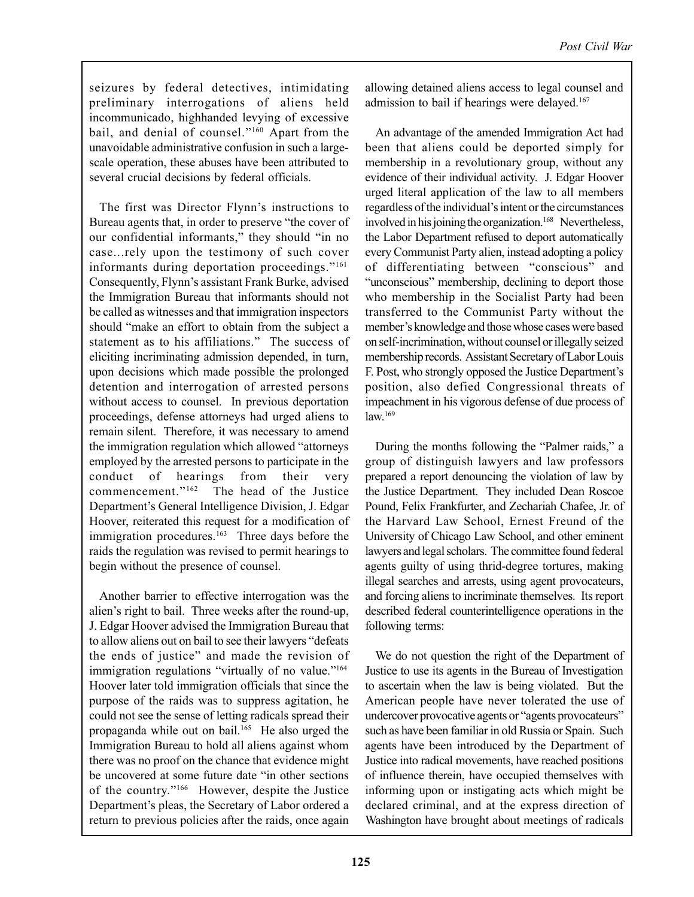seizures by federal detectives, intimidating preliminary interrogations of aliens held incommunicado, highhanded levying of excessive bail, and denial of counsel."[160] Apart from the unavoidable administrative confusion in such a large-scale operation, these abuses have been attributed to several crucial decisions by federal officials.

The first was Director Flynn's instructions to Bureau agents that, in order to preserve "the cover of our confidential informants," they should "in no case...rely upon the testimony of such cover informants during deportation proceedings."[161] Consequently, Flynn's assistant Frank Burke, advised the Immigration Bureau that informants should not be called as witnesses and that immigration inspectors should "make an effort to obtain from the subject a statement as to his affiliations." The success of eliciting incriminating admission depended, in turn, upon decisions which made possible the prolonged detention and interrogation of arrested persons without access to counsel. In previous deportation proceedings, defense attorneys had urged aliens to remain silent. Therefore, it was necessary to amend the immigration regulation which allowed "attorneys employed by the arrested persons to participate in the conduct of hearings from their very commencement."[162] The head of the Justice Department's General Intelligence Division, J. Edgar Hoover, reiterated this request for a modification of immigration procedures.[163] Three days before the raids the regulation was revised to permit hearings to begin without the presence of counsel.

Another barrier to effective interrogation was the alien's right to bail. Three weeks after the round-up, J. Edgar Hoover advised the Immigration Bureau that to allow aliens out on bail to see their lawyers "defeats the ends of justice" and made the revision of immigration regulations "virtually of no value."[164] Hoover later told immigration officials that since the purpose of the raids was to suppress agitation, he could not see the sense of letting radicals spread their propaganda while out on bail.[165] He also urged the Immigration Bureau to hold all aliens against whom there was no proof on the chance that evidence might be uncovered at some future date "in other sections of the country."[166] However, despite the Justice Department's pleas, the Secretary of Labor ordered a return to previous policies after the raids, once again allowing detained aliens access to legal counsel and admission to bail if hearings were delayed.[167]

An advantage of the amended Immigration Act had been that aliens could be deported simply for membership in a revolutionary group, without any evidence of their individual activity. J. Edgar Hoover urged literal application of the law to all members regardless of the individual's intent or the circumstances involved in his joining the organization.[168] Nevertheless, the Labor Department refused to deport automatically every Communist Party alien, instead adopting a policy of differentiating between "conscious" and "unconscious" membership, declining to deport those who membership in the Socialist Party had been transferred to the Communist Party without the member's knowledge and those whose cases were based on self-incrimination, without counsel or illegally seized membership records. Assistant Secretary of Labor Louis F. Post, who strongly opposed the Justice Department's position, also defied Congressional threats of impeachment in his vigorous defense of due process of law.[169]

During the months following the "Palmer raids," a group of distinguish lawyers and law professors prepared a report denouncing the violation of law by the Justice Department. They included Dean Roscoe Pound, Felix Frankfurter, and Zechariah Chafee, Jr. of the Harvard Law School, Ernest Freund of the University of Chicago Law School, and other eminent lawyers and legal scholars. The committee found federal agents guilty of using thrid-degree tortures, making illegal searches and arrests, using agent provocateurs, and forcing aliens to incriminate themselves. Its report described federal counterintelligence operations in the following terms:

We do not question the right of the Department of Justice to use its agents in the Bureau of Investigation to ascertain when the law is being violated. But the American people have never tolerated the use of undercover provocative agents or "agents provocateurs" such as have been familiar in old Russia or Spain. Such agents have been introduced by the Department of Justice into radical movements, have reached positions of influence therein, have occupied themselves with informing upon or instigating acts which might be declared criminal, and at the express direction of Washington have brought about meetings of radicals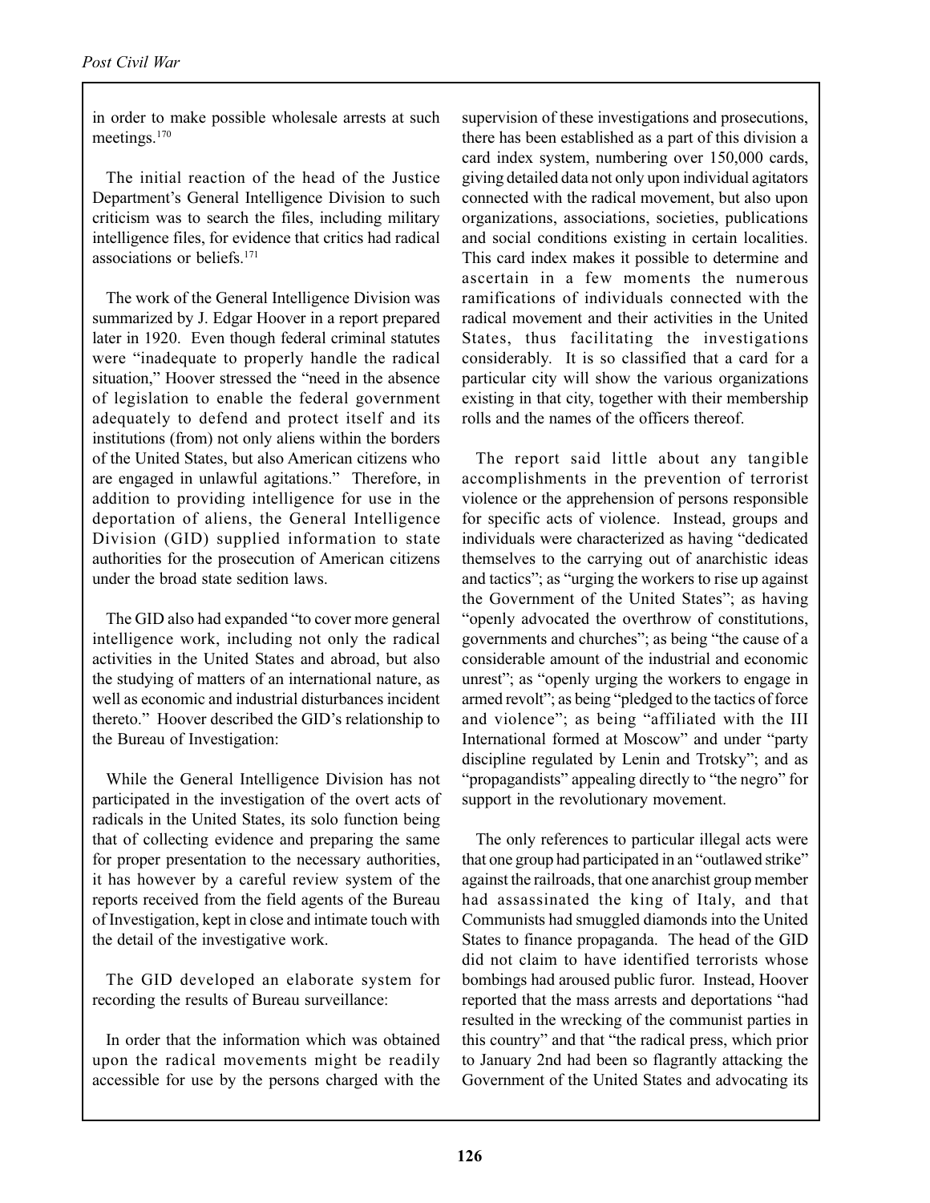in order to make possible wholesale arrests at such meetings.[170]

The initial reaction of the head of the Justice Department's General Intelligence Division to such criticism was to search the files, including military intelligence files, for evidence that critics had radical associations or beliefs.[171]

The work of the General Intelligence Division was summarized by J. Edgar Hoover in a report prepared later in 1920. Even though federal criminal statutes were "inadequate to properly handle the radical situation," Hoover stressed the "need in the absence of legislation to enable the federal government adequately to defend and protect itself and its institutions (from) not only aliens within the borders of the United States, but also American citizens who are engaged in unlawful agitations." Therefore, in addition to providing intelligence for use in the deportation of aliens, the General Intelligence Division (GID) supplied information to state authorities for the prosecution of American citizens under the broad state sedition laws.

The GID also had expanded "to cover more general intelligence work, including not only the radical activities in the United States and abroad, but also the studying of matters of an international nature, as well as economic and industrial disturbances incident thereto." Hoover described the GID's relationship to the Bureau of Investigation:

> While the General Intelligence Division has not participated in the investigation of the overt acts of radicals in the United States, its solo function being that of collecting evidence and preparing the same for proper presentation to the necessary authorities, it has however by a careful review system of the reports received from the field agents of the Bureau of Investigation, kept in close and intimate touch with the detail of the investigative work.

The GID developed an elaborate system for recording the results of Bureau surveillance:

> In order that the information which was obtained upon the radical movements might be readily accessible for use by the persons charged with the supervision of these investigations and prosecutions, there has been established as a part of this division a card index system, numbering over 150,000 cards, giving detailed data not only upon individual agitators connected with the radical movement, but also upon organizations, associations, societies, publications and social conditions existing in certain localities. This card index makes it possible to determine and ascertain in a few moments the numerous ramifications of individuals connected with the radical movement and their activities in the United States, thus facilitating the investigations considerably. It is so classified that a card for a particular city will show the various organizations existing in that city, together with their membership rolls and the names of the officers thereof.

The report said little about any tangible accomplishments in the prevention of terrorist violence or the apprehension of persons responsible for specific acts of violence. Instead, groups and individuals were characterized as having "dedicated themselves to the carrying out of anarchistic ideas and tactics"; as "urging the workers to rise up against the Government of the United States"; as having "openly advocated the overthrow of constitutions, governments and churches"; as being "the cause of a considerable amount of the industrial and economic unrest"; as "openly urging the workers to engage in armed revolt"; as being "pledged to the tactics of force and violence"; as being "affiliated with the III International formed at Moscow" and under "party discipline regulated by Lenin and Trotsky"; and as "propagandists" appealing directly to "the negro" for support in the revolutionary movement.

The only references to particular illegal acts were that one group had participated in an "outlawed strike" against the railroads, that one anarchist group member had assassinated the king of Italy, and that Communists had smuggled diamonds into the United States to finance propaganda. The head of the GID did not claim to have identified terrorists whose bombings had aroused public furor. Instead, Hoover reported that the mass arrests and deportations "had resulted in the wrecking of the communist parties in this country" and that "the radical press, which prior to January 2nd had been so flagrantly attacking the Government of the United States and advocating its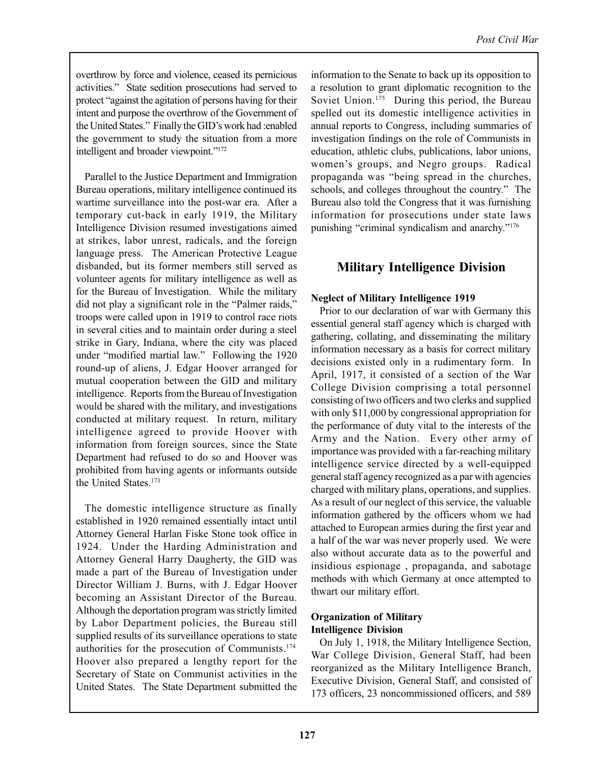overthrow by force and violence, ceased its pernicious activities." State sedition prosecutions had served to protect "against the agitation of persons having for their intent and purpose the overthrow of the Government of the United States." Finally the GID's work had :enabled the government to study the situation from a more intelligent and broader viewpoint."[172]

Parallel to the Justice Department and Immigration Bureau operations, military intelligence continued its wartime surveillance into the post-war era. After a temporary cut-back in early 1919, the Military Intelligence Division resumed investigations aimed at strikes, labor unrest, radicals, and the foreign language press. The American Protective League disbanded, but its former members still served as volunteer agents for military intelligence as well as for the Bureau of Investigation. While the military did not play a significant role in the "Palmer raids," troops were called upon in 1919 to control race riots in several cities and to maintain order during a steel strike in Gary, Indiana, where the city was placed under "modified martial law." Following the 1920 round-up of aliens, J. Edgar Hoover arranged for mutual cooperation between the GID and military intelligence. Reports from the Bureau of Investigation would be shared with the military, and investigations conducted at military request. In return, military intelligence agreed to provide Hoover with information from foreign sources, since the State Department had refused to do so and Hoover was prohibited from having agents or informants outside the United States.[173]

The domestic intelligence structure as finally established in 1920 remained essentially intact until Attorney General Harlan Fiske Stone took office in 1924. Under the Harding Administration and Attorney General Harry Daugherty, the GID was made a part of the Bureau of Investigation under Director William J. Burns, with J. Edgar Hoover becoming an Assistant Director of the Bureau. Although the deportation program was strictly limited by Labor Department policies, the Bureau still supplied results of its surveillance operations to state authorities for the prosecution of Communists.[174] Hoover also prepared a lengthy report for the Secretary of State on Communist activities in the United States. The State Department submitted the information to the Senate to back up its opposition to a resolution to grant diplomatic recognition to the Soviet Union.[175] During this period, the Bureau spelled out its domestic intelligence activities in annual reports to Congress, including summaries of investigation findings on the role of Communists in education, athletic clubs, publications, labor unions, women's groups, and Negro groups. Radical propaganda was "being spread in the churches, schools, and colleges throughout the country." The Bureau also told the Congress that it was furnishing information for prosecutions under state laws punishing "criminal syndicalism and anarchy."[176]

## Military Intelligence Division

**Neglect of Military Intelligence 1919**

Prior to our declaration of war with Germany this essential general staff agency which is charged with gathering, collating, and disseminating the military information necessary as a basis for correct military decisions existed only in a rudimentary form. In April, 1917, it consisted of a section of the War College Division comprising a total personnel consisting of two officers and two clerks and supplied with only $11,000 by congressional appropriation for the performance of duty vital to the interests of the Army and the Nation. Every other army of importance was provided with a far-reaching military intelligence service directed by a well-equipped general staff agency recognized as a par with agencies charged with military plans, operations, and supplies. As a result of our neglect of this service, the valuable information gathered by the officers whom we had attached to European armies during the first year and a half of the war was never properly used. We were also without accurate data as to the powerful and insidious espionage , propaganda, and sabotage methods with which Germany at once attempted to thwart our military effort.

**Organization of Military Intelligence Division**

On July 1, 1918, the Military Intelligence Section, War College Division, General Staff, had been reorganized as the Military Intelligence Branch, Executive Division, General Staff, and consisted of 173 officers, 23 noncommissioned officers, and 589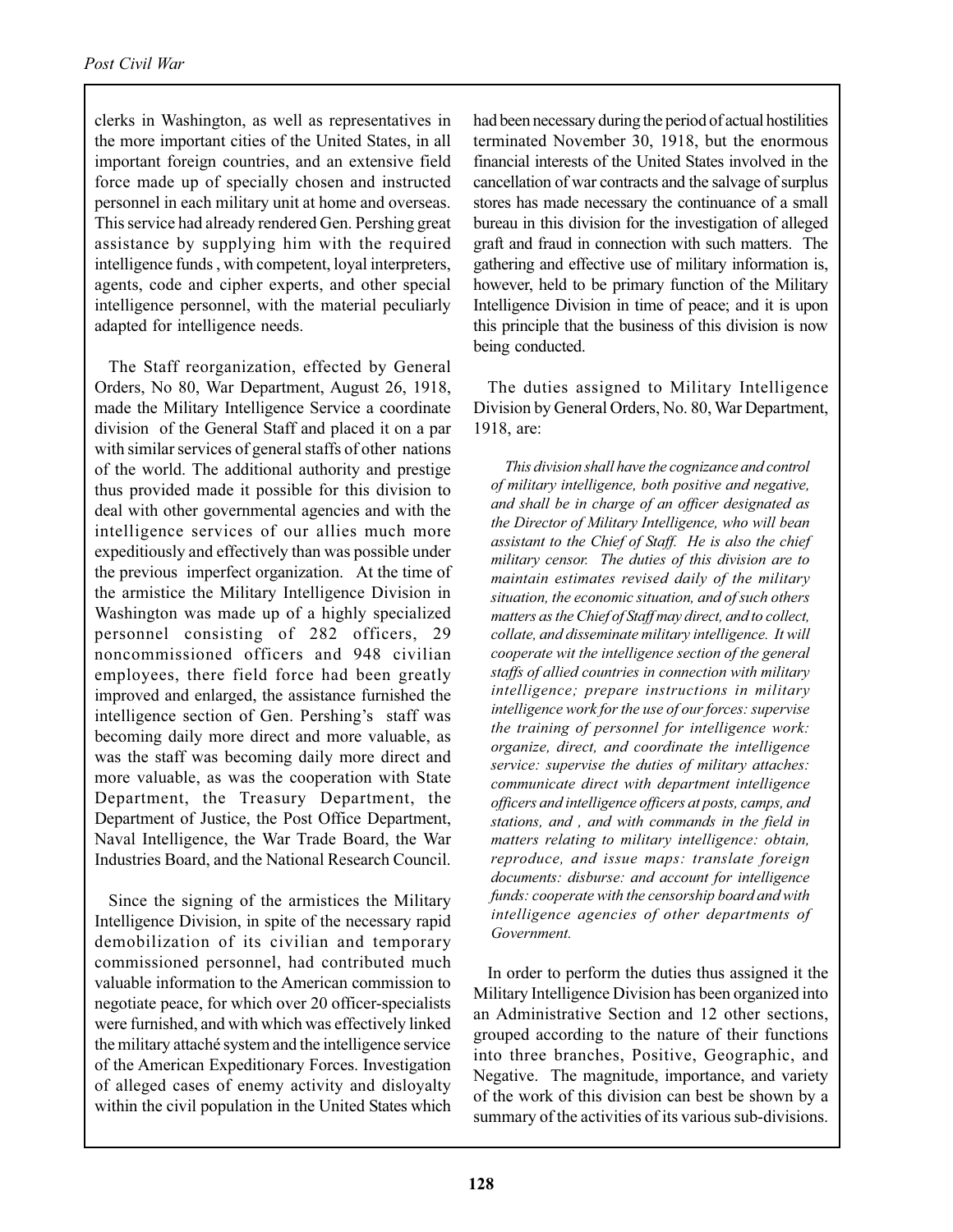clerks in Washington, as well as representatives in the more important cities of the United States, in all important foreign countries, and an extensive field force made up of specially chosen and instructed personnel in each military unit at home and overseas. This service had already rendered Gen. Pershing great assistance by supplying him with the required intelligence funds , with competent, loyal interpreters, agents, code and cipher experts, and other special intelligence personnel, with the material peculiarly adapted for intelligence needs.

The Staff reorganization, effected by General Orders, No 80, War Department, August 26, 1918, made the Military Intelligence Service a coordinate division of the General Staff and placed it on a par with similar services of general staffs of other nations of the world. The additional authority and prestige thus provided made it possible for this division to deal with other governmental agencies and with the intelligence services of our allies much more expeditiously and effectively than was possible under the previous imperfect organization. At the time of the armistice the Military Intelligence Division in Washington was made up of a highly specialized personnel consisting of 282 officers, 29 noncommissioned officers and 948 civilian employees, there field force had been greatly improved and enlarged, the assistance furnished the intelligence section of Gen. Pershing's staff was becoming daily more direct and more valuable, as was the staff was becoming daily more direct and more valuable, as was the cooperation with State Department, the Treasury Department, the Department of Justice, the Post Office Department, Naval Intelligence, the War Trade Board, the War Industries Board, and the National Research Council.

Since the signing of the armistices the Military Intelligence Division, in spite of the necessary rapid demobilization of its civilian and temporary commissioned personnel, had contributed much valuable information to the American commission to negotiate peace, for which over 20 officer-specialists were furnished, and with which was effectively linked the military attaché system and the intelligence service of the American Expeditionary Forces. Investigation of alleged cases of enemy activity and disloyalty within the civil population in the United States which had been necessary during the period of actual hostilities terminated November 30, 1918, but the enormous financial interests of the United States involved in the cancellation of war contracts and the salvage of surplus stores has made necessary the continuance of a small bureau in this division for the investigation of alleged graft and fraud in connection with such matters. The gathering and effective use of military information is, however, held to be primary function of the Military Intelligence Division in time of peace; and it is upon this principle that the business of this division is now being conducted.

The duties assigned to Military Intelligence Division by General Orders, No. 80, War Department, 1918, are:

> *This division shall have the cognizance and control of military intelligence, both positive and negative, and shall be in charge of an officer designated as the Director of Military Intelligence, who will bean assistant to the Chief of Staff. He is also the chief military censor. The duties of this division are to maintain estimates revised daily of the military situation, the economic situation, and of such others matters as the Chief of Staff may direct, and to collect, collate, and disseminate military intelligence. It will cooperate wit the intelligence section of the general staffs of allied countries in connection with military intelligence; prepare instructions in military intelligence work for the use of our forces: supervise the training of personnel for intelligence work: organize, direct, and coordinate the intelligence service: supervise the duties of military attaches: communicate direct with department intelligence officers and intelligence officers at posts, camps, and stations, and , and with commands in the field in matters relating to military intelligence: obtain, reproduce, and issue maps: translate foreign documents: disburse: and account for intelligence funds: cooperate with the censorship board and with intelligence agencies of other departments of Government.*

In order to perform the duties thus assigned it the Military Intelligence Division has been organized into an Administrative Section and 12 other sections, grouped according to the nature of their functions into three branches, Positive, Geographic, and Negative. The magnitude, importance, and variety of the work of this division can best be shown by a summary of the activities of its various sub-divisions.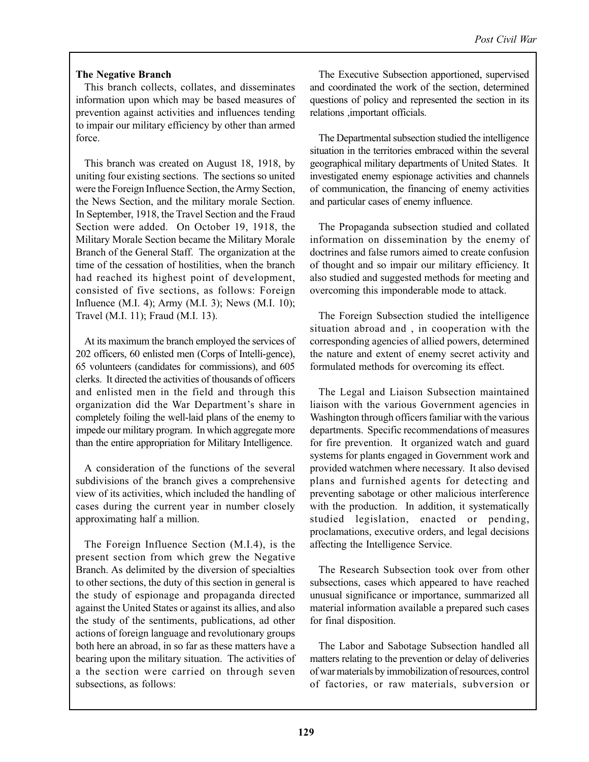**The Negative Branch**

This branch collects, collates, and disseminates information upon which may be based measures of prevention against activities and influences tending to impair our military efficiency by other than armed force.

This branch was created on August 18, 1918, by uniting four existing sections. The sections so united were the Foreign Influence Section, the Army Section, the News Section, and the military morale Section. In September, 1918, the Travel Section and the Fraud Section were added. On October 19, 1918, the Military Morale Section became the Military Morale Branch of the General Staff. The organization at the time of the cessation of hostilities, when the branch had reached its highest point of development, consisted of five sections, as follows: Foreign Influence (M.I. 4); Army (M.I. 3); News (M.I. 10); Travel (M.I. 11); Fraud (M.I. 13).

At its maximum the branch employed the services of 202 officers, 60 enlisted men (Corps of Intelli-gence), 65 volunteers (candidates for commissions), and 605 clerks. It directed the activities of thousands of officers and enlisted men in the field and through this organization did the War Department's share in completely foiling the well-laid plans of the enemy to impede our military program. In which aggregate more than the entire appropriation for Military Intelligence.

A consideration of the functions of the several subdivisions of the branch gives a comprehensive view of its activities, which included the handling of cases during the current year in number closely approximating half a million.

The Foreign Influence Section (M.I.4), is the present section from which grew the Negative Branch. As delimited by the diversion of specialties to other sections, the duty of this section in general is the study of espionage and propaganda directed against the United States or against its allies, and also the study of the sentiments, publications, ad other actions of foreign language and revolutionary groups both here an abroad, in so far as these matters have a bearing upon the military situation. The activities of a the section were carried on through seven subsections, as follows:

The Executive Subsection apportioned, supervised and coordinated the work of the section, determined questions of policy and represented the section in its relations ,important officials.

The Departmental subsection studied the intelligence situation in the territories embraced within the several geographical military departments of United States. It investigated enemy espionage activities and channels of communication, the financing of enemy activities and particular cases of enemy influence.

The Propaganda subsection studied and collated information on dissemination by the enemy of doctrines and false rumors aimed to create confusion of thought and so impair our military efficiency. It also studied and suggested methods for meeting and overcoming this imponderable mode to attack.

The Foreign Subsection studied the intelligence situation abroad and , in cooperation with the corresponding agencies of allied powers, determined the nature and extent of enemy secret activity and formulated methods for overcoming its effect.

The Legal and Liaison Subsection maintained liaison with the various Government agencies in Washington through officers familiar with the various departments. Specific recommendations of measures for fire prevention. It organized watch and guard systems for plants engaged in Government work and provided watchmen where necessary. It also devised plans and furnished agents for detecting and preventing sabotage or other malicious interference with the production. In addition, it systematically studied legislation, enacted or pending, proclamations, executive orders, and legal decisions affecting the Intelligence Service.

The Research Subsection took over from other subsections, cases which appeared to have reached unusual significance or importance, summarized all material information available a prepared such cases for final disposition.

The Labor and Sabotage Subsection handled all matters relating to the prevention or delay of deliveries of war materials by immobilization of resources, control of factories, or raw materials, subversion or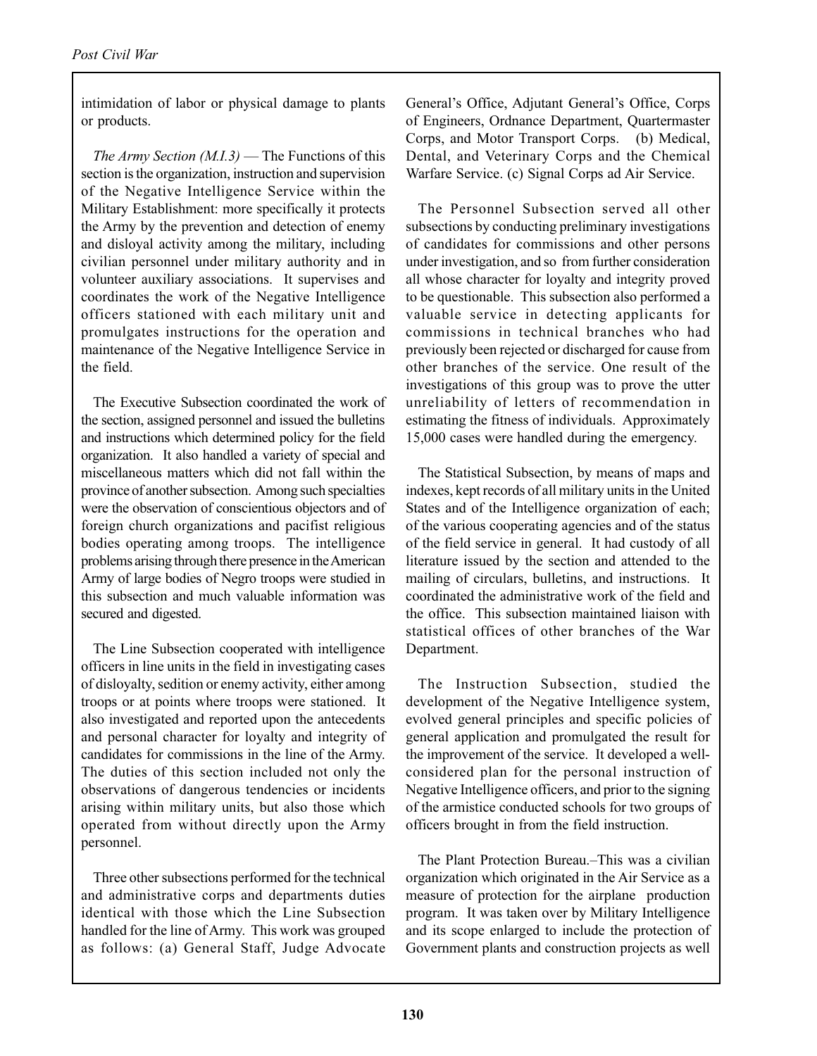intimidation of labor or physical damage to plants or products.

*The Army Section (M.I.3)* — The Functions of this section is the organization, instruction and supervision of the Negative Intelligence Service within the Military Establishment: more specifically it protects the Army by the prevention and detection of enemy and disloyal activity among the military, including civilian personnel under military authority and in volunteer auxiliary associations. It supervises and coordinates the work of the Negative Intelligence officers stationed with each military unit and promulgates instructions for the operation and maintenance of the Negative Intelligence Service in the field.

The Executive Subsection coordinated the work of the section, assigned personnel and issued the bulletins and instructions which determined policy for the field organization. It also handled a variety of special and miscellaneous matters which did not fall within the province of another subsection. Among such specialties were the observation of conscientious objectors and of foreign church organizations and pacifist religious bodies operating among troops. The intelligence problems arising through there presence in the American Army of large bodies of Negro troops were studied in this subsection and much valuable information was secured and digested.

The Line Subsection cooperated with intelligence officers in line units in the field in investigating cases of disloyalty, sedition or enemy activity, either among troops or at points where troops were stationed. It also investigated and reported upon the antecedents and personal character for loyalty and integrity of candidates for commissions in the line of the Army. The duties of this section included not only the observations of dangerous tendencies or incidents arising within military units, but also those which operated from without directly upon the Army personnel.

Three other subsections performed for the technical and administrative corps and departments duties identical with those which the Line Subsection handled for the line of Army. This work was grouped as follows: (a) General Staff, Judge Advocate General's Office, Adjutant General's Office, Corps of Engineers, Ordnance Department, Quartermaster Corps, and Motor Transport Corps. (b) Medical, Dental, and Veterinary Corps and the Chemical Warfare Service. (c) Signal Corps ad Air Service.

The Personnel Subsection served all other subsections by conducting preliminary investigations of candidates for commissions and other persons under investigation, and so from further consideration all whose character for loyalty and integrity proved to be questionable. This subsection also performed a valuable service in detecting applicants for commissions in technical branches who had previously been rejected or discharged for cause from other branches of the service. One result of the investigations of this group was to prove the utter unreliability of letters of recommendation in estimating the fitness of individuals. Approximately 15,000 cases were handled during the emergency.

The Statistical Subsection, by means of maps and indexes, kept records of all military units in the United States and of the Intelligence organization of each; of the various cooperating agencies and of the status of the field service in general. It had custody of all literature issued by the section and attended to the mailing of circulars, bulletins, and instructions. It coordinated the administrative work of the field and the office. This subsection maintained liaison with statistical offices of other branches of the War Department.

The Instruction Subsection, studied the development of the Negative Intelligence system, evolved general principles and specific policies of general application and promulgated the result for the improvement of the service. It developed a well-considered plan for the personal instruction of Negative Intelligence officers, and prior to the signing of the armistice conducted schools for two groups of officers brought in from the field instruction.

The Plant Protection Bureau.–This was a civilian organization which originated in the Air Service as a measure of protection for the airplane production program. It was taken over by Military Intelligence and its scope enlarged to include the protection of Government plants and construction projects as well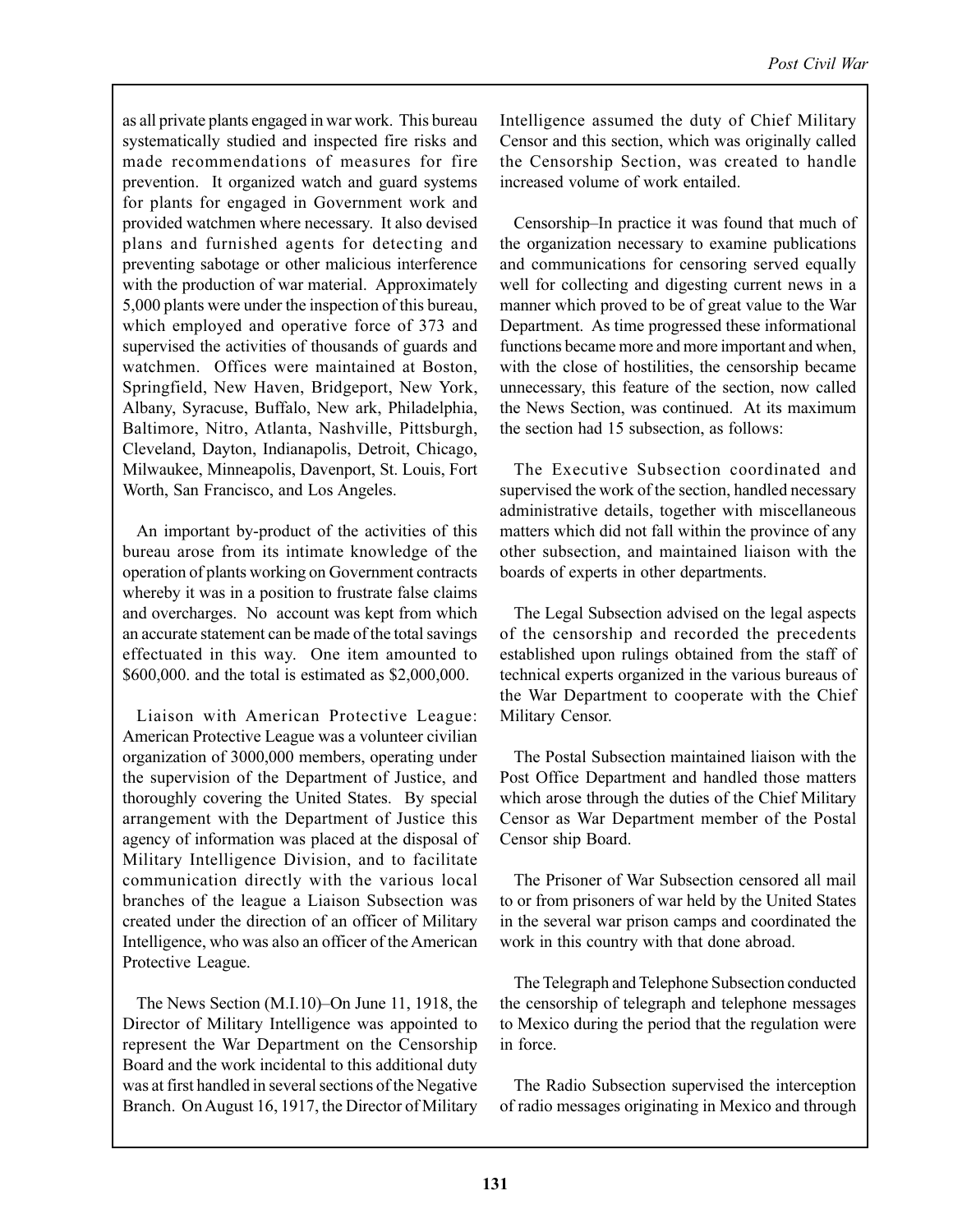as all private plants engaged in war work. This bureau systematically studied and inspected fire risks and made recommendations of measures for fire prevention. It organized watch and guard systems for plants for engaged in Government work and provided watchmen where necessary. It also devised plans and furnished agents for detecting and preventing sabotage or other malicious interference with the production of war material. Approximately 5,000 plants were under the inspection of this bureau, which employed and operative force of 373 and supervised the activities of thousands of guards and watchmen. Offices were maintained at Boston, Springfield, New Haven, Bridgeport, New York, Albany, Syracuse, Buffalo, New ark, Philadelphia, Baltimore, Nitro, Atlanta, Nashville, Pittsburgh, Cleveland, Dayton, Indianapolis, Detroit, Chicago, Milwaukee, Minneapolis, Davenport, St. Louis, Fort Worth, San Francisco, and Los Angeles.

An important by-product of the activities of this bureau arose from its intimate knowledge of the operation of plants working on Government contracts whereby it was in a position to frustrate false claims and overcharges. No account was kept from which an accurate statement can be made of the total savings effectuated in this way. One item amounted to \$600,000. and the total is estimated as \$2,000,000.

Liaison with American Protective League: American Protective League was a volunteer civilian organization of 3000,000 members, operating under the supervision of the Department of Justice, and thoroughly covering the United States. By special arrangement with the Department of Justice this agency of information was placed at the disposal of Military Intelligence Division, and to facilitate communication directly with the various local branches of the league a Liaison Subsection was created under the direction of an officer of Military Intelligence, who was also an officer of the American Protective League.

The News Section (M.I.10)–On June 11, 1918, the Director of Military Intelligence was appointed to represent the War Department on the Censorship Board and the work incidental to this additional duty was at first handled in several sections of the Negative Branch. On August 16, 1917, the Director of Military Intelligence assumed the duty of Chief Military Censor and this section, which was originally called the Censorship Section, was created to handle increased volume of work entailed.

Censorship–In practice it was found that much of the organization necessary to examine publications and communications for censoring served equally well for collecting and digesting current news in a manner which proved to be of great value to the War Department. As time progressed these informational functions became more and more important and when, with the close of hostilities, the censorship became unnecessary, this feature of the section, now called the News Section, was continued. At its maximum the section had 15 subsection, as follows:

The Executive Subsection coordinated and supervised the work of the section, handled necessary administrative details, together with miscellaneous matters which did not fall within the province of any other subsection, and maintained liaison with the boards of experts in other departments.

The Legal Subsection advised on the legal aspects of the censorship and recorded the precedents established upon rulings obtained from the staff of technical experts organized in the various bureaus of the War Department to cooperate with the Chief Military Censor.

The Postal Subsection maintained liaison with the Post Office Department and handled those matters which arose through the duties of the Chief Military Censor as War Department member of the Postal Censor ship Board.

The Prisoner of War Subsection censored all mail to or from prisoners of war held by the United States in the several war prison camps and coordinated the work in this country with that done abroad.

The Telegraph and Telephone Subsection conducted the censorship of telegraph and telephone messages to Mexico during the period that the regulation were in force.

The Radio Subsection supervised the interception of radio messages originating in Mexico and through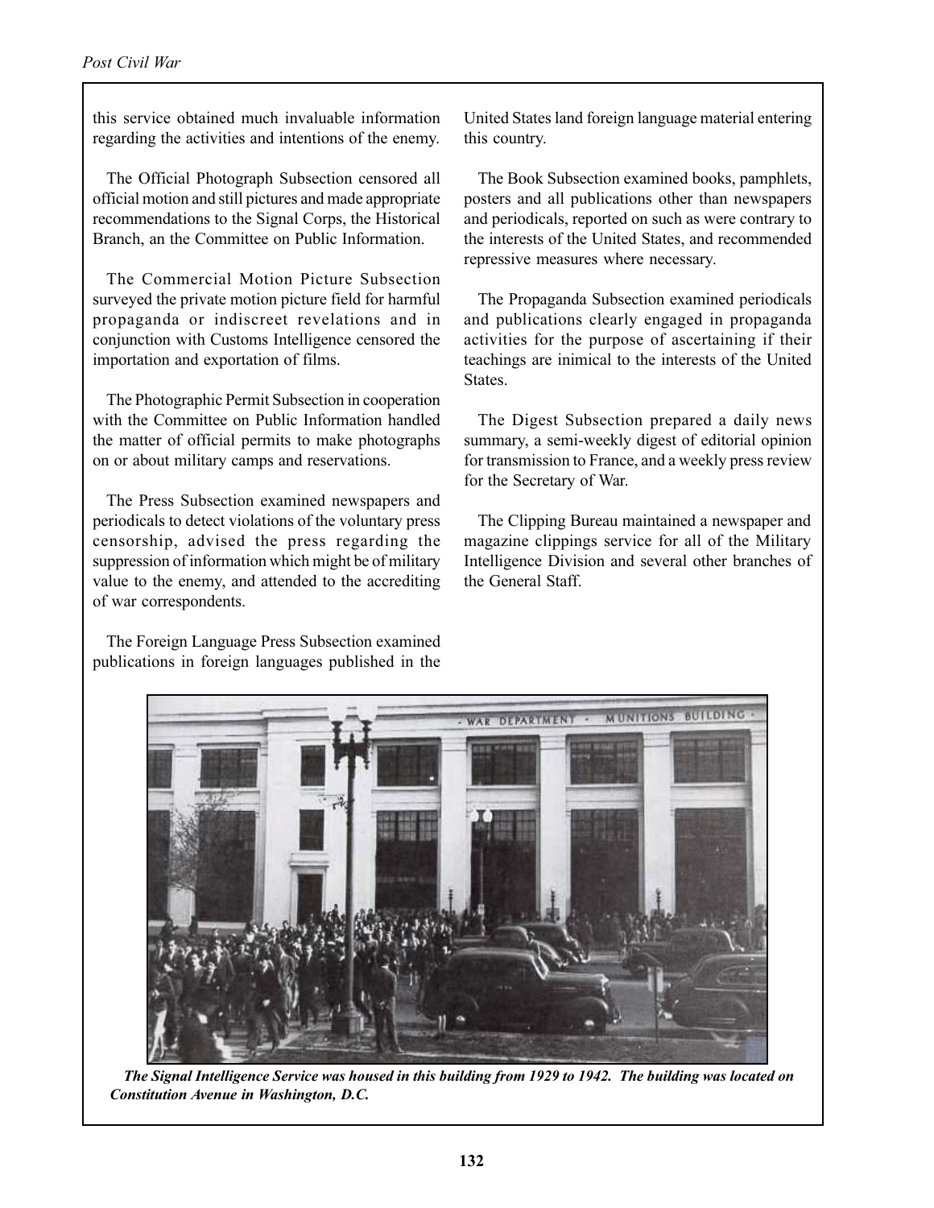this service obtained much invaluable information regarding the activities and intentions of the enemy.

The Official Photograph Subsection censored all official motion and still pictures and made appropriate recommendations to the Signal Corps, the Historical Branch, an the Committee on Public Information.

The Commercial Motion Picture Subsection surveyed the private motion picture field for harmful propaganda or indiscreet revelations and in conjunction with Customs Intelligence censored the importation and exportation of films.

The Photographic Permit Subsection in cooperation with the Committee on Public Information handled the matter of official permits to make photographs on or about military camps and reservations.

The Press Subsection examined newspapers and periodicals to detect violations of the voluntary press censorship, advised the press regarding the suppression of information which might be of military value to the enemy, and attended to the accrediting of war correspondents.

The Foreign Language Press Subsection examined publications in foreign languages published in the United States land foreign language material entering this country.

The Book Subsection examined books, pamphlets, posters and all publications other than newspapers and periodicals, reported on such as were contrary to the interests of the United States, and recommended repressive measures where necessary.

The Propaganda Subsection examined periodicals and publications clearly engaged in propaganda activities for the purpose of ascertaining if their teachings are inimical to the interests of the United States.

The Digest Subsection prepared a daily news summary, a semi-weekly digest of editorial opinion for transmission to France, and a weekly press review for the Secretary of War.

The Clipping Bureau maintained a newspaper and magazine clippings service for all of the Military Intelligence Division and several other branches of the General Staff.

***The Signal Intelligence Service was housed in this building from 1929 to 1942. The building was located on Constitution Avenue in Washington, D.C.***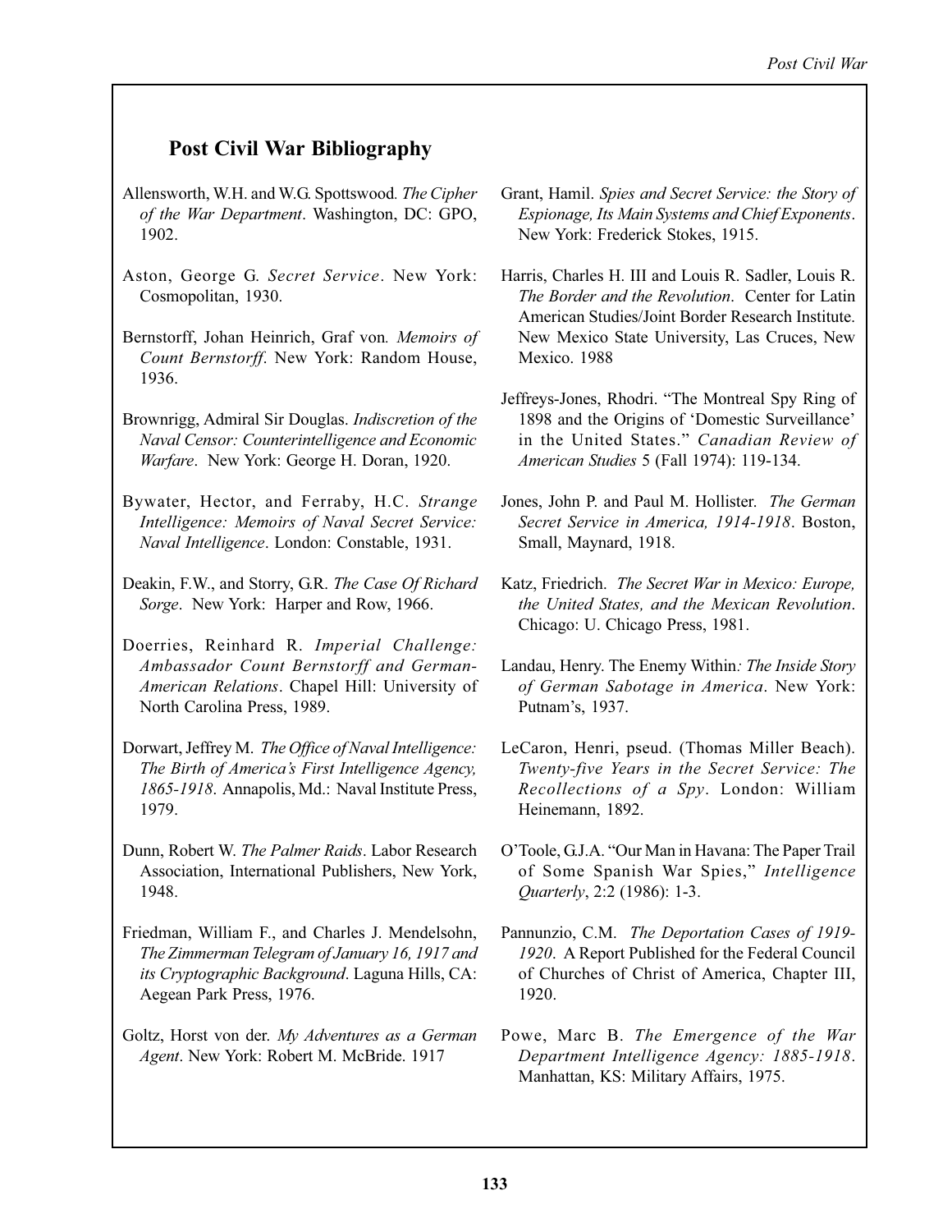## Post Civil War Bibliography

Allensworth, W.H. and W.G. Spottswood. *The Cipher of the War Department*. Washington, DC: GPO, 1902.

Aston, George G. *Secret Service*. New York: Cosmopolitan, 1930.

Bernstorff, Johan Heinrich, Graf von. *Memoirs of Count Bernstorff*. New York: Random House, 1936.

Brownrigg, Admiral Sir Douglas. *Indiscretion of the Naval Censor: Counterintelligence and Economic Warfare*. New York: George H. Doran, 1920.

Bywater, Hector, and Ferraby, H.C. *Strange Intelligence: Memoirs of Naval Secret Service: Naval Intelligence*. London: Constable, 1931.

Deakin, F.W., and Storry, G.R. *The Case Of Richard Sorge*. New York: Harper and Row, 1966.

Doerries, Reinhard R. *Imperial Challenge: Ambassador Count Bernstorff and German-American Relations*. Chapel Hill: University of North Carolina Press, 1989.

Dorwart, Jeffrey M. *The Office of Naval Intelligence: The Birth of America's First Intelligence Agency, 1865-1918*. Annapolis, Md.: Naval Institute Press, 1979.

Dunn, Robert W. *The Palmer Raids*. Labor Research Association, International Publishers, New York, 1948.

Friedman, William F., and Charles J. Mendelsohn, *The Zimmerman Telegram of January 16, 1917 and its Cryptographic Background*. Laguna Hills, CA: Aegean Park Press, 1976.

Goltz, Horst von der. *My Adventures as a German Agent*. New York: Robert M. McBride. 1917

Grant, Hamil. *Spies and Secret Service: the Story of Espionage, Its Main Systems and Chief Exponents*. New York: Frederick Stokes, 1915.

Harris, Charles H. III and Louis R. Sadler, Louis R. *The Border and the Revolution*. Center for Latin American Studies/Joint Border Research Institute. New Mexico State University, Las Cruces, New Mexico. 1988

Jeffreys-Jones, Rhodri. "The Montreal Spy Ring of 1898 and the Origins of 'Domestic Surveillance' in the United States." *Canadian Review of American Studies* 5 (Fall 1974): 119-134.

Jones, John P. and Paul M. Hollister. *The German Secret Service in America, 1914-1918*. Boston, Small, Maynard, 1918.

Katz, Friedrich. *The Secret War in Mexico: Europe, the United States, and the Mexican Revolution*. Chicago: U. Chicago Press, 1981.

Landau, Henry. The Enemy Within*: The Inside Story of German Sabotage in America*. New York: Putnam's, 1937.

LeCaron, Henri, pseud. (Thomas Miller Beach). *Twenty-five Years in the Secret Service: The Recollections of a Spy*. London: William Heinemann, 1892.

O'Toole, G.J.A. "Our Man in Havana: The Paper Trail of Some Spanish War Spies," *Intelligence Quarterly*, 2:2 (1986): 1-3.

Pannunzio, C.M. *The Deportation Cases of 1919-1920*. A Report Published for the Federal Council of Churches of Christ of America, Chapter III, 1920.

Powe, Marc B. *The Emergence of the War Department Intelligence Agency: 1885-1918*. Manhattan, KS: Military Affairs, 1975.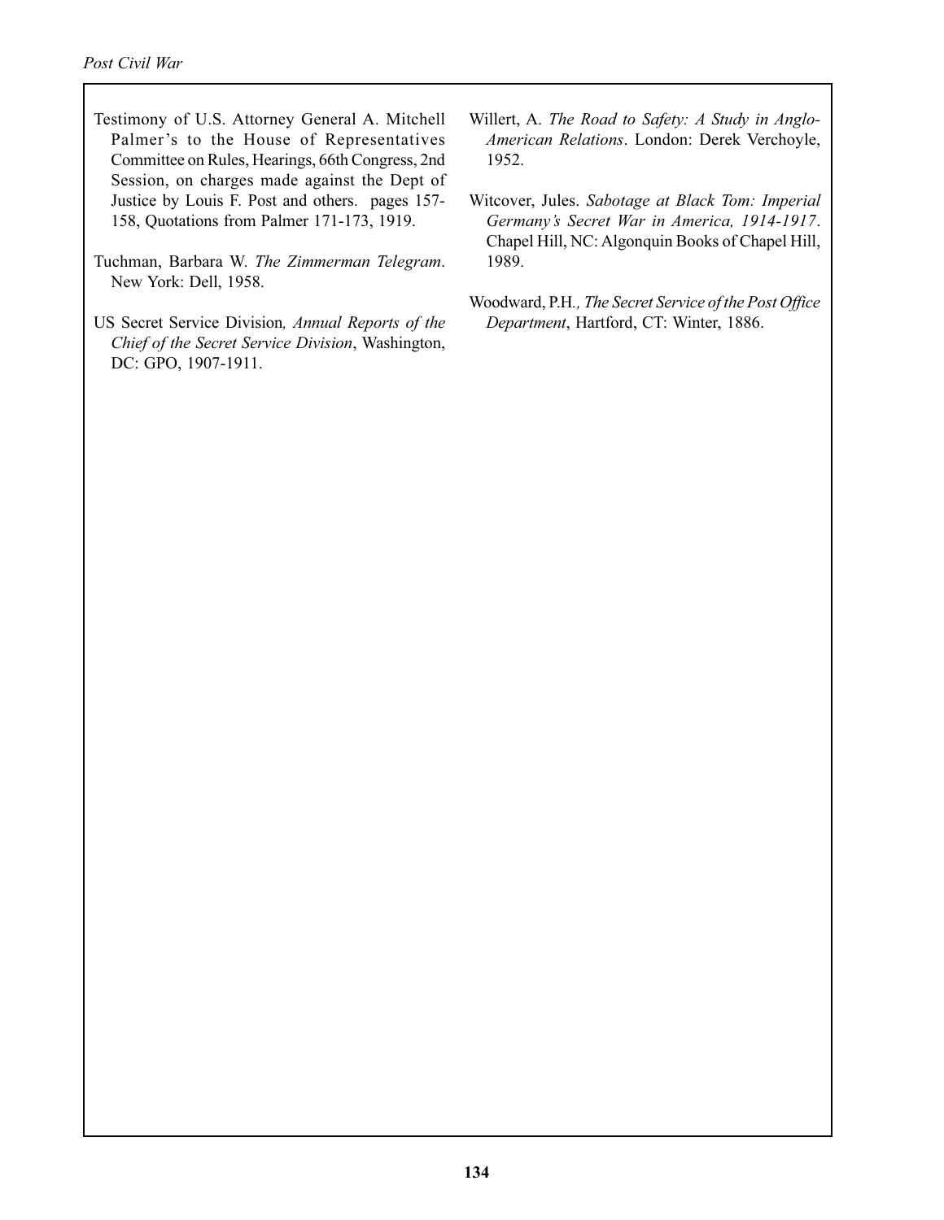Testimony of U.S. Attorney General A. Mitchell Palmer's to the House of Representatives Committee on Rules, Hearings, 66th Congress, 2nd Session, on charges made against the Dept of Justice by Louis F. Post and others. pages 157-158, Quotations from Palmer 171-173, 1919.

Tuchman, Barbara W. *The Zimmerman Telegram*. New York: Dell, 1958.

US Secret Service Division*, Annual Reports of the Chief of the Secret Service Division*, Washington, DC: GPO, 1907-1911.

Willert, A. *The Road to Safety: A Study in Anglo-American Relations*. London: Derek Verchoyle, 1952.

Witcover, Jules. *Sabotage at Black Tom: Imperial Germany's Secret War in America, 1914-1917*. Chapel Hill, NC: Algonquin Books of Chapel Hill, 1989.

Woodward, P.H.*, The Secret Service of the Post Office Department*, Hartford, CT: Winter, 1886.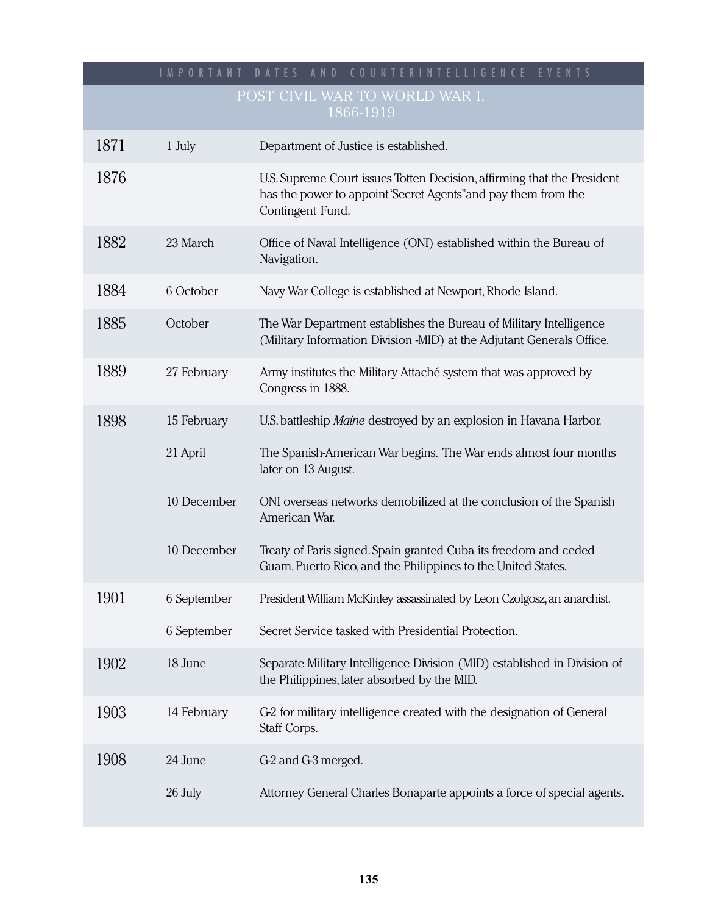## IMPORTANT DATES AND COUNTERINTELLIGENCE EVENTS

### POST CIVIL WAR TO WORLD WAR I, 1866-1919

| Year | Date | Event |
|---|---|---|
| 1871 | 1 July | Department of Justice is established. |
| 1876 | | U.S. Supreme Court issues Totten Decision, affirming that the President has the power to appoint "Secret Agents" and pay them from the Contingent Fund. |
| 1882 | 23 March | Office of Naval Intelligence (ONI) established within the Bureau of Navigation. |
| 1884 | 6 October | Navy War College is established at Newport, Rhode Island. |
| 1885 | October | The War Department establishes the Bureau of Military Intelligence (Military Information Division -MID) at the Adjutant Generals Office. |
| 1889 | 27 February | Army institutes the Military Attaché system that was approved by Congress in 1888. |
| 1898 | 15 February | U.S. battleship *Maine* destroyed by an explosion in Havana Harbor. |
| | 21 April | The Spanish-American War begins. The War ends almost four months later on 13 August. |
| | 10 December | ONI overseas networks demobilized at the conclusion of the Spanish American War. |
| | 10 December | Treaty of Paris signed. Spain granted Cuba its freedom and ceded Guam, Puerto Rico, and the Philippines to the United States. |
| 1901 | 6 September | President William McKinley assassinated by Leon Czolgosz, an anarchist. |
| | 6 September | Secret Service tasked with Presidential Protection. |
| 1902 | 18 June | Separate Military Intelligence Division (MID) established in Division of the Philippines, later absorbed by the MID. |
| 1903 | 14 February | G-2 for military intelligence created with the designation of General Staff Corps. |
| 1908 | 24 June | G-2 and G-3 merged. |
| | 26 July | Attorney General Charles Bonaparte appoints a force of special agents. |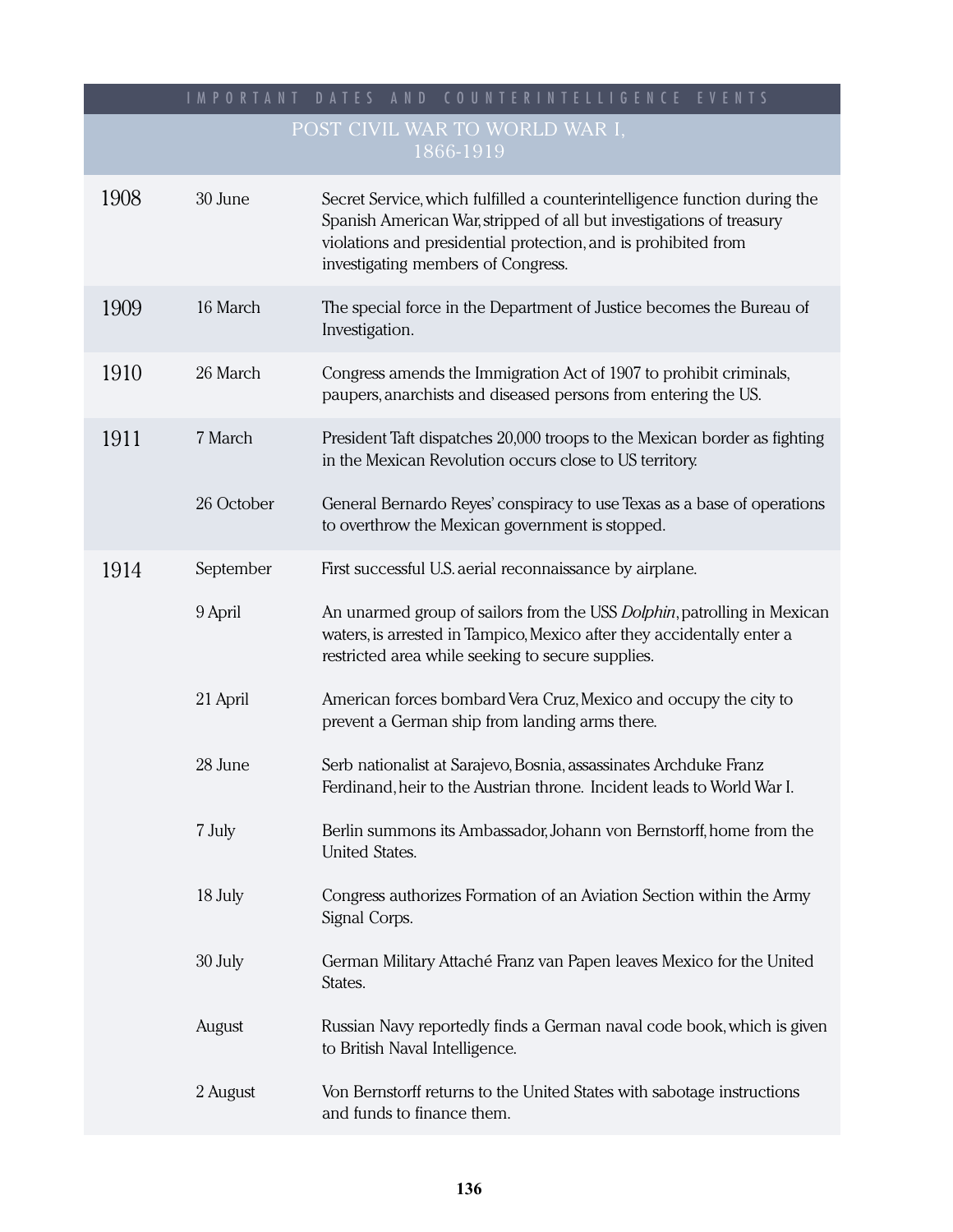IMPORTANT DATES AND COUNTERINTELLIGENCE EVENTS

## POST CIVIL WAR TO WORLD WAR I, 1866-1919

| Year | Date | Event |
|---|---|---|
| 1908 | 30 June | Secret Service, which fulfilled a counterintelligence function during the Spanish American War, stripped of all but investigations of treasury violations and presidential protection, and is prohibited from investigating members of Congress. |
| 1909 | 16 March | The special force in the Department of Justice becomes the Bureau of Investigation. |
| 1910 | 26 March | Congress amends the Immigration Act of 1907 to prohibit criminals, paupers, anarchists and diseased persons from entering the US. |
| 1911 | 7 March | President Taft dispatches 20,000 troops to the Mexican border as fighting in the Mexican Revolution occurs close to US territory. |
| | 26 October | General Bernardo Reyes' conspiracy to use Texas as a base of operations to overthrow the Mexican government is stopped. |
| 1914 | September | First successful U.S. aerial reconnaissance by airplane. |
| | 9 April | An unarmed group of sailors from the USS *Dolphin*, patrolling in Mexican waters, is arrested in Tampico, Mexico after they accidentally enter a restricted area while seeking to secure supplies. |
| | 21 April | American forces bombard Vera Cruz, Mexico and occupy the city to prevent a German ship from landing arms there. |
| | 28 June | Serb nationalist at Sarajevo, Bosnia, assassinates Archduke Franz Ferdinand, heir to the Austrian throne. Incident leads to World War I. |
| | 7 July | Berlin summons its Ambassador, Johann von Bernstorff, home from the United States. |
| | 18 July | Congress authorizes Formation of an Aviation Section within the Army Signal Corps. |
| | 30 July | German Military Attaché Franz van Papen leaves Mexico for the United States. |
| | August | Russian Navy reportedly finds a German naval code book, which is given to British Naval Intelligence. |
| | 2 August | Von Bernstorff returns to the United States with sabotage instructions and funds to finance them. |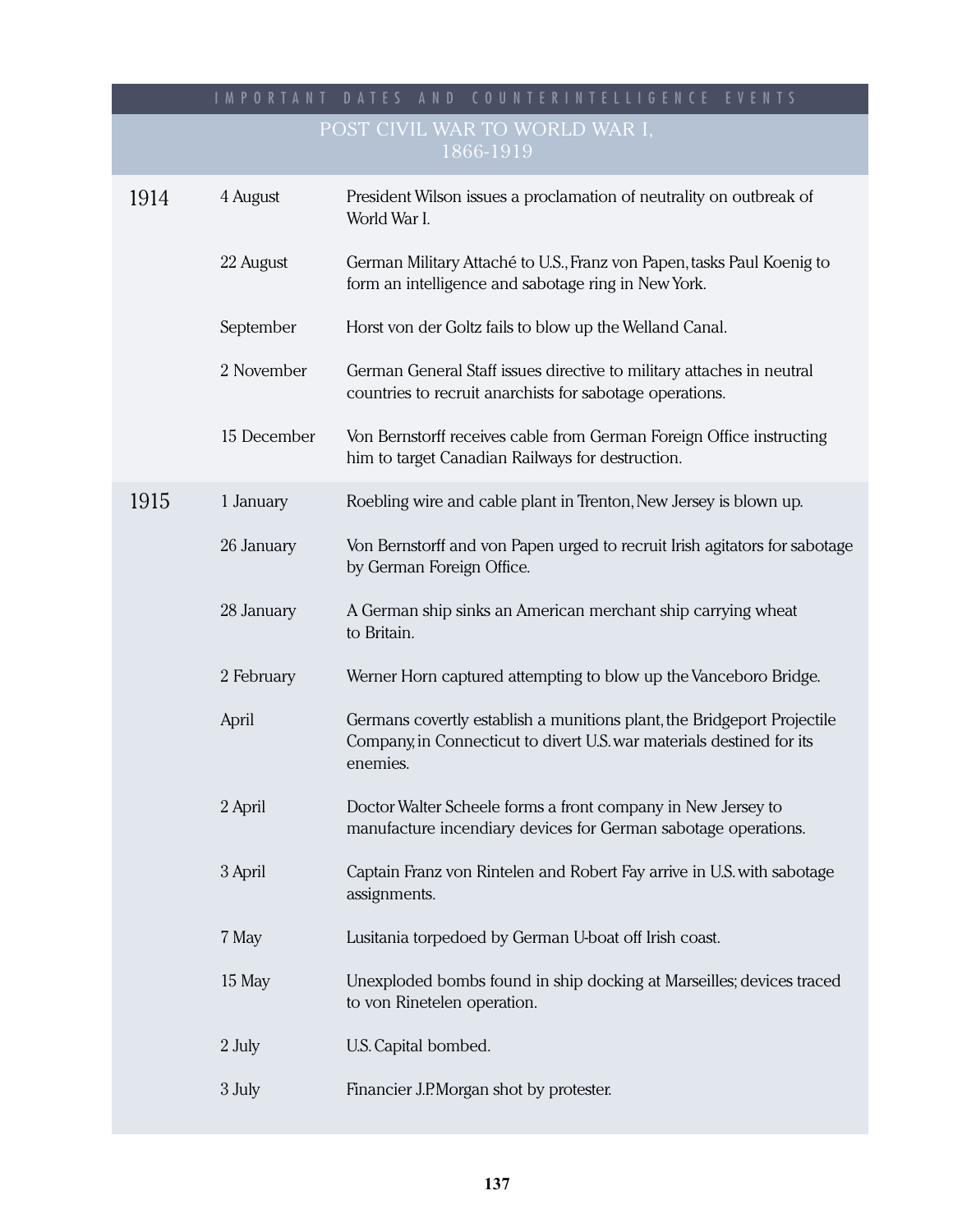IMPORTANT DATES AND COUNTERINTELLIGENCE EVENTS

## POST CIVIL WAR TO WORLD WAR I, 1866-1919

| Year | Date | Event |
|---|---|---|
| 1914 | 4 August | President Wilson issues a proclamation of neutrality on outbreak of World War I. |
| | 22 August | German Military Attaché to U.S., Franz von Papen, tasks Paul Koenig to form an intelligence and sabotage ring in New York. |
| | September | Horst von der Goltz fails to blow up the Welland Canal. |
| | 2 November | German General Staff issues directive to military attaches in neutral countries to recruit anarchists for sabotage operations. |
| | 15 December | Von Bernstorff receives cable from German Foreign Office instructing him to target Canadian Railways for destruction. |
| 1915 | 1 January | Roebling wire and cable plant in Trenton, New Jersey is blown up. |
| | 26 January | Von Bernstorff and von Papen urged to recruit Irish agitators for sabotage by German Foreign Office. |
| | 28 January | A German ship sinks an American merchant ship carrying wheat to Britain. |
| | 2 February | Werner Horn captured attempting to blow up the Vanceboro Bridge. |
| | April | Germans covertly establish a munitions plant, the Bridgeport Projectile Company, in Connecticut to divert U.S. war materials destined for its enemies. |
| | 2 April | Doctor Walter Scheele forms a front company in New Jersey to manufacture incendiary devices for German sabotage operations. |
| | 3 April | Captain Franz von Rintelen and Robert Fay arrive in U.S. with sabotage assignments. |
| | 7 May | Lusitania torpedoed by German U-boat off Irish coast. |
| | 15 May | Unexploded bombs found in ship docking at Marseilles; devices traced to von Rinetelen operation. |
| | 2 July | U.S. Capital bombed. |
| | 3 July | Financier J.P. Morgan shot by protester. |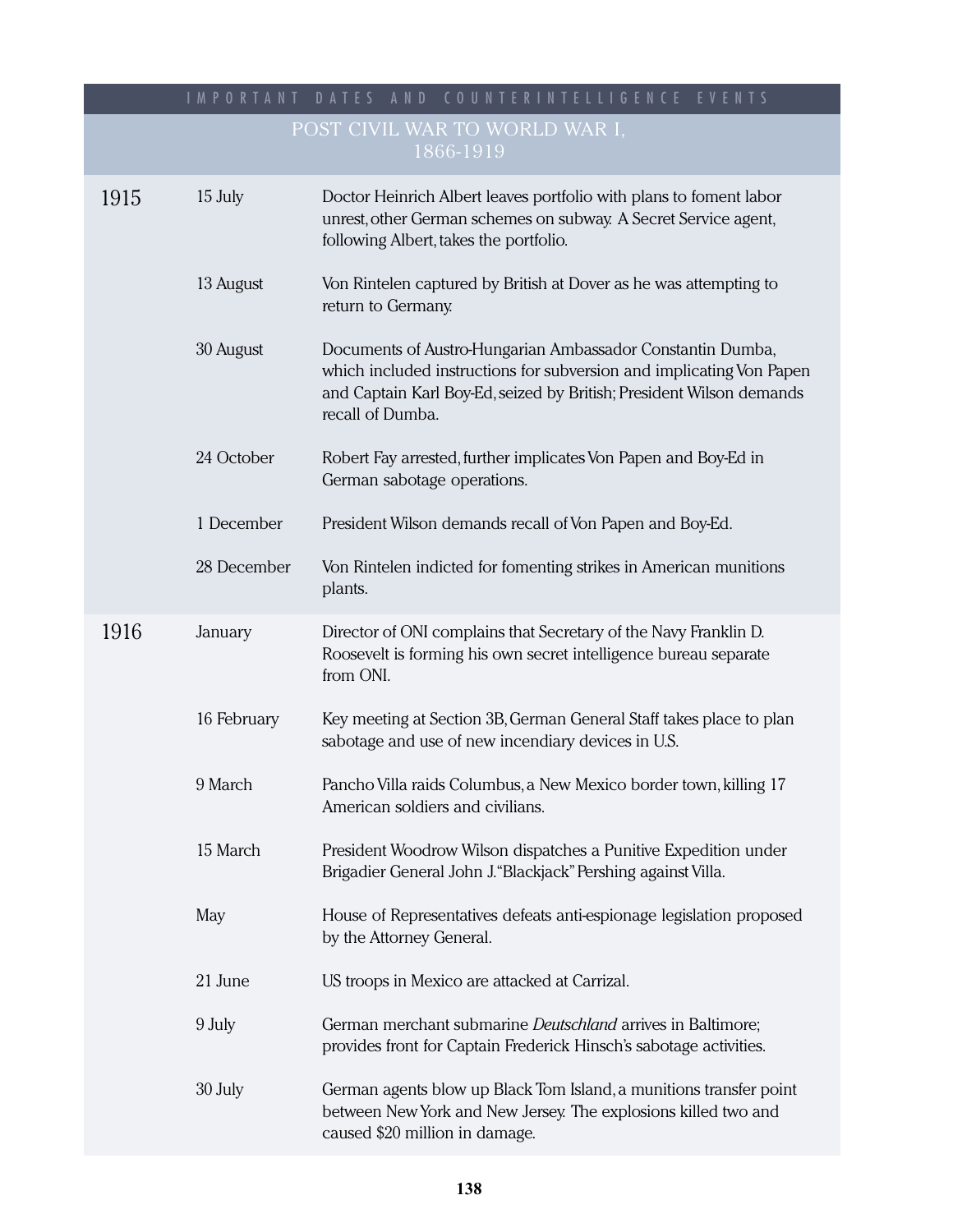IMPORTANT DATES AND COUNTERINTELLIGENCE EVENTS

## POST CIVIL WAR TO WORLD WAR I, 1866-1919

| Year | Date | Event |
|---|---|---|
| 1915 | 15 July | Doctor Heinrich Albert leaves portfolio with plans to foment labor unrest, other German schemes on subway. A Secret Service agent, following Albert, takes the portfolio. |
| | 13 August | Von Rintelen captured by British at Dover as he was attempting to return to Germany. |
| | 30 August | Documents of Austro-Hungarian Ambassador Constantin Dumba, which included instructions for subversion and implicating Von Papen and Captain Karl Boy-Ed, seized by British; President Wilson demands recall of Dumba. |
| | 24 October | Robert Fay arrested, further implicates Von Papen and Boy-Ed in German sabotage operations. |
| | 1 December | President Wilson demands recall of Von Papen and Boy-Ed. |
| | 28 December | Von Rintelen indicted for fomenting strikes in American munitions plants. |
| 1916 | January | Director of ONI complains that Secretary of the Navy Franklin D. Roosevelt is forming his own secret intelligence bureau separate from ONI. |
| | 16 February | Key meeting at Section 3B, German General Staff takes place to plan sabotage and use of new incendiary devices in U.S. |
| | 9 March | Pancho Villa raids Columbus, a New Mexico border town, killing 17 American soldiers and civilians. |
| | 15 March | President Woodrow Wilson dispatches a Punitive Expedition under Brigadier General John J. "Blackjack" Pershing against Villa. |
| | May | House of Representatives defeats anti-espionage legislation proposed by the Attorney General. |
| | 21 June | US troops in Mexico are attacked at Carrizal. |
| | 9 July | German merchant submarine *Deutschland* arrives in Baltimore; provides front for Captain Frederick Hinsch's sabotage activities. |
| | 30 July | German agents blow up Black Tom Island, a munitions transfer point between New York and New Jersey. The explosions killed two and caused $20 million in damage. |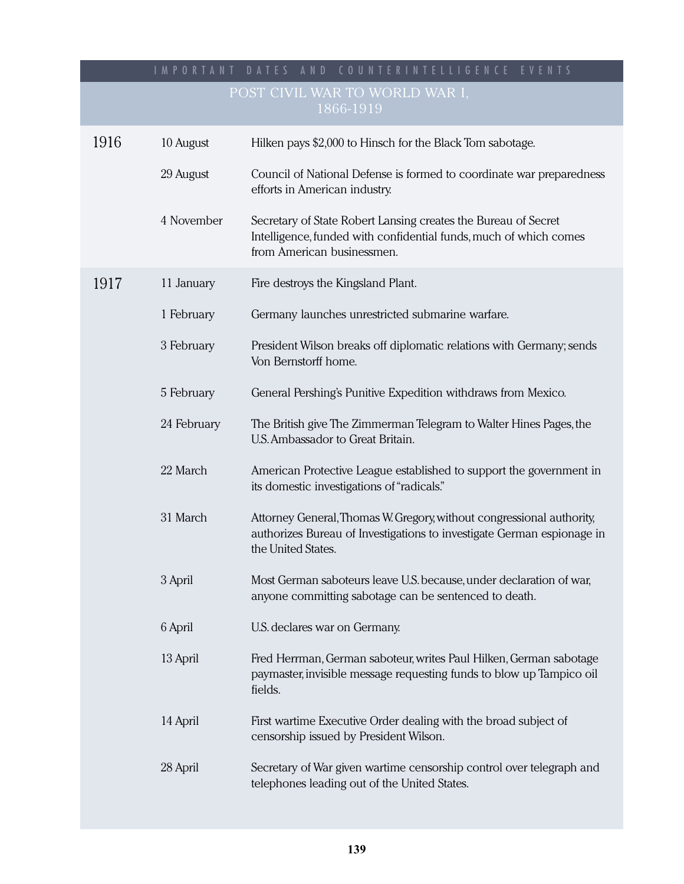## IMPORTANT DATES AND COUNTERINTELLIGENCE EVENTS

### POST CIVIL WAR TO WORLD WAR I, 1866-1919

| Year | Date | Event |
|---|---|---|
| 1916 | 10 August | Hilken pays $2,000 to Hinsch for the Black Tom sabotage. |
| | 29 August | Council of National Defense is formed to coordinate war preparedness efforts in American industry. |
| | 4 November | Secretary of State Robert Lansing creates the Bureau of Secret Intelligence, funded with confidential funds, much of which comes from American businessmen. |
| 1917 | 11 January | Fire destroys the Kingsland Plant. |
| | 1 February | Germany launches unrestricted submarine warfare. |
| | 3 February | President Wilson breaks off diplomatic relations with Germany; sends Von Bernstorff home. |
| | 5 February | General Pershing's Punitive Expedition withdraws from Mexico. |
| | 24 February | The British give The Zimmerman Telegram to Walter Hines Pages, the U.S. Ambassador to Great Britain. |
| | 22 March | American Protective League established to support the government in its domestic investigations of "radicals." |
| | 31 March | Attorney General, Thomas W. Gregory, without congressional authority, authorizes Bureau of Investigations to investigate German espionage in the United States. |
| | 3 April | Most German saboteurs leave U.S. because, under declaration of war, anyone committing sabotage can be sentenced to death. |
| | 6 April | U.S. declares war on Germany. |
| | 13 April | Fred Herrman, German saboteur, writes Paul Hilken, German sabotage paymaster, invisible message requesting funds to blow up Tampico oil fields. |
| | 14 April | First wartime Executive Order dealing with the broad subject of censorship issued by President Wilson. |
| | 28 April | Secretary of War given wartime censorship control over telegraph and telephones leading out of the United States. |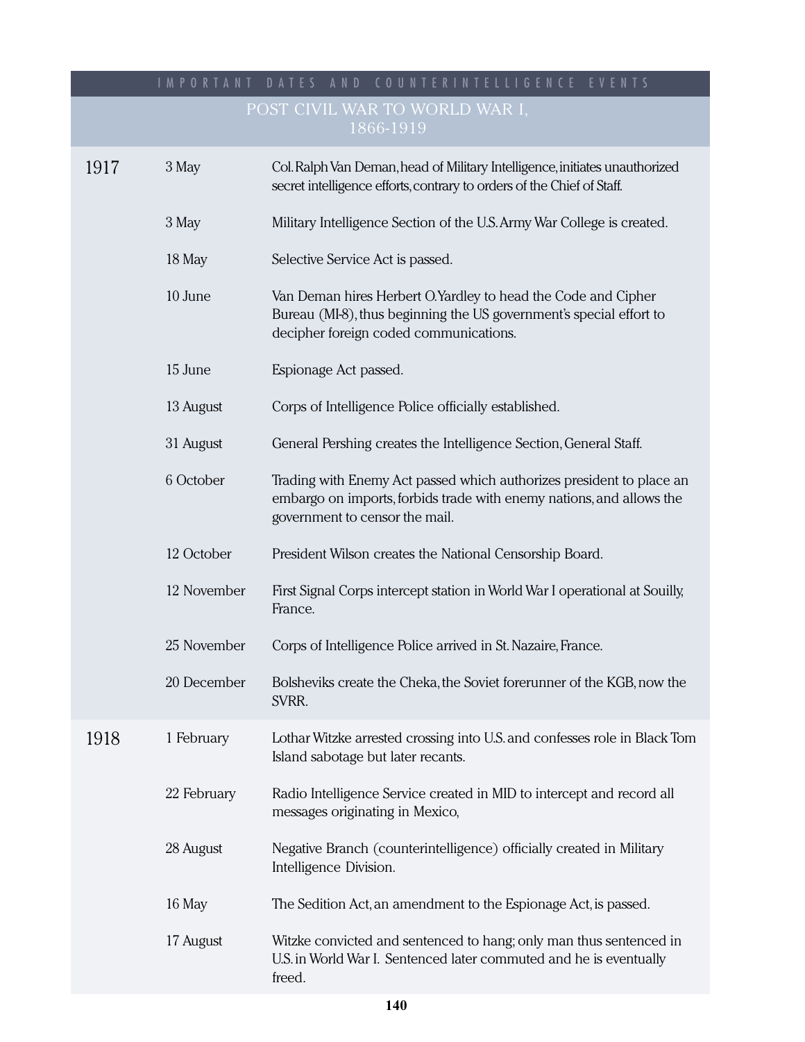## IMPORTANT DATES AND COUNTERINTELLIGENCE EVENTS

### POST CIVIL WAR TO WORLD WAR I, 1866-1919

| Year | Date | Event |
|---|---|---|
| 1917 | 3 May | Col. Ralph Van Deman, head of Military Intelligence, initiates unauthorized secret intelligence efforts, contrary to orders of the Chief of Staff. |
| | 3 May | Military Intelligence Section of the U.S. Army War College is created. |
| | 18 May | Selective Service Act is passed. |
| | 10 June | Van Deman hires Herbert O. Yardley to head the Code and Cipher Bureau (MI-8), thus beginning the US government's special effort to decipher foreign coded communications. |
| | 15 June | Espionage Act passed. |
| | 13 August | Corps of Intelligence Police officially established. |
| | 31 August | General Pershing creates the Intelligence Section, General Staff. |
| | 6 October | Trading with Enemy Act passed which authorizes president to place an embargo on imports, forbids trade with enemy nations, and allows the government to censor the mail. |
| | 12 October | President Wilson creates the National Censorship Board. |
| | 12 November | First Signal Corps intercept station in World War I operational at Souilly, France. |
| | 25 November | Corps of Intelligence Police arrived in St. Nazaire, France. |
| | 20 December | Bolsheviks create the Cheka, the Soviet forerunner of the KGB, now the SVRR. |
| 1918 | 1 February | Lothar Witzke arrested crossing into U.S. and confesses role in Black Tom Island sabotage but later recants. |
| | 22 February | Radio Intelligence Service created in MID to intercept and record all messages originating in Mexico, |
| | 28 August | Negative Branch (counterintelligence) officially created in Military Intelligence Division. |
| | 16 May | The Sedition Act, an amendment to the Espionage Act, is passed. |
| | 17 August | Witzke convicted and sentenced to hang; only man thus sentenced in U.S. in World War I. Sentenced later commuted and he is eventually freed. |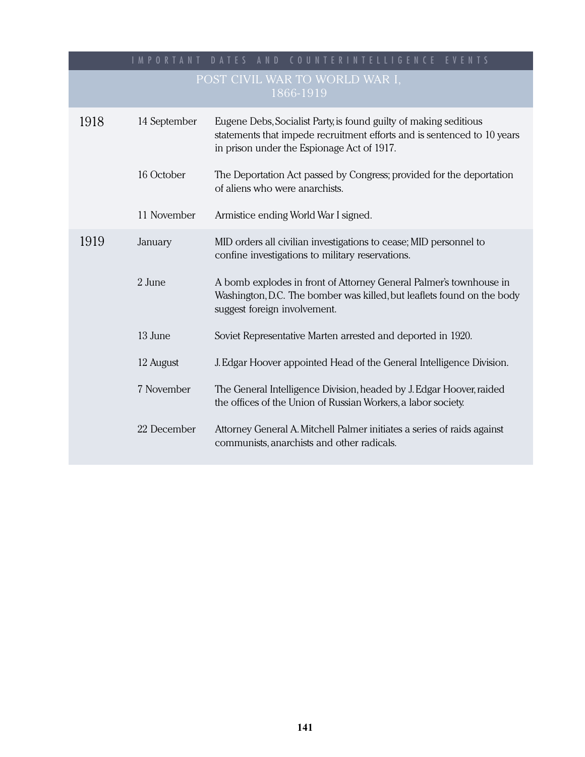IMPORTANT DATES AND COUNTERINTELLIGENCE EVENTS

## POST CIVIL WAR TO WORLD WAR I, 1866-1919

| | | |
|---|---|---|
| 1918 | 14 September | Eugene Debs, Socialist Party, is found guilty of making seditious statements that impede recruitment efforts and is sentenced to 10 years in prison under the Espionage Act of 1917. |
| | 16 October | The Deportation Act passed by Congress; provided for the deportation of aliens who were anarchists. |
| | 11 November | Armistice ending World War I signed. |
| 1919 | January | MID orders all civilian investigations to cease; MID personnel to confine investigations to military reservations. |
| | 2 June | A bomb explodes in front of Attorney General Palmer's townhouse in Washington, D.C. The bomber was killed, but leaflets found on the body suggest foreign involvement. |
| | 13 June | Soviet Representative Marten arrested and deported in 1920. |
| | 12 August | J. Edgar Hoover appointed Head of the General Intelligence Division. |
| | 7 November | The General Intelligence Division, headed by J. Edgar Hoover, raided the offices of the Union of Russian Workers, a labor society. |
| | 22 December | Attorney General A. Mitchell Palmer initiates a series of raids against communists, anarchists and other radicals. |